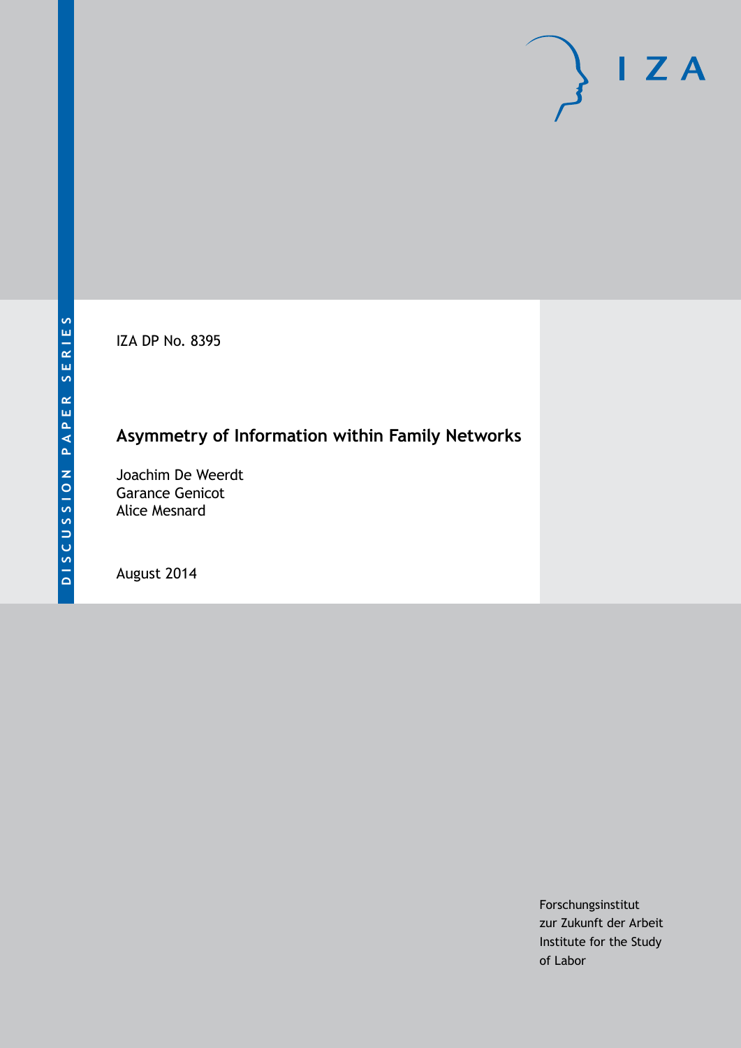DISCUSSION PAPER SERIES

IZA DP No. 8395

# Asymmetry of Information within Family Networks

Joachim De Weerdt
Garance Genicot
Alice Mesnard

August 2014

Forschungsinstitut
zur Zukunft der Arbeit
Institute for the Study
of Labor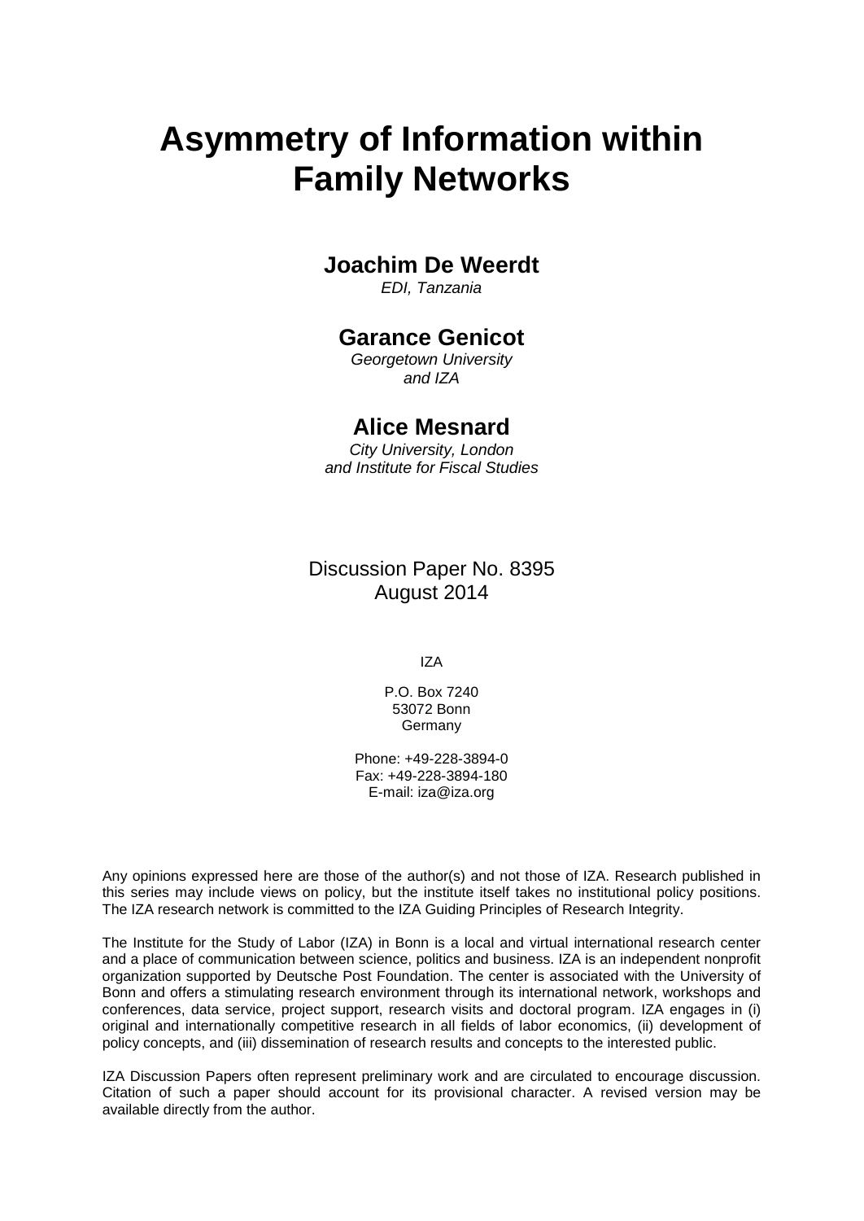# Asymmetry of Information within Family Networks

**Joachim De Weerdt**
*EDI, Tanzania*

**Garance Genicot**
*Georgetown University and IZA*

**Alice Mesnard**
*City University, London and Institute for Fiscal Studies*

Discussion Paper No. 8395
August 2014

IZA

P.O. Box 7240
53072 Bonn
Germany

Phone: +49-228-3894-0
Fax: +49-228-3894-180
E-mail: iza@iza.org

Any opinions expressed here are those of the author(s) and not those of IZA. Research published in this series may include views on policy, but the institute itself takes no institutional policy positions. The IZA research network is committed to the IZA Guiding Principles of Research Integrity.

The Institute for the Study of Labor (IZA) in Bonn is a local and virtual international research center and a place of communication between science, politics and business. IZA is an independent nonprofit organization supported by Deutsche Post Foundation. The center is associated with the University of Bonn and offers a stimulating research environment through its international network, workshops and conferences, data service, project support, research visits and doctoral program. IZA engages in (i) original and internationally competitive research in all fields of labor economics, (ii) development of policy concepts, and (iii) dissemination of research results and concepts to the interested public.

IZA Discussion Papers often represent preliminary work and are circulated to encourage discussion. Citation of such a paper should account for its provisional character. A revised version may be available directly from the author.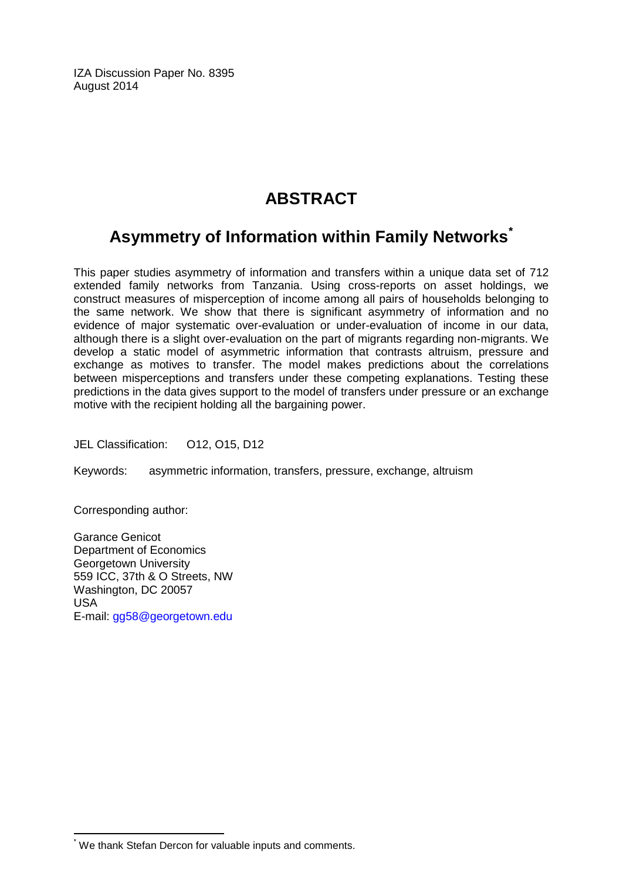IZA Discussion Paper No. 8395
August 2014

# ABSTRACT

## Asymmetry of Information within Family Networks*

This paper studies asymmetry of information and transfers within a unique data set of 712 extended family networks from Tanzania. Using cross-reports on asset holdings, we construct measures of misperception of income among all pairs of households belonging to the same network. We show that there is significant asymmetry of information and no evidence of major systematic over-evaluation or under-evaluation of income in our data, although there is a slight over-evaluation on the part of migrants regarding non-migrants. We develop a static model of asymmetric information that contrasts altruism, pressure and exchange as motives to transfer. The model makes predictions about the correlations between misperceptions and transfers under these competing explanations. Testing these predictions in the data gives support to the model of transfers under pressure or an exchange motive with the recipient holding all the bargaining power.

JEL Classification: O12, O15, D12

Keywords: asymmetric information, transfers, pressure, exchange, altruism

Corresponding author:

Garance Genicot
Department of Economics
Georgetown University
559 ICC, 37th & O Streets, NW
Washington, DC 20057
USA
E-mail: gg58@georgetown.edu

---

* We thank Stefan Dercon for valuable inputs and comments.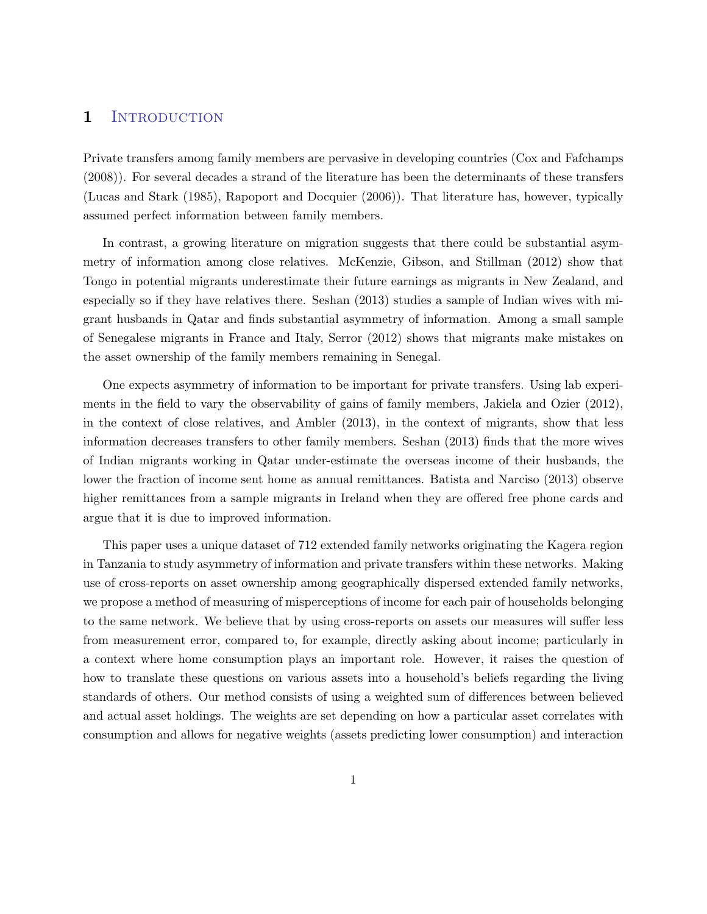# 1 Introduction

Private transfers among family members are pervasive in developing countries (Cox and Fafchamps (2008)). For several decades a strand of the literature has been the determinants of these transfers (Lucas and Stark (1985), Rapoport and Docquier (2006)). That literature has, however, typically assumed perfect information between family members.

In contrast, a growing literature on migration suggests that there could be substantial asymmetry of information among close relatives. McKenzie, Gibson, and Stillman (2012) show that Tongo in potential migrants underestimate their future earnings as migrants in New Zealand, and especially so if they have relatives there. Seshan (2013) studies a sample of Indian wives with migrant husbands in Qatar and finds substantial asymmetry of information. Among a small sample of Senegalese migrants in France and Italy, Serror (2012) shows that migrants make mistakes on the asset ownership of the family members remaining in Senegal.

One expects asymmetry of information to be important for private transfers. Using lab experiments in the field to vary the observability of gains of family members, Jakiela and Ozier (2012), in the context of close relatives, and Ambler (2013), in the context of migrants, show that less information decreases transfers to other family members. Seshan (2013) finds that the more wives of Indian migrants working in Qatar under-estimate the overseas income of their husbands, the lower the fraction of income sent home as annual remittances. Batista and Narciso (2013) observe higher remittances from a sample migrants in Ireland when they are offered free phone cards and argue that it is due to improved information.

This paper uses a unique dataset of 712 extended family networks originating the Kagera region in Tanzania to study asymmetry of information and private transfers within these networks. Making use of cross-reports on asset ownership among geographically dispersed extended family networks, we propose a method of measuring of misperceptions of income for each pair of households belonging to the same network. We believe that by using cross-reports on assets our measures will suffer less from measurement error, compared to, for example, directly asking about income; particularly in a context where home consumption plays an important role. However, it raises the question of how to translate these questions on various assets into a household's beliefs regarding the living standards of others. Our method consists of using a weighted sum of differences between believed and actual asset holdings. The weights are set depending on how a particular asset correlates with consumption and allows for negative weights (assets predicting lower consumption) and interaction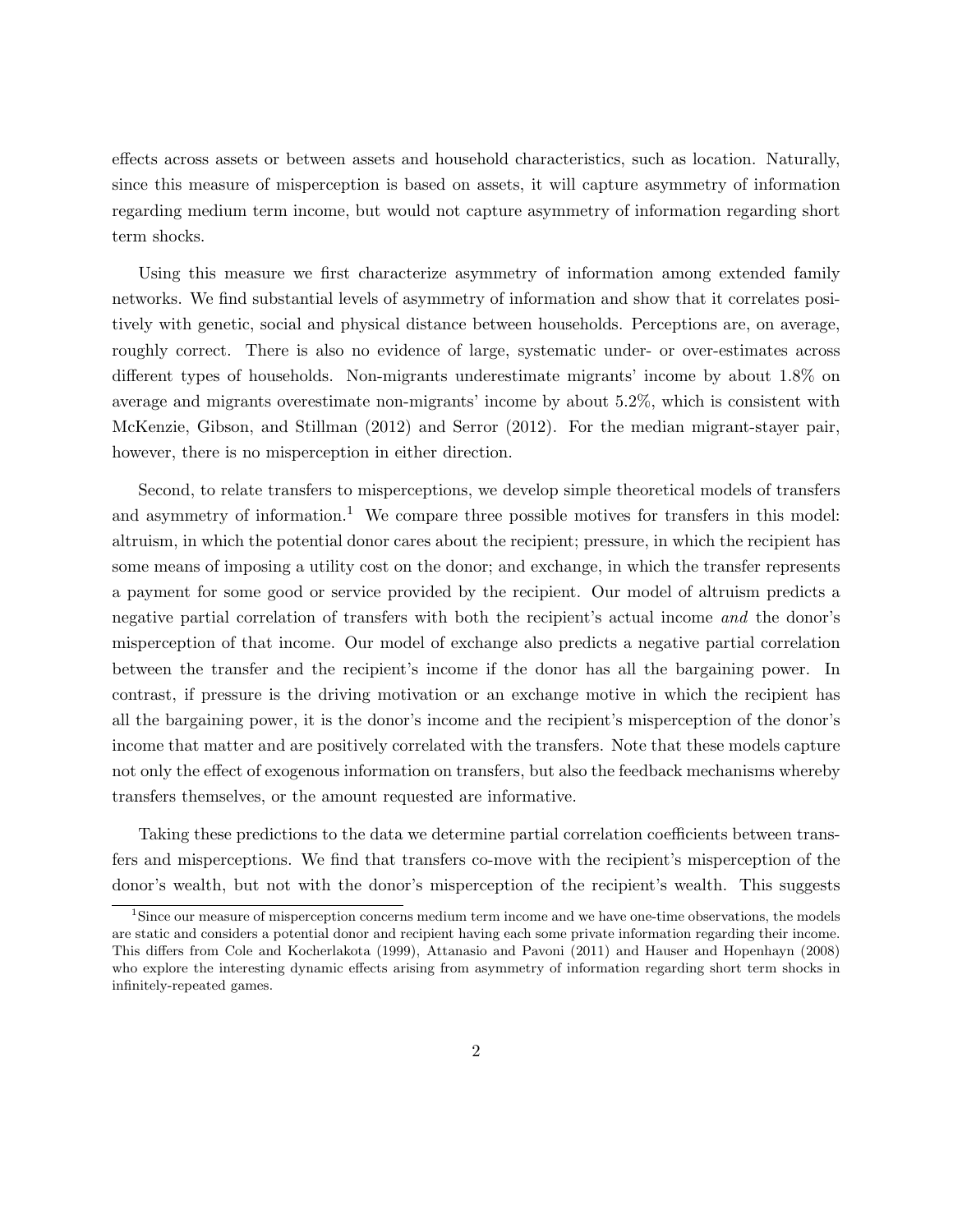effects across assets or between assets and household characteristics, such as location. Naturally, since this measure of misperception is based on assets, it will capture asymmetry of information regarding medium term income, but would not capture asymmetry of information regarding short term shocks.

Using this measure we first characterize asymmetry of information among extended family networks. We find substantial levels of asymmetry of information and show that it correlates positively with genetic, social and physical distance between households. Perceptions are, on average, roughly correct. There is also no evidence of large, systematic under- or over-estimates across different types of households. Non-migrants underestimate migrants' income by about 1.8% on average and migrants overestimate non-migrants' income by about 5.2%, which is consistent with McKenzie, Gibson, and Stillman (2012) and Serror (2012). For the median migrant-stayer pair, however, there is no misperception in either direction.

Second, to relate transfers to misperceptions, we develop simple theoretical models of transfers and asymmetry of information.[1] We compare three possible motives for transfers in this model: altruism, in which the potential donor cares about the recipient; pressure, in which the recipient has some means of imposing a utility cost on the donor; and exchange, in which the transfer represents a payment for some good or service provided by the recipient. Our model of altruism predicts a negative partial correlation of transfers with both the recipient's actual income *and* the donor's misperception of that income. Our model of exchange also predicts a negative partial correlation between the transfer and the recipient's income if the donor has all the bargaining power. In contrast, if pressure is the driving motivation or an exchange motive in which the recipient has all the bargaining power, it is the donor's income and the recipient's misperception of the donor's income that matter and are positively correlated with the transfers. Note that these models capture not only the effect of exogenous information on transfers, but also the feedback mechanisms whereby transfers themselves, or the amount requested are informative.

Taking these predictions to the data we determine partial correlation coefficients between transfers and misperceptions. We find that transfers co-move with the recipient's misperception of the donor's wealth, but not with the donor's misperception of the recipient's wealth. This suggests

[1] Since our measure of misperception concerns medium term income and we have one-time observations, the models are static and considers a potential donor and recipient having each some private information regarding their income. This differs from Cole and Kocherlakota (1999), Attanasio and Pavoni (2011) and Hauser and Hopenhayn (2008) who explore the interesting dynamic effects arising from asymmetry of information regarding short term shocks in infinitely-repeated games.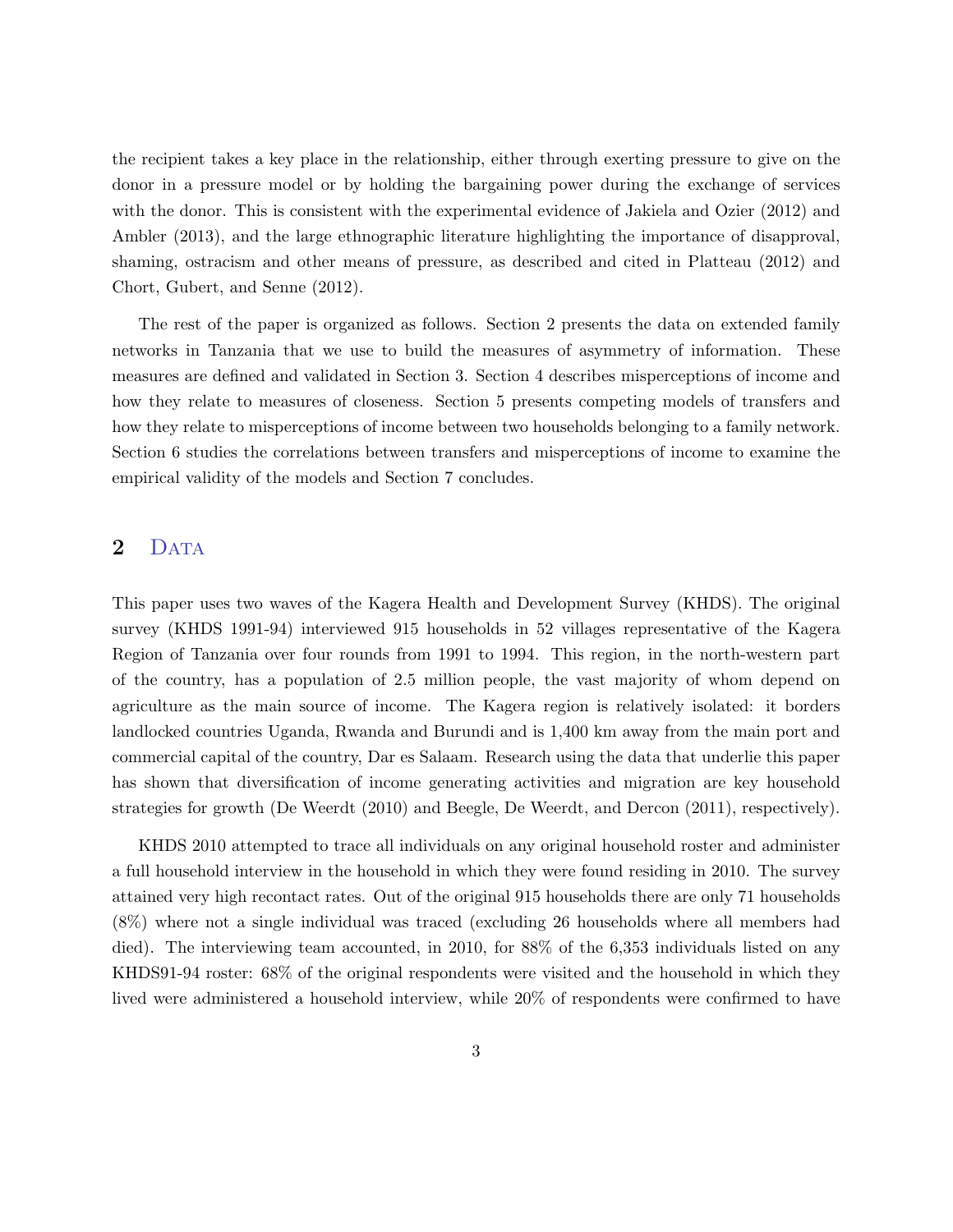the recipient takes a key place in the relationship, either through exerting pressure to give on the donor in a pressure model or by holding the bargaining power during the exchange of services with the donor. This is consistent with the experimental evidence of Jakiela and Ozier (2012) and Ambler (2013), and the large ethnographic literature highlighting the importance of disapproval, shaming, ostracism and other means of pressure, as described and cited in Platteau (2012) and Chort, Gubert, and Senne (2012).

The rest of the paper is organized as follows. Section 2 presents the data on extended family networks in Tanzania that we use to build the measures of asymmetry of information. These measures are defined and validated in Section 3. Section 4 describes misperceptions of income and how they relate to measures of closeness. Section 5 presents competing models of transfers and how they relate to misperceptions of income between two households belonging to a family network. Section 6 studies the correlations between transfers and misperceptions of income to examine the empirical validity of the models and Section 7 concludes.

## 2 Data

This paper uses two waves of the Kagera Health and Development Survey (KHDS). The original survey (KHDS 1991-94) interviewed 915 households in 52 villages representative of the Kagera Region of Tanzania over four rounds from 1991 to 1994. This region, in the north-western part of the country, has a population of 2.5 million people, the vast majority of whom depend on agriculture as the main source of income. The Kagera region is relatively isolated: it borders landlocked countries Uganda, Rwanda and Burundi and is 1,400 km away from the main port and commercial capital of the country, Dar es Salaam. Research using the data that underlie this paper has shown that diversification of income generating activities and migration are key household strategies for growth (De Weerdt (2010) and Beegle, De Weerdt, and Dercon (2011), respectively).

KHDS 2010 attempted to trace all individuals on any original household roster and administer a full household interview in the household in which they were found residing in 2010. The survey attained very high recontact rates. Out of the original 915 households there are only 71 households (8%) where not a single individual was traced (excluding 26 households where all members had died). The interviewing team accounted, in 2010, for 88% of the 6,353 individuals listed on any KHDS91-94 roster: 68% of the original respondents were visited and the household in which they lived were administered a household interview, while 20% of respondents were confirmed to have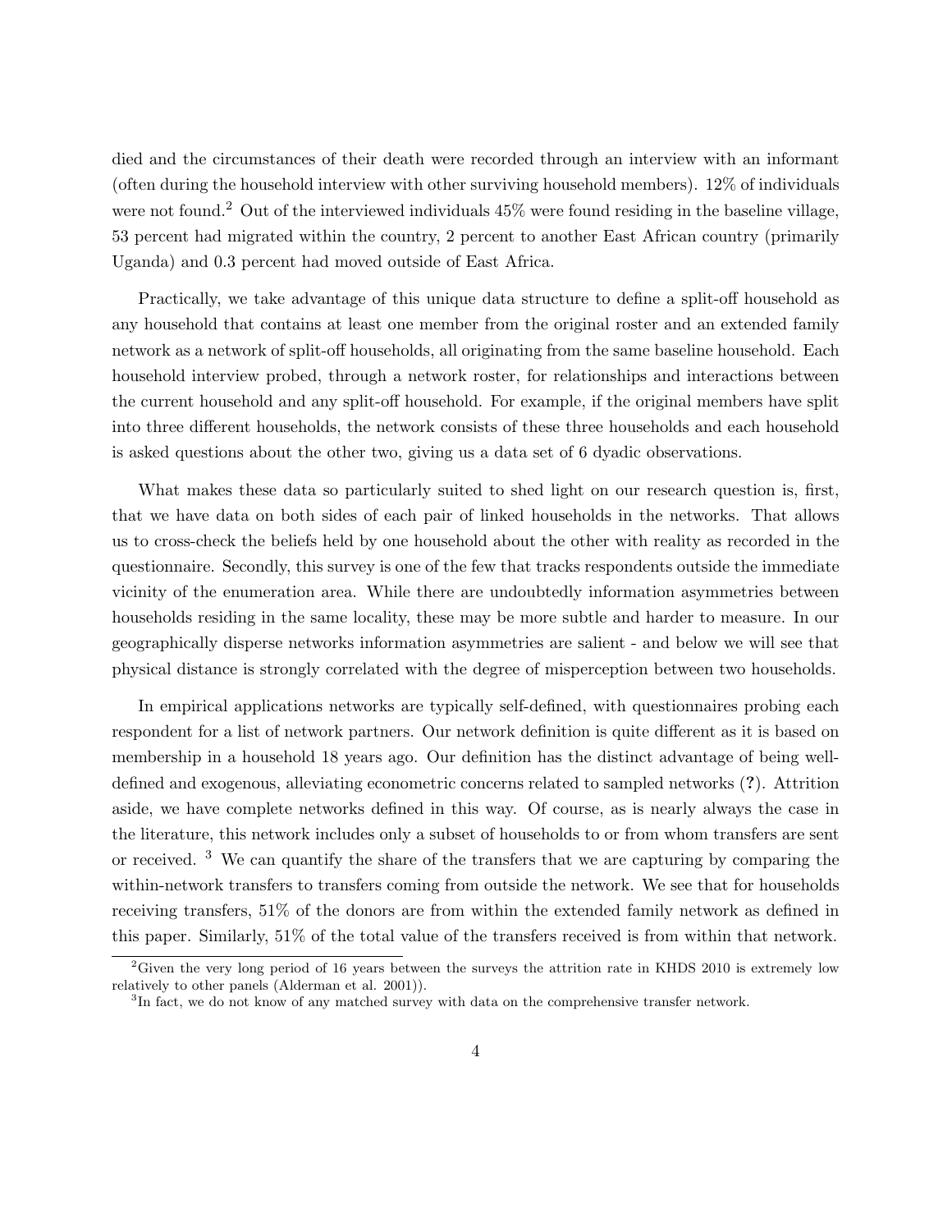died and the circumstances of their death were recorded through an interview with an informant (often during the household interview with other surviving household members). 12% of individuals were not found.[2] Out of the interviewed individuals 45% were found residing in the baseline village, 53 percent had migrated within the country, 2 percent to another East African country (primarily Uganda) and 0.3 percent had moved outside of East Africa.

Practically, we take advantage of this unique data structure to define a split-off household as any household that contains at least one member from the original roster and an extended family network as a network of split-off households, all originating from the same baseline household. Each household interview probed, through a network roster, for relationships and interactions between the current household and any split-off household. For example, if the original members have split into three different households, the network consists of these three households and each household is asked questions about the other two, giving us a data set of 6 dyadic observations.

What makes these data so particularly suited to shed light on our research question is, first, that we have data on both sides of each pair of linked households in the networks. That allows us to cross-check the beliefs held by one household about the other with reality as recorded in the questionnaire. Secondly, this survey is one of the few that tracks respondents outside the immediate vicinity of the enumeration area. While there are undoubtedly information asymmetries between households residing in the same locality, these may be more subtle and harder to measure. In our geographically disperse networks information asymmetries are salient - and below we will see that physical distance is strongly correlated with the degree of misperception between two households.

In empirical applications networks are typically self-defined, with questionnaires probing each respondent for a list of network partners. Our network definition is quite different as it is based on membership in a household 18 years ago. Our definition has the distinct advantage of being well-defined and exogenous, alleviating econometric concerns related to sampled networks (**?**). Attrition aside, we have complete networks defined in this way. Of course, as is nearly always the case in the literature, this network includes only a subset of households to or from whom transfers are sent or received. [3] We can quantify the share of the transfers that we are capturing by comparing the within-network transfers to transfers coming from outside the network. We see that for households receiving transfers, 51% of the donors are from within the extended family network as defined in this paper. Similarly, 51% of the total value of the transfers received is from within that network.

[2]Given the very long period of 16 years between the surveys the attrition rate in KHDS 2010 is extremely low relatively to other panels (Alderman et al. 2001)).

[3]In fact, we do not know of any matched survey with data on the comprehensive transfer network.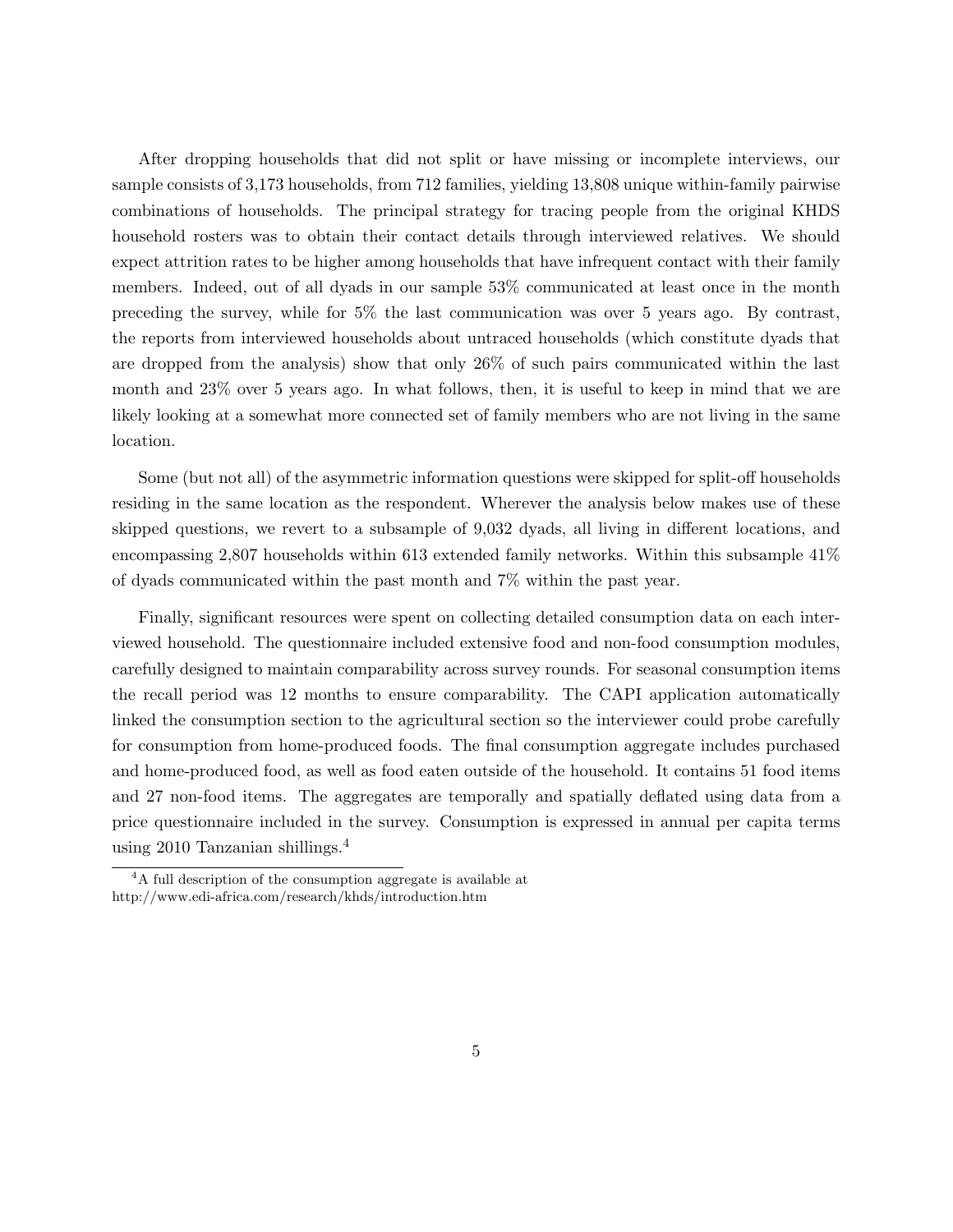After dropping households that did not split or have missing or incomplete interviews, our sample consists of 3,173 households, from 712 families, yielding 13,808 unique within-family pairwise combinations of households. The principal strategy for tracing people from the original KHDS household rosters was to obtain their contact details through interviewed relatives. We should expect attrition rates to be higher among households that have infrequent contact with their family members. Indeed, out of all dyads in our sample 53% communicated at least once in the month preceding the survey, while for 5% the last communication was over 5 years ago. By contrast, the reports from interviewed households about untraced households (which constitute dyads that are dropped from the analysis) show that only 26% of such pairs communicated within the last month and 23% over 5 years ago. In what follows, then, it is useful to keep in mind that we are likely looking at a somewhat more connected set of family members who are not living in the same location.

Some (but not all) of the asymmetric information questions were skipped for split-off households residing in the same location as the respondent. Wherever the analysis below makes use of these skipped questions, we revert to a subsample of 9,032 dyads, all living in different locations, and encompassing 2,807 households within 613 extended family networks. Within this subsample 41% of dyads communicated within the past month and 7% within the past year.

Finally, significant resources were spent on collecting detailed consumption data on each interviewed household. The questionnaire included extensive food and non-food consumption modules, carefully designed to maintain comparability across survey rounds. For seasonal consumption items the recall period was 12 months to ensure comparability. The CAPI application automatically linked the consumption section to the agricultural section so the interviewer could probe carefully for consumption from home-produced foods. The final consumption aggregate includes purchased and home-produced food, as well as food eaten outside of the household. It contains 51 food items and 27 non-food items. The aggregates are temporally and spatially deflated using data from a price questionnaire included in the survey. Consumption is expressed in annual per capita terms using 2010 Tanzanian shillings.[4]

[4] A full description of the consumption aggregate is available at http://www.edi-africa.com/research/khds/introduction.htm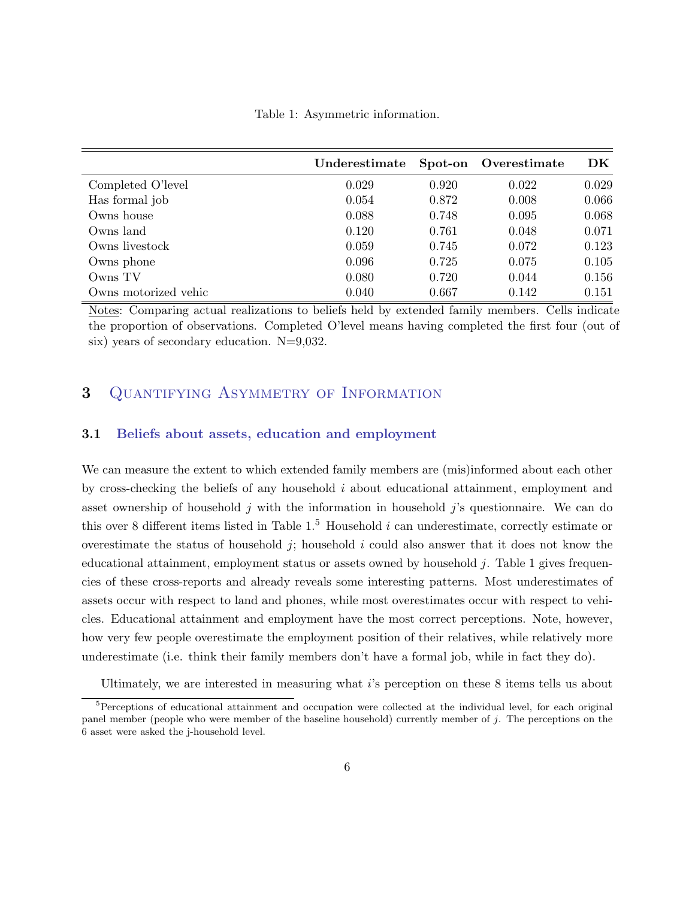Table 1: Asymmetric information.

| | **Underestimate** | **Spot-on** | **Overestimate** | **DK** |
|---|---|---|---|---|
| Completed O'level | 0.029 | 0.920 | 0.022 | 0.029 |
| Has formal job | 0.054 | 0.872 | 0.008 | 0.066 |
| Owns house | 0.088 | 0.748 | 0.095 | 0.068 |
| Owns land | 0.120 | 0.761 | 0.048 | 0.071 |
| Owns livestock | 0.059 | 0.745 | 0.072 | 0.123 |
| Owns phone | 0.096 | 0.725 | 0.075 | 0.105 |
| Owns TV | 0.080 | 0.720 | 0.044 | 0.156 |
| Owns motorized vehic | 0.040 | 0.667 | 0.142 | 0.151 |

Notes: Comparing actual realizations to beliefs held by extended family members. Cells indicate the proportion of observations. Completed O'level means having completed the first four (out of six) years of secondary education. N=9,032.

## 3 Quantifying Asymmetry of Information

### 3.1 Beliefs about assets, education and employment

We can measure the extent to which extended family members are (mis)informed about each other by cross-checking the beliefs of any household $i$ about educational attainment, employment and asset ownership of household $j$ with the information in household $j$'s questionnaire. We can do this over 8 different items listed in Table 1.[5] Household $i$ can underestimate, correctly estimate or overestimate the status of household $j$; household $i$ could also answer that it does not know the educational attainment, employment status or assets owned by household $j$. Table 1 gives frequencies of these cross-reports and already reveals some interesting patterns. Most underestimates of assets occur with respect to land and phones, while most overestimates occur with respect to vehicles. Educational attainment and employment have the most correct perceptions. Note, however, how very few people overestimate the employment position of their relatives, while relatively more underestimate (i.e. think their family members don't have a formal job, while in fact they do).

Ultimately, we are interested in measuring what $i$'s perception on these 8 items tells us about

[5] Perceptions of educational attainment and occupation were collected at the individual level, for each original panel member (people who were member of the baseline household) currently member of $j$. The perceptions on the 6 asset were asked the j-household level.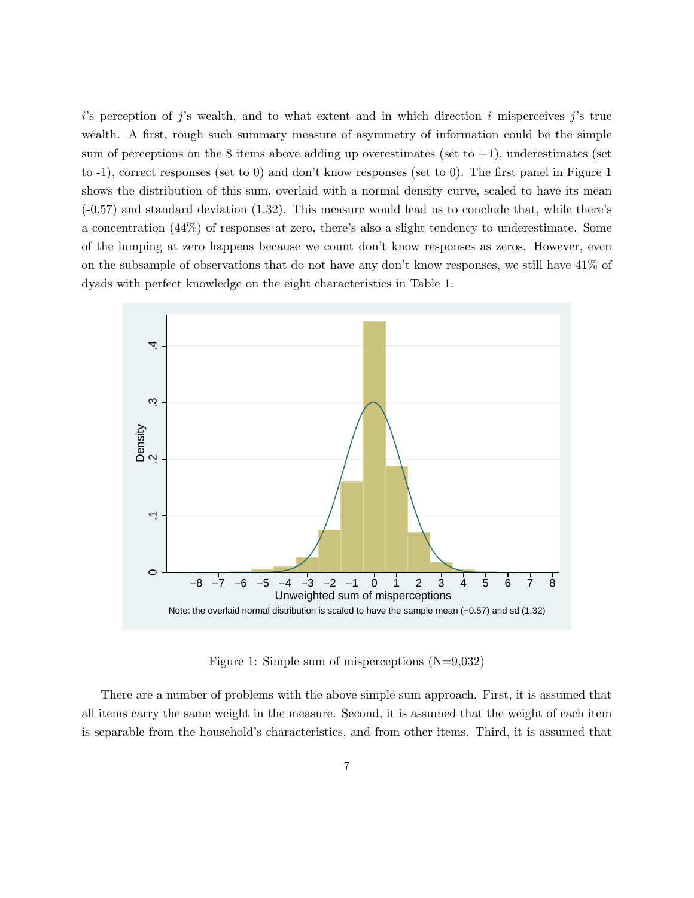$i$'s perception of $j$'s wealth, and to what extent and in which direction $i$ misperceives $j$'s true wealth. A first, rough such summary measure of asymmetry of information could be the simple sum of perceptions on the 8 items above adding up overestimates (set to +1), underestimates (set to -1), correct responses (set to 0) and don't know responses (set to 0). The first panel in Figure 1 shows the distribution of this sum, overlaid with a normal density curve, scaled to have its mean (-0.57) and standard deviation (1.32). This measure would lead us to conclude that, while there's a concentration (44%) of responses at zero, there's also a slight tendency to underestimate. Some of the lumping at zero happens because we count don't know responses as zeros. However, even on the subsample of observations that do not have any don't know responses, we still have 41% of dyads with perfect knowledge on the eight characteristics in Table 1.

Note: the overlaid normal distribution is scaled to have the sample mean (−0.57) and sd (1.32)

Figure 1: Simple sum of misperceptions (N=9,032)

There are a number of problems with the above simple sum approach. First, it is assumed that all items carry the same weight in the measure. Second, it is assumed that the weight of each item is separable from the household's characteristics, and from other items. Third, it is assumed that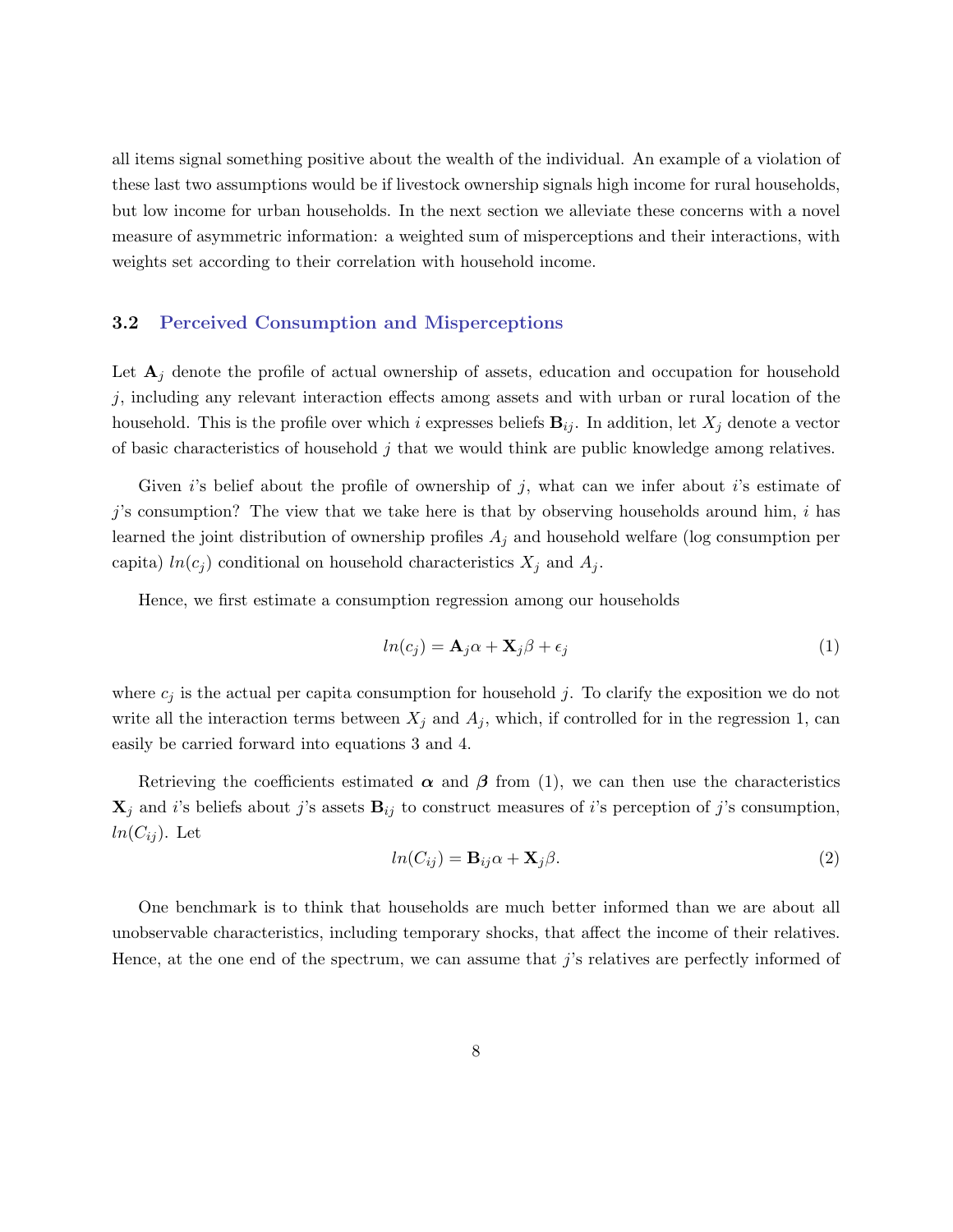all items signal something positive about the wealth of the individual. An example of a violation of these last two assumptions would be if livestock ownership signals high income for rural households, but low income for urban households. In the next section we alleviate these concerns with a novel measure of asymmetric information: a weighted sum of misperceptions and their interactions, with weights set according to their correlation with household income.

### 3.2 Perceived Consumption and Misperceptions

Let $\mathbf{A}_j$ denote the profile of actual ownership of assets, education and occupation for household $j$, including any relevant interaction effects among assets and with urban or rural location of the household. This is the profile over which $i$ expresses beliefs $\mathbf{B}_{ij}$. In addition, let $X_j$ denote a vector of basic characteristics of household $j$ that we would think are public knowledge among relatives.

Given $i$'s belief about the profile of ownership of $j$, what can we infer about $i$'s estimate of $j$'s consumption? The view that we take here is that by observing households around him, $i$ has learned the joint distribution of ownership profiles $A_j$ and household welfare (log consumption per capita) $ln(c_j)$ conditional on household characteristics $X_j$ and $A_j$.

Hence, we first estimate a consumption regression among our households

$$ln(c_j) = \mathbf{A}_j\alpha + \mathbf{X}_j\beta + \epsilon_j \tag{1}$$

where $c_j$ is the actual per capita consumption for household $j$. To clarify the exposition we do not write all the interaction terms between $X_j$ and $A_j$, which, if controlled for in the regression 1, can easily be carried forward into equations 3 and 4.

Retrieving the coefficients estimated $\boldsymbol{\alpha}$ and $\boldsymbol{\beta}$ from (1), we can then use the characteristics $\mathbf{X}_j$ and $i$'s beliefs about $j$'s assets $\mathbf{B}_{ij}$ to construct measures of $i$'s perception of $j$'s consumption, $ln(C_{ij})$. Let

$$ln(C_{ij}) = \mathbf{B}_{ij}\alpha + \mathbf{X}_j\beta. \tag{2}$$

One benchmark is to think that households are much better informed than we are about all unobservable characteristics, including temporary shocks, that affect the income of their relatives. Hence, at the one end of the spectrum, we can assume that $j$'s relatives are perfectly informed of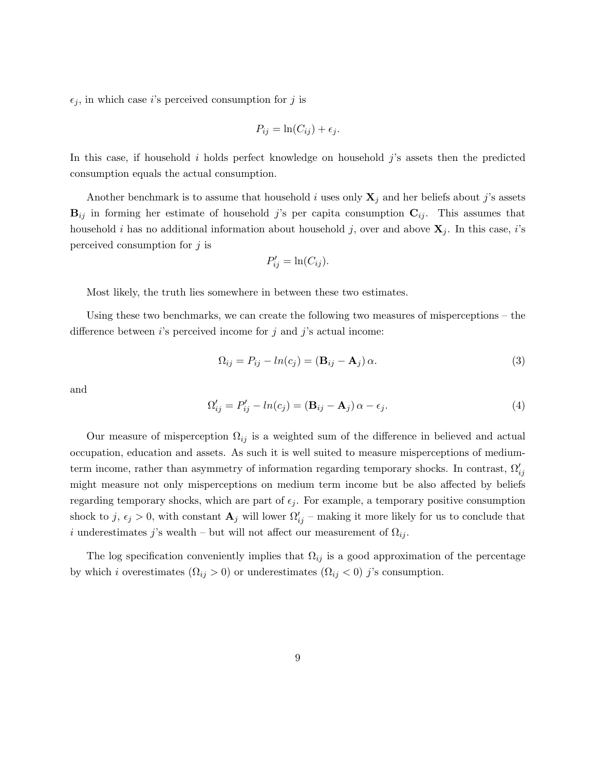$\epsilon_j$, in which case $i$'s perceived consumption for $j$ is

$$P_{ij} = \ln(C_{ij}) + \epsilon_j.$$

In this case, if household $i$ holds perfect knowledge on household $j$'s assets then the predicted consumption equals the actual consumption.

Another benchmark is to assume that household $i$ uses only $\mathbf{X}_j$ and her beliefs about $j$'s assets $\mathbf{B}_{ij}$ in forming her estimate of household $j$'s per capita consumption $\mathbf{C}_{ij}$. This assumes that household $i$ has no additional information about household $j$, over and above $\mathbf{X}_j$. In this case, $i$'s perceived consumption for $j$ is

$$P'_{ij} = \ln(C_{ij}).$$

Most likely, the truth lies somewhere in between these two estimates.

Using these two benchmarks, we can create the following two measures of misperceptions – the difference between $i$'s perceived income for $j$ and $j$'s actual income:

$$\Omega_{ij} = P_{ij} - ln(c_j) = (\mathbf{B}_{ij} - \mathbf{A}_j)\,\alpha. \tag{3}$$

and

$$\Omega'_{ij} = P'_{ij} - ln(c_j) = (\mathbf{B}_{ij} - \mathbf{A}_j)\,\alpha - \epsilon_j. \tag{4}$$

Our measure of misperception $\Omega_{ij}$ is a weighted sum of the difference in believed and actual occupation, education and assets. As such it is well suited to measure misperceptions of medium-term income, rather than asymmetry of information regarding temporary shocks. In contrast, $\Omega'_{ij}$ might measure not only misperceptions on medium term income but be also affected by beliefs regarding temporary shocks, which are part of $\epsilon_j$. For example, a temporary positive consumption shock to $j$, $\epsilon_j > 0$, with constant $\mathbf{A}_j$ will lower $\Omega'_{ij}$ – making it more likely for us to conclude that $i$ underestimates $j$'s wealth – but will not affect our measurement of $\Omega_{ij}$.

The log specification conveniently implies that $\Omega_{ij}$ is a good approximation of the percentage by which $i$ overestimates ($\Omega_{ij} > 0$) or underestimates ($\Omega_{ij} < 0$) $j$'s consumption.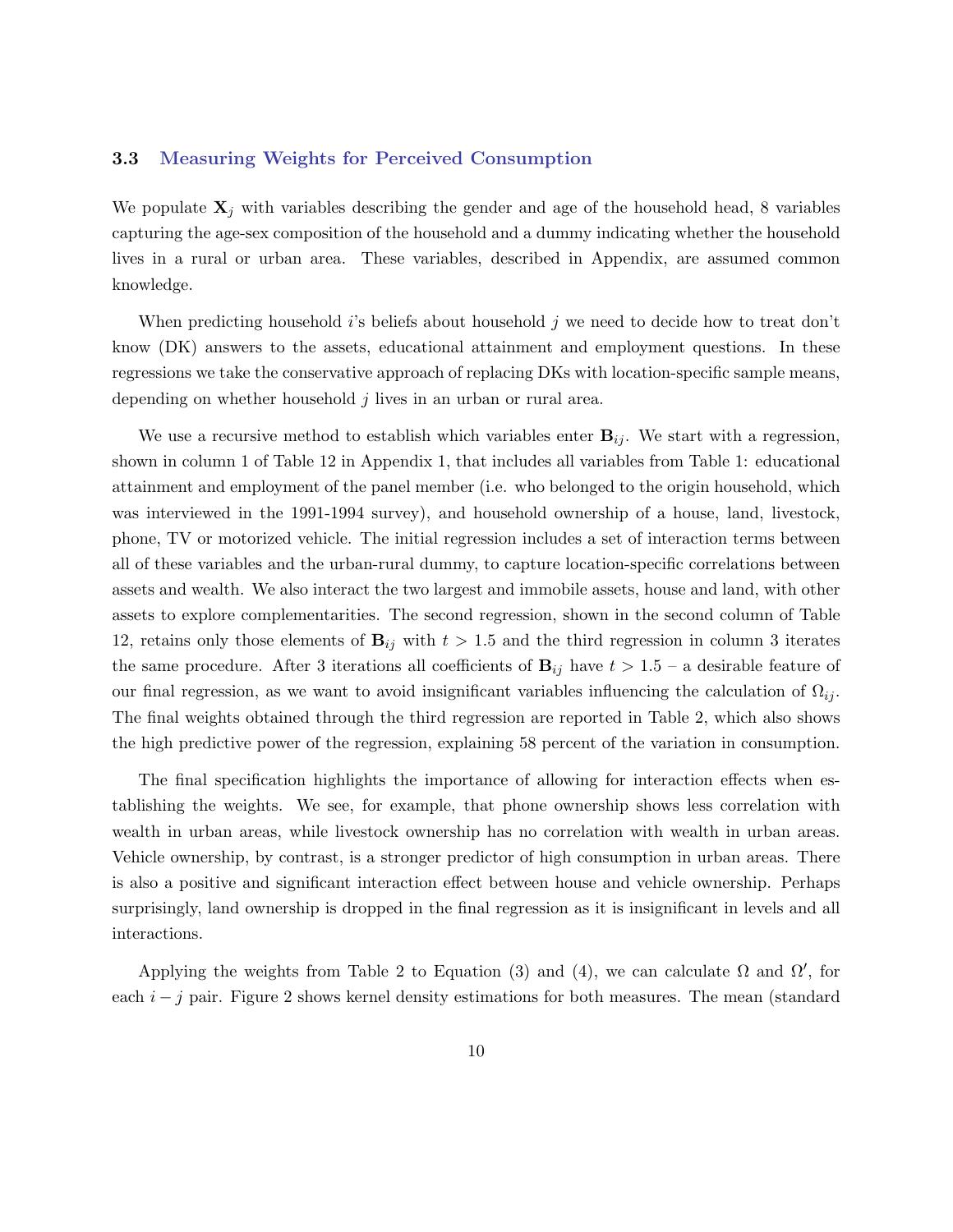### 3.3 Measuring Weights for Perceived Consumption

We populate $\mathbf{X}_j$ with variables describing the gender and age of the household head, 8 variables capturing the age-sex composition of the household and a dummy indicating whether the household lives in a rural or urban area. These variables, described in Appendix, are assumed common knowledge.

When predicting household $i$'s beliefs about household $j$ we need to decide how to treat don't know (DK) answers to the assets, educational attainment and employment questions. In these regressions we take the conservative approach of replacing DKs with location-specific sample means, depending on whether household $j$ lives in an urban or rural area.

We use a recursive method to establish which variables enter $\mathbf{B}_{ij}$. We start with a regression, shown in column 1 of Table 12 in Appendix 1, that includes all variables from Table 1: educational attainment and employment of the panel member (i.e. who belonged to the origin household, which was interviewed in the 1991-1994 survey), and household ownership of a house, land, livestock, phone, TV or motorized vehicle. The initial regression includes a set of interaction terms between all of these variables and the urban-rural dummy, to capture location-specific correlations between assets and wealth. We also interact the two largest and immobile assets, house and land, with other assets to explore complementarities. The second regression, shown in the second column of Table 12, retains only those elements of $\mathbf{B}_{ij}$ with $t > 1.5$ and the third regression in column 3 iterates the same procedure. After 3 iterations all coefficients of $\mathbf{B}_{ij}$ have $t > 1.5$ – a desirable feature of our final regression, as we want to avoid insignificant variables influencing the calculation of $\Omega_{ij}$. The final weights obtained through the third regression are reported in Table 2, which also shows the high predictive power of the regression, explaining 58 percent of the variation in consumption.

The final specification highlights the importance of allowing for interaction effects when establishing the weights. We see, for example, that phone ownership shows less correlation with wealth in urban areas, while livestock ownership has no correlation with wealth in urban areas. Vehicle ownership, by contrast, is a stronger predictor of high consumption in urban areas. There is also a positive and significant interaction effect between house and vehicle ownership. Perhaps surprisingly, land ownership is dropped in the final regression as it is insignificant in levels and all interactions.

Applying the weights from Table 2 to Equation (3) and (4), we can calculate $\Omega$ and $\Omega'$, for each $i-j$ pair. Figure 2 shows kernel density estimations for both measures. The mean (standard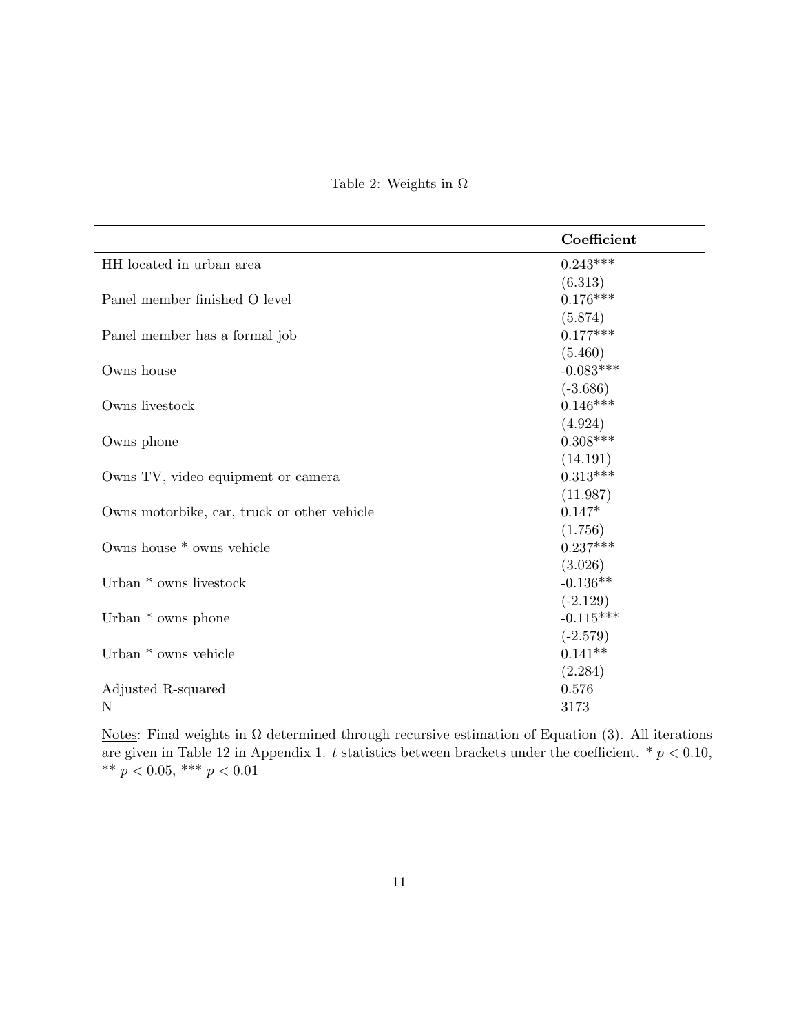Table 2: Weights in $\Omega$

| | **Coefficient** |
|---|---|
| HH located in urban area | 0.243*** |
| | (6.313) |
| Panel member finished O level | 0.176*** |
| | (5.874) |
| Panel member has a formal job | 0.177*** |
| | (5.460) |
| Owns house | -0.083*** |
| | (-3.686) |
| Owns livestock | 0.146*** |
| | (4.924) |
| Owns phone | 0.308*** |
| | (14.191) |
| Owns TV, video equipment or camera | 0.313*** |
| | (11.987) |
| Owns motorbike, car, truck or other vehicle | 0.147* |
| | (1.756) |
| Owns house * owns vehicle | 0.237*** |
| | (3.026) |
| Urban * owns livestock | -0.136** |
| | (-2.129) |
| Urban * owns phone | -0.115*** |
| | (-2.579) |
| Urban * owns vehicle | 0.141** |
| | (2.284) |
| Adjusted R-squared | 0.576 |
| N | 3173 |

Notes: Final weights in $\Omega$ determined through recursive estimation of Equation (3). All iterations are given in Table 12 in Appendix 1. $t$ statistics between brackets under the coefficient. * $p < 0.10$, ** $p < 0.05$, *** $p < 0.01$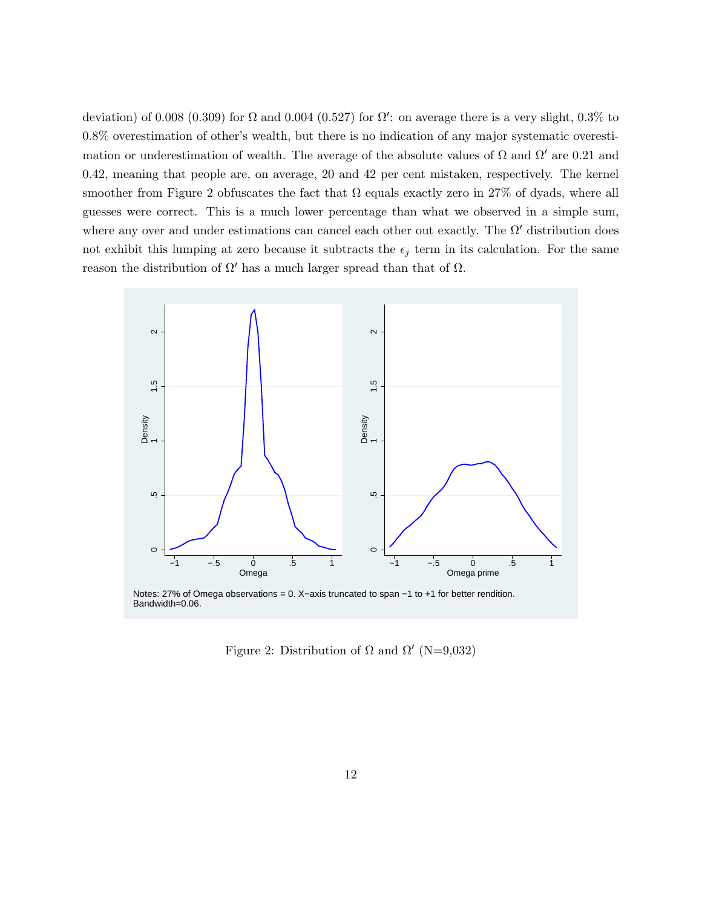deviation) of 0.008 (0.309) for $\Omega$ and 0.004 (0.527) for $\Omega'$: on average there is a very slight, 0.3% to 0.8% overestimation of other's wealth, but there is no indication of any major systematic overestimation or underestimation of wealth. The average of the absolute values of $\Omega$ and $\Omega'$ are 0.21 and 0.42, meaning that people are, on average, 20 and 42 per cent mistaken, respectively. The kernel smoother from Figure 2 obfuscates the fact that $\Omega$ equals exactly zero in 27% of dyads, where all guesses were correct. This is a much lower percentage than what we observed in a simple sum, where any over and under estimations can cancel each other out exactly. The $\Omega'$ distribution does not exhibit this lumping at zero because it subtracts the $\epsilon_j$ term in its calculation. For the same reason the distribution of $\Omega'$ has a much larger spread than that of $\Omega$.

Notes: 27% of Omega observations = 0. X−axis truncated to span −1 to +1 for better rendition. Bandwidth=0.06.

Figure 2: Distribution of $\Omega$ and $\Omega'$ (N=9,032)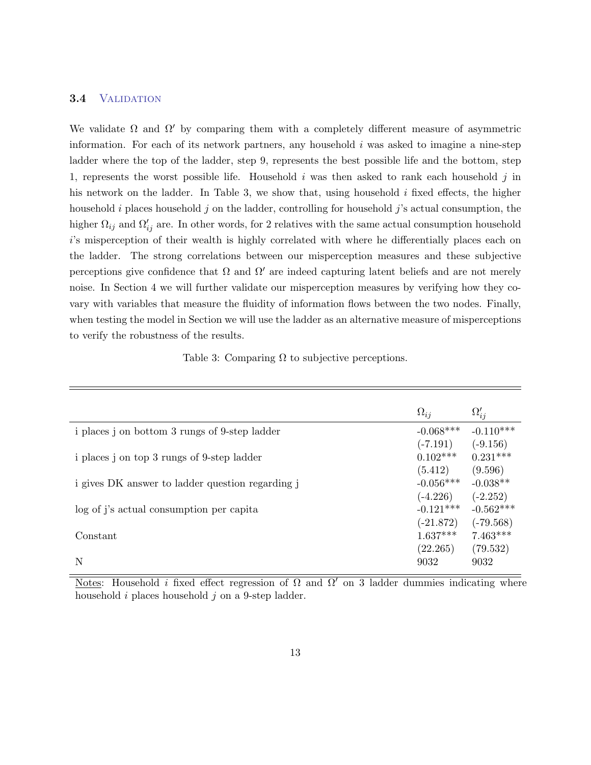### 3.4 Validation

We validate $\Omega$ and $\Omega'$ by comparing them with a completely different measure of asymmetric information. For each of its network partners, any household $i$ was asked to imagine a nine-step ladder where the top of the ladder, step 9, represents the best possible life and the bottom, step 1, represents the worst possible life. Household $i$ was then asked to rank each household $j$ in his network on the ladder. In Table 3, we show that, using household $i$ fixed effects, the higher household $i$ places household $j$ on the ladder, controlling for household $j$'s actual consumption, the higher $\Omega_{ij}$ and $\Omega'_{ij}$ are. In other words, for 2 relatives with the same actual consumption household $i$'s misperception of their wealth is highly correlated with where he differentially places each on the ladder. The strong correlations between our misperception measures and these subjective perceptions give confidence that $\Omega$ and $\Omega'$ are indeed capturing latent beliefs and are not merely noise. In Section 4 we will further validate our misperception measures by verifying how they co-vary with variables that measure the fluidity of information flows between the two nodes. Finally, when testing the model in Section we will use the ladder as an alternative measure of misperceptions to verify the robustness of the results.

Table 3: Comparing $\Omega$ to subjective perceptions.

| | $\Omega_{ij}$ | $\Omega'_{ij}$ |
|---|---|---|
| i places j on bottom 3 rungs of 9-step ladder | -0.068*** | -0.110*** |
| | (-7.191) | (-9.156) |
| i places j on top 3 rungs of 9-step ladder | 0.102*** | 0.231*** |
| | (5.412) | (9.596) |
| i gives DK answer to ladder question regarding j | -0.056*** | -0.038** |
| | (-4.226) | (-2.252) |
| log of j's actual consumption per capita | -0.121*** | -0.562*** |
| | (-21.872) | (-79.568) |
| Constant | 1.637*** | 7.463*** |
| | (22.265) | (79.532) |
| N | 9032 | 9032 |

Notes: Household $i$ fixed effect regression of $\Omega$ and $\Omega'$ on 3 ladder dummies indicating where household $i$ places household $j$ on a 9-step ladder.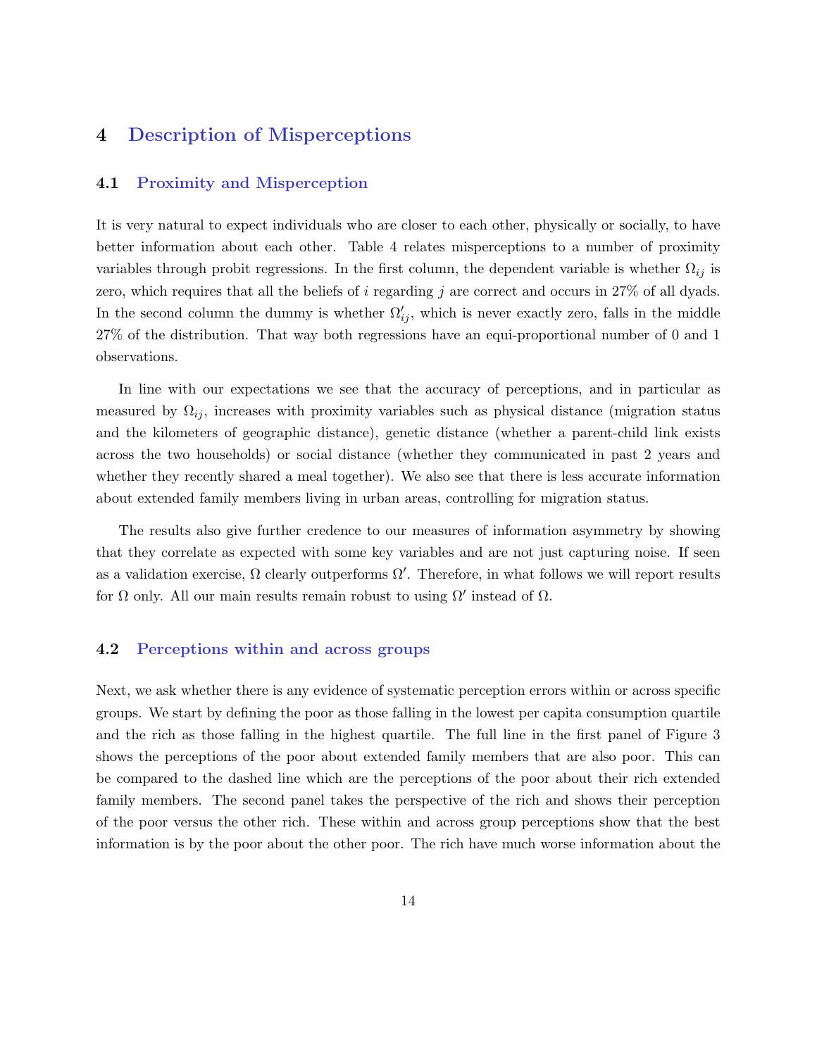# 4 Description of Misperceptions

## 4.1 Proximity and Misperception

It is very natural to expect individuals who are closer to each other, physically or socially, to have better information about each other. Table 4 relates misperceptions to a number of proximity variables through probit regressions. In the first column, the dependent variable is whether $\Omega_{ij}$ is zero, which requires that all the beliefs of $i$ regarding $j$ are correct and occurs in 27% of all dyads. In the second column the dummy is whether $\Omega'_{ij}$, which is never exactly zero, falls in the middle 27% of the distribution. That way both regressions have an equi-proportional number of 0 and 1 observations.

In line with our expectations we see that the accuracy of perceptions, and in particular as measured by $\Omega_{ij}$, increases with proximity variables such as physical distance (migration status and the kilometers of geographic distance), genetic distance (whether a parent-child link exists across the two households) or social distance (whether they communicated in past 2 years and whether they recently shared a meal together). We also see that there is less accurate information about extended family members living in urban areas, controlling for migration status.

The results also give further credence to our measures of information asymmetry by showing that they correlate as expected with some key variables and are not just capturing noise. If seen as a validation exercise, $\Omega$ clearly outperforms $\Omega'$. Therefore, in what follows we will report results for $\Omega$ only. All our main results remain robust to using $\Omega'$ instead of $\Omega$.

## 4.2 Perceptions within and across groups

Next, we ask whether there is any evidence of systematic perception errors within or across specific groups. We start by defining the poor as those falling in the lowest per capita consumption quartile and the rich as those falling in the highest quartile. The full line in the first panel of Figure 3 shows the perceptions of the poor about extended family members that are also poor. This can be compared to the dashed line which are the perceptions of the poor about their rich extended family members. The second panel takes the perspective of the rich and shows their perception of the poor versus the other rich. These within and across group perceptions show that the best information is by the poor about the other poor. The rich have much worse information about the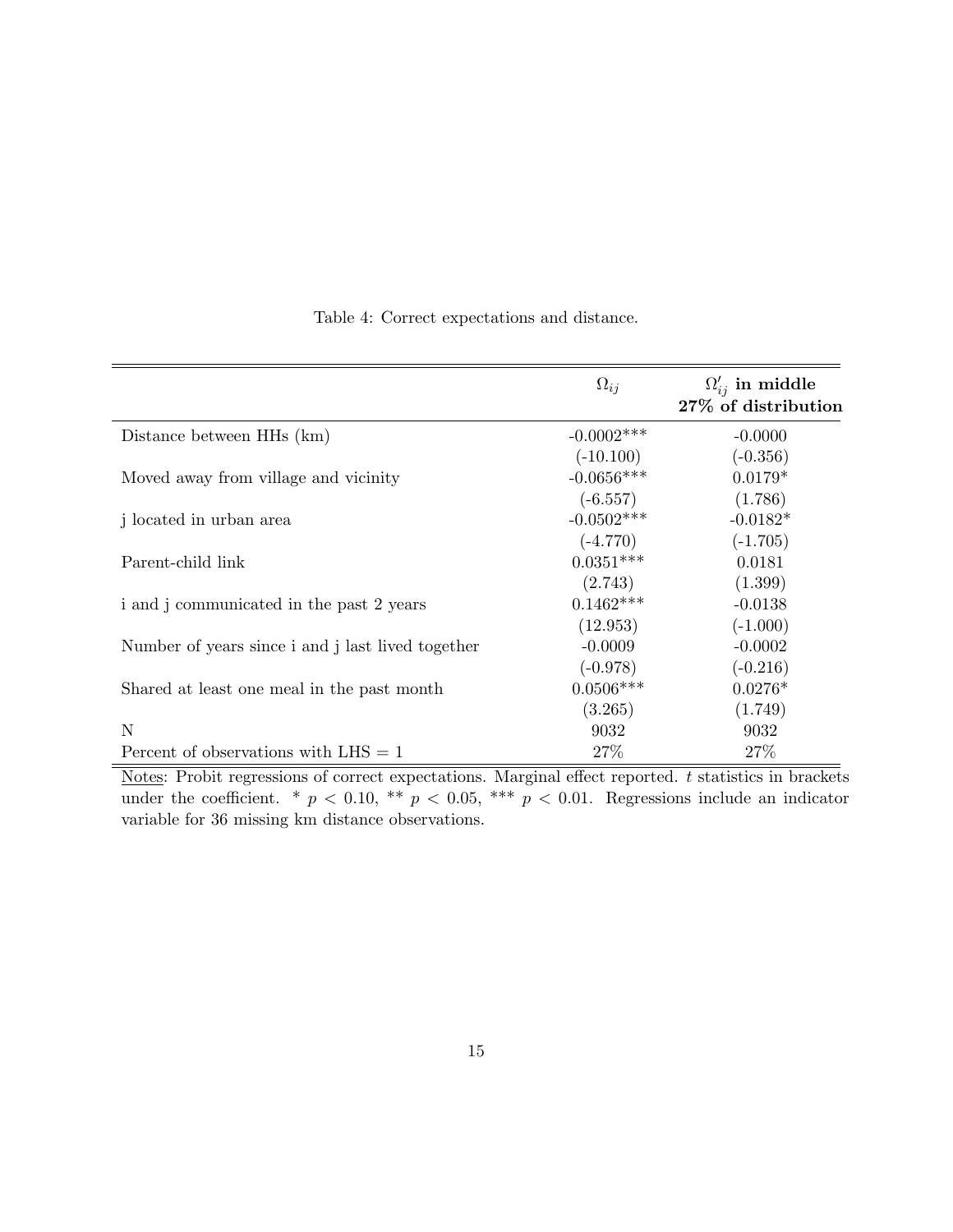Table 4: Correct expectations and distance.

| | $\Omega_{ij}$ | **$\Omega'_{ij}$ in middle 27% of distribution** |
|---|---|---|
| Distance between HHs (km) | -0.0002*** | -0.0000 |
| | (-10.100) | (-0.356) |
| Moved away from village and vicinity | -0.0656*** | 0.0179* |
| | (-6.557) | (1.786) |
| j located in urban area | -0.0502*** | -0.0182* |
| | (-4.770) | (-1.705) |
| Parent-child link | 0.0351*** | 0.0181 |
| | (2.743) | (1.399) |
| i and j communicated in the past 2 years | 0.1462*** | -0.0138 |
| | (12.953) | (-1.000) |
| Number of years since i and j last lived together | -0.0009 | -0.0002 |
| | (-0.978) | (-0.216) |
| Shared at least one meal in the past month | 0.0506*** | 0.0276* |
| | (3.265) | (1.749) |
| N | 9032 | 9032 |
| Percent of observations with LHS = 1 | 27% | 27% |

Notes: Probit regressions of correct expectations. Marginal effect reported. $t$ statistics in brackets under the coefficient. * $p < 0.10$, ** $p < 0.05$, *** $p < 0.01$. Regressions include an indicator variable for 36 missing km distance observations.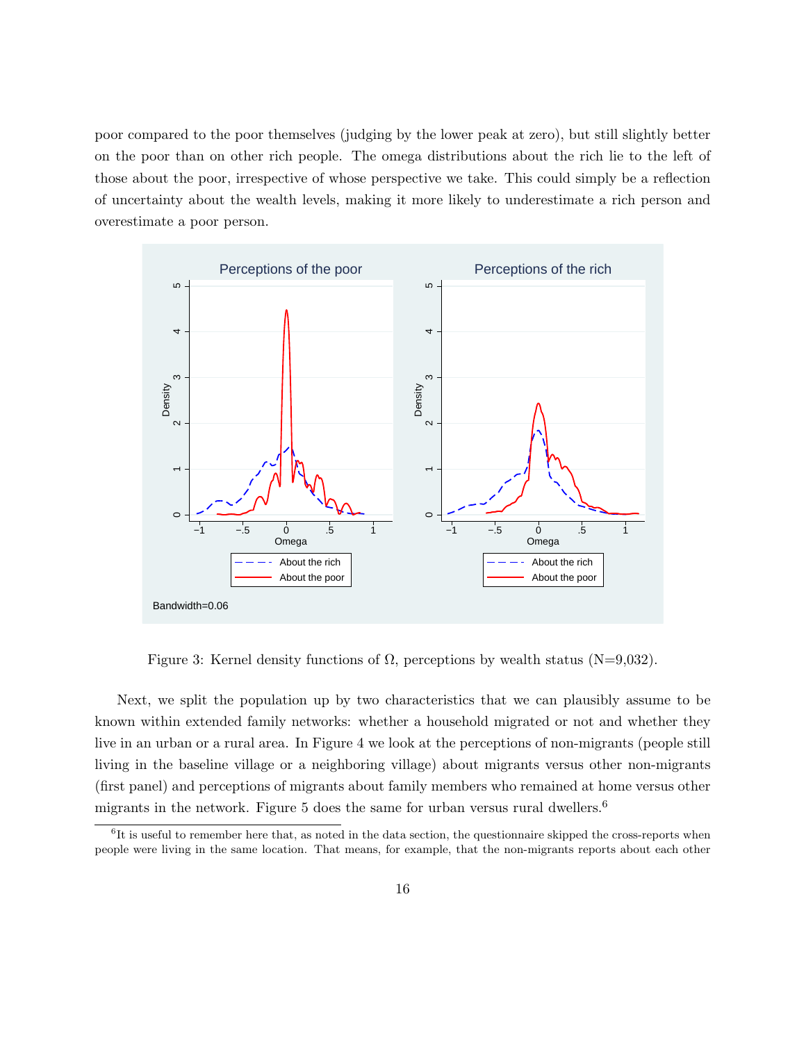poor compared to the poor themselves (judging by the lower peak at zero), but still slightly better on the poor than on other rich people. The omega distributions about the rich lie to the left of those about the poor, irrespective of whose perspective we take. This could simply be a reflection of uncertainty about the wealth levels, making it more likely to underestimate a rich person and overestimate a poor person.

Figure 3: Kernel density functions of Ω, perceptions by wealth status (N=9,032).

Next, we split the population up by two characteristics that we can plausibly assume to be known within extended family networks: whether a household migrated or not and whether they live in an urban or a rural area. In Figure 4 we look at the perceptions of non-migrants (people still living in the baseline village or a neighboring village) about migrants versus other non-migrants (first panel) and perceptions of migrants about family members who remained at home versus other migrants in the network. Figure 5 does the same for urban versus rural dwellers.[6]

[6]It is useful to remember here that, as noted in the data section, the questionnaire skipped the cross-reports when people were living in the same location. That means, for example, that the non-migrants reports about each other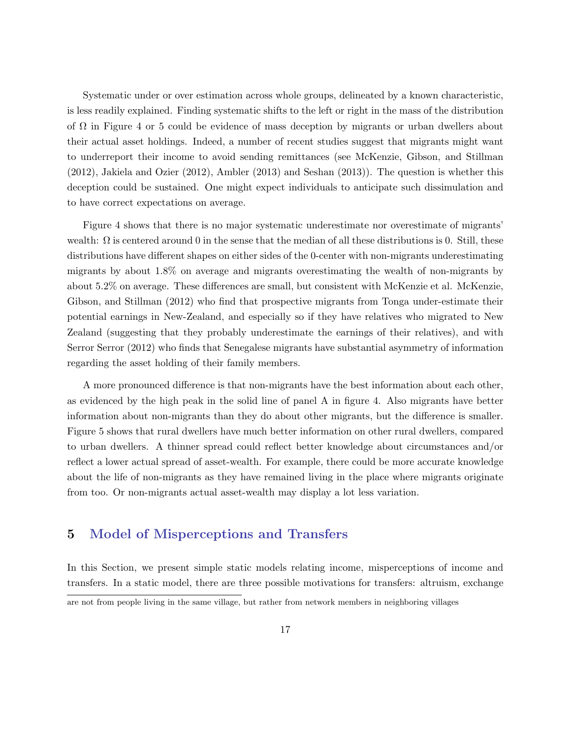Systematic under or over estimation across whole groups, delineated by a known characteristic, is less readily explained. Finding systematic shifts to the left or right in the mass of the distribution of $\Omega$ in Figure 4 or 5 could be evidence of mass deception by migrants or urban dwellers about their actual asset holdings. Indeed, a number of recent studies suggest that migrants might want to underreport their income to avoid sending remittances (see McKenzie, Gibson, and Stillman (2012), Jakiela and Ozier (2012), Ambler (2013) and Seshan (2013)). The question is whether this deception could be sustained. One might expect individuals to anticipate such dissimulation and to have correct expectations on average.

Figure 4 shows that there is no major systematic underestimate nor overestimate of migrants' wealth: $\Omega$ is centered around 0 in the sense that the median of all these distributions is 0. Still, these distributions have different shapes on either sides of the 0-center with non-migrants underestimating migrants by about 1.8% on average and migrants overestimating the wealth of non-migrants by about 5.2% on average. These differences are small, but consistent with McKenzie et al. McKenzie, Gibson, and Stillman (2012) who find that prospective migrants from Tonga under-estimate their potential earnings in New-Zealand, and especially so if they have relatives who migrated to New Zealand (suggesting that they probably underestimate the earnings of their relatives), and with Serror Serror (2012) who finds that Senegalese migrants have substantial asymmetry of information regarding the asset holding of their family members.

A more pronounced difference is that non-migrants have the best information about each other, as evidenced by the high peak in the solid line of panel A in figure 4. Also migrants have better information about non-migrants than they do about other migrants, but the difference is smaller. Figure 5 shows that rural dwellers have much better information on other rural dwellers, compared to urban dwellers. A thinner spread could reflect better knowledge about circumstances and/or reflect a lower actual spread of asset-wealth. For example, there could be more accurate knowledge about the life of non-migrants as they have remained living in the place where migrants originate from too. Or non-migrants actual asset-wealth may display a lot less variation.

## 5 Model of Misperceptions and Transfers

In this Section, we present simple static models relating income, misperceptions of income and transfers. In a static model, there are three possible motivations for transfers: altruism, exchange

are not from people living in the same village, but rather from network members in neighboring villages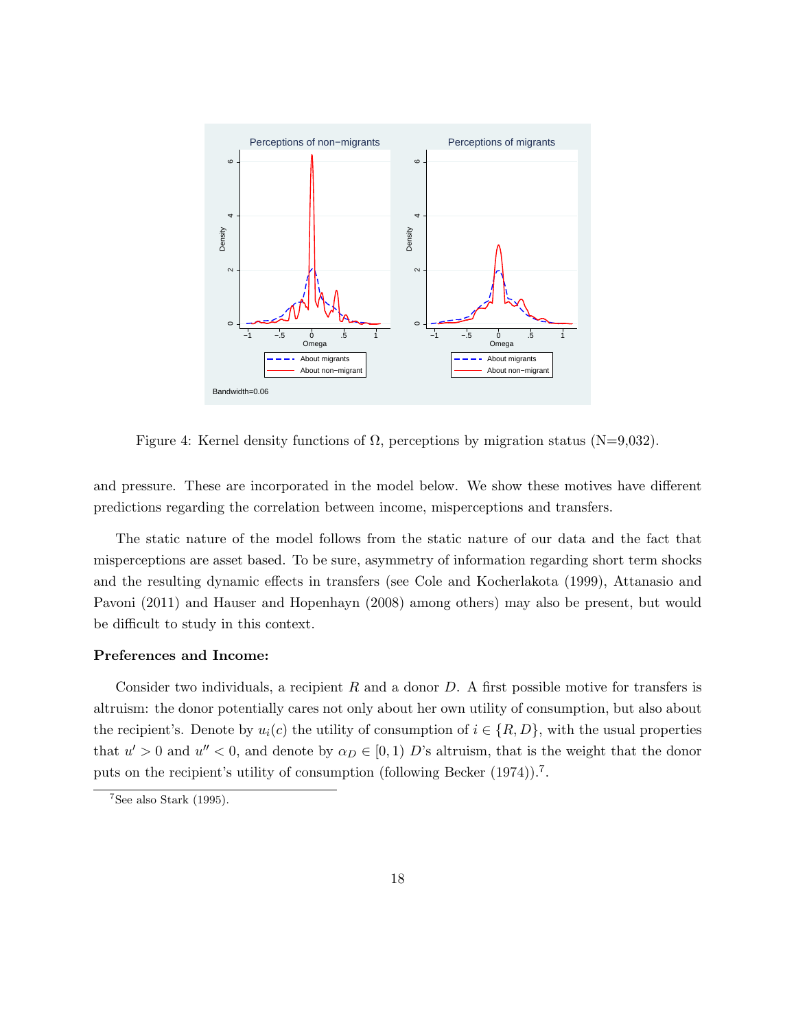Figure 4: Kernel density functions of $\Omega$, perceptions by migration status (N=9,032).

and pressure. These are incorporated in the model below. We show these motives have different predictions regarding the correlation between income, misperceptions and transfers.

The static nature of the model follows from the static nature of our data and the fact that misperceptions are asset based. To be sure, asymmetry of information regarding short term shocks and the resulting dynamic effects in transfers (see Cole and Kocherlakota (1999), Attanasio and Pavoni (2011) and Hauser and Hopenhayn (2008) among others) may also be present, but would be difficult to study in this context.

**Preferences and Income:**

Consider two individuals, a recipient $R$ and a donor $D$. A first possible motive for transfers is altruism: the donor potentially cares not only about her own utility of consumption, but also about the recipient's. Denote by $u_i(c)$ the utility of consumption of $i \in \{R, D\}$, with the usual properties that $u' > 0$ and $u'' < 0$, and denote by $\alpha_D \in [0, 1)$ $D$'s altruism, that is the weight that the donor puts on the recipient's utility of consumption (following Becker (1974)).[7].

[7] See also Stark (1995).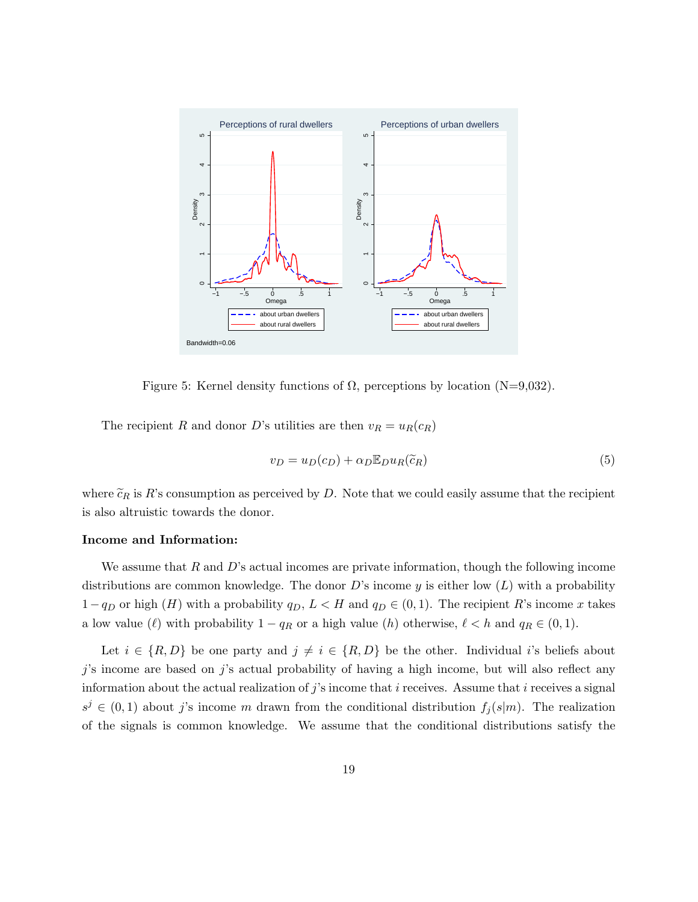Figure 5: Kernel density functions of $\Omega$, perceptions by location (N=9,032).

The recipient $R$ and donor $D$'s utilities are then $v_R = u_R(c_R)$

$$v_D = u_D(c_D) + \alpha_D \mathbb{E}_D u_R(\widetilde{c}_R) \tag{5}$$

where $\widetilde{c}_R$ is $R$'s consumption as perceived by $D$. Note that we could easily assume that the recipient is also altruistic towards the donor.

**Income and Information:**

We assume that $R$ and $D$'s actual incomes are private information, though the following income distributions are common knowledge. The donor $D$'s income $y$ is either low ($L$) with a probability $1 - q_D$ or high ($H$) with a probability $q_D$, $L < H$ and $q_D \in (0, 1)$. The recipient $R$'s income $x$ takes a low value ($\ell$) with probability $1 - q_R$ or a high value ($h$) otherwise, $\ell < h$ and $q_R \in (0, 1)$.

Let $i \in \{R, D\}$ be one party and $j \neq i \in \{R, D\}$ be the other. Individual $i$'s beliefs about $j$'s income are based on $j$'s actual probability of having a high income, but will also reflect any information about the actual realization of $j$'s income that $i$ receives. Assume that $i$ receives a signal $s^j \in (0, 1)$ about $j$'s income $m$ drawn from the conditional distribution $f_j(s|m)$. The realization of the signals is common knowledge. We assume that the conditional distributions satisfy the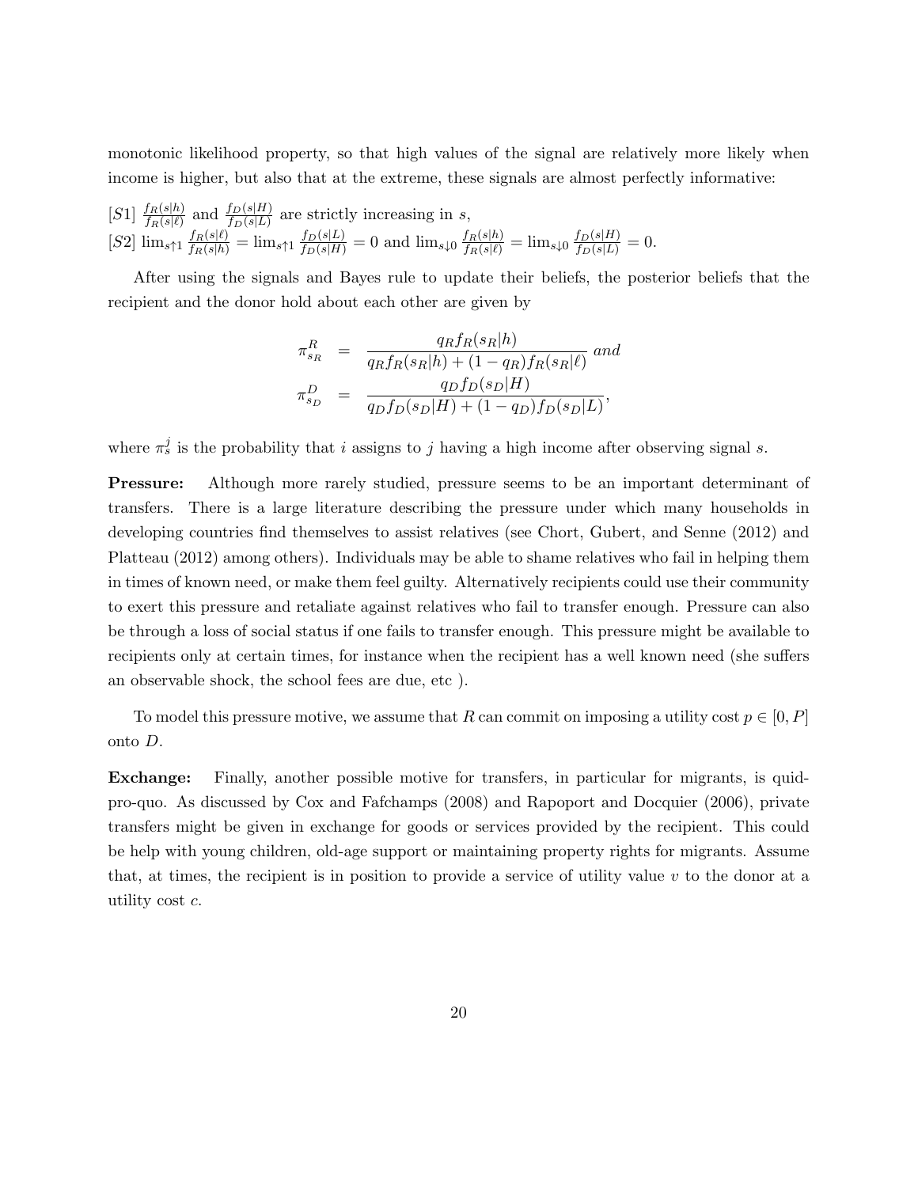monotonic likelihood property, so that high values of the signal are relatively more likely when income is higher, but also that at the extreme, these signals are almost perfectly informative:

[S1] $\frac{f_R(s|h)}{f_R(s|\ell)}$ and $\frac{f_D(s|H)}{f_D(s|L)}$ are strictly increasing in $s$,
[S2] $\lim_{s\uparrow 1} \frac{f_R(s|\ell)}{f_R(s|h)} = \lim_{s\uparrow 1} \frac{f_D(s|L)}{f_D(s|H)} = 0$ and $\lim_{s\downarrow 0} \frac{f_R(s|h)}{f_R(s|\ell)} = \lim_{s\downarrow 0} \frac{f_D(s|H)}{f_D(s|L)} = 0$.

After using the signals and Bayes rule to update their beliefs, the posterior beliefs that the recipient and the donor hold about each other are given by

$$\begin{aligned}
\pi^R_{s_R} &= \frac{q_R f_R(s_R|h)}{q_R f_R(s_R|h) + (1-q_R) f_R(s_R|\ell)} \textit{ and} \\
\pi^D_{s_D} &= \frac{q_D f_D(s_D|H)}{q_D f_D(s_D|H) + (1-q_D) f_D(s_D|L)},
\end{aligned}$$

where $\pi^j_s$ is the probability that $i$ assigns to $j$ having a high income after observing signal $s$.

**Pressure:** Although more rarely studied, pressure seems to be an important determinant of transfers. There is a large literature describing the pressure under which many households in developing countries find themselves to assist relatives (see Chort, Gubert, and Senne (2012) and Platteau (2012) among others). Individuals may be able to shame relatives who fail in helping them in times of known need, or make them feel guilty. Alternatively recipients could use their community to exert this pressure and retaliate against relatives who fail to transfer enough. Pressure can also be through a loss of social status if one fails to transfer enough. This pressure might be available to recipients only at certain times, for instance when the recipient has a well known need (she suffers an observable shock, the school fees are due, etc ).

To model this pressure motive, we assume that $R$ can commit on imposing a utility cost $p \in [0, P]$ onto $D$.

**Exchange:** Finally, another possible motive for transfers, in particular for migrants, is quid-pro-quo. As discussed by Cox and Fafchamps (2008) and Rapoport and Docquier (2006), private transfers might be given in exchange for goods or services provided by the recipient. This could be help with young children, old-age support or maintaining property rights for migrants. Assume that, at times, the recipient is in position to provide a service of utility value $v$ to the donor at a utility cost $c$.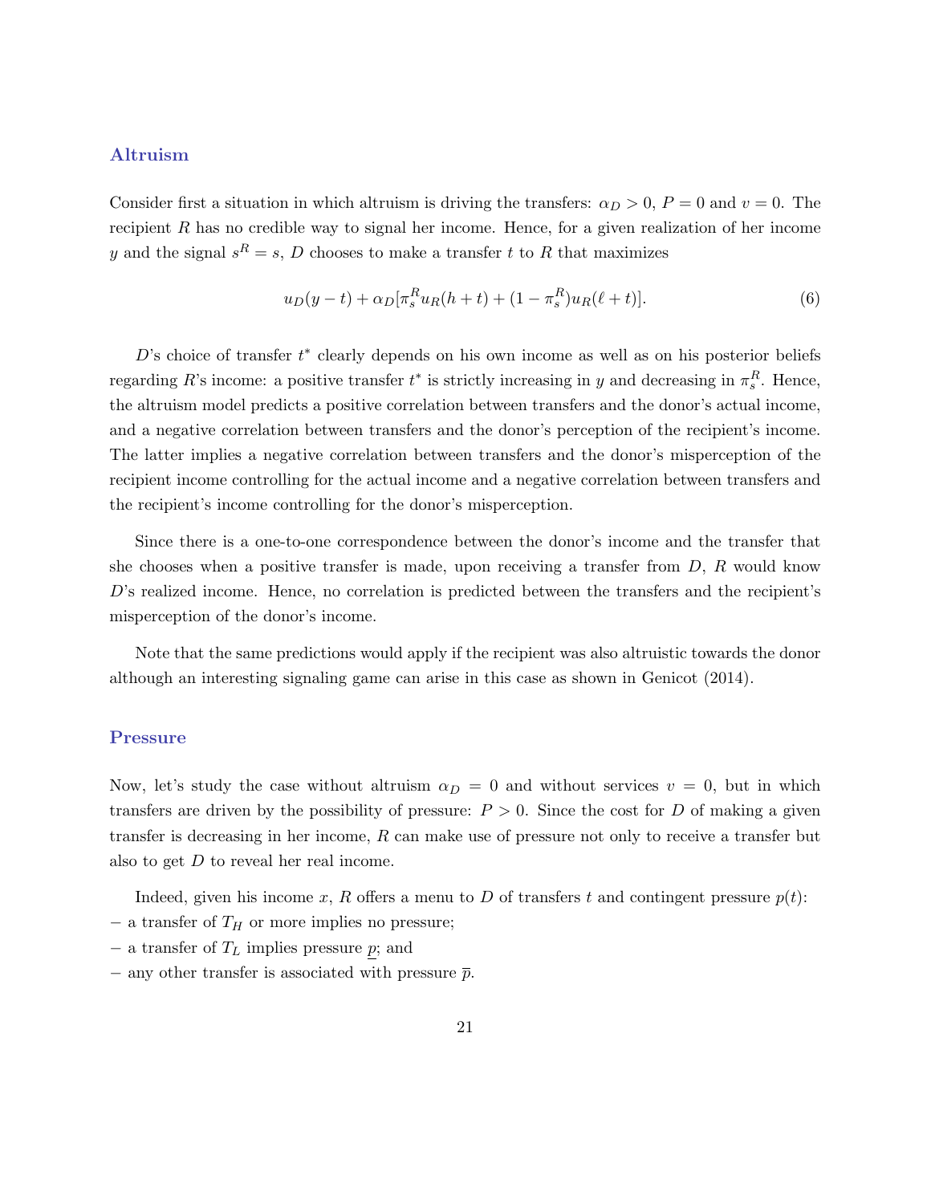### Altruism

Consider first a situation in which altruism is driving the transfers: $\alpha_D > 0$, $P = 0$ and $v = 0$. The recipient $R$ has no credible way to signal her income. Hence, for a given realization of her income $y$ and the signal $s^R = s$, $D$ chooses to make a transfer $t$ to $R$ that maximizes

$$u_D(y - t) + \alpha_D[\pi_s^R u_R(h + t) + (1 - \pi_s^R)u_R(\ell + t)]. \tag{6}$$

$D$'s choice of transfer $t^*$ clearly depends on his own income as well as on his posterior beliefs regarding $R$'s income: a positive transfer $t^*$ is strictly increasing in $y$ and decreasing in $\pi_s^R$. Hence, the altruism model predicts a positive correlation between transfers and the donor's actual income, and a negative correlation between transfers and the donor's perception of the recipient's income. The latter implies a negative correlation between transfers and the donor's misperception of the recipient income controlling for the actual income and a negative correlation between transfers and the recipient's income controlling for the donor's misperception.

Since there is a one-to-one correspondence between the donor's income and the transfer that she chooses when a positive transfer is made, upon receiving a transfer from $D$, $R$ would know $D$'s realized income. Hence, no correlation is predicted between the transfers and the recipient's misperception of the donor's income.

Note that the same predictions would apply if the recipient was also altruistic towards the donor although an interesting signaling game can arise in this case as shown in Genicot (2014).

### Pressure

Now, let's study the case without altruism $\alpha_D = 0$ and without services $v = 0$, but in which transfers are driven by the possibility of pressure: $P > 0$. Since the cost for $D$ of making a given transfer is decreasing in her income, $R$ can make use of pressure not only to receive a transfer but also to get $D$ to reveal her real income.

Indeed, given his income $x$, $R$ offers a menu to $D$ of transfers $t$ and contingent pressure $p(t)$:
- a transfer of $T_H$ or more implies no pressure;
- a transfer of $T_L$ implies pressure $\underline{p}$; and
- any other transfer is associated with pressure $\overline{p}$.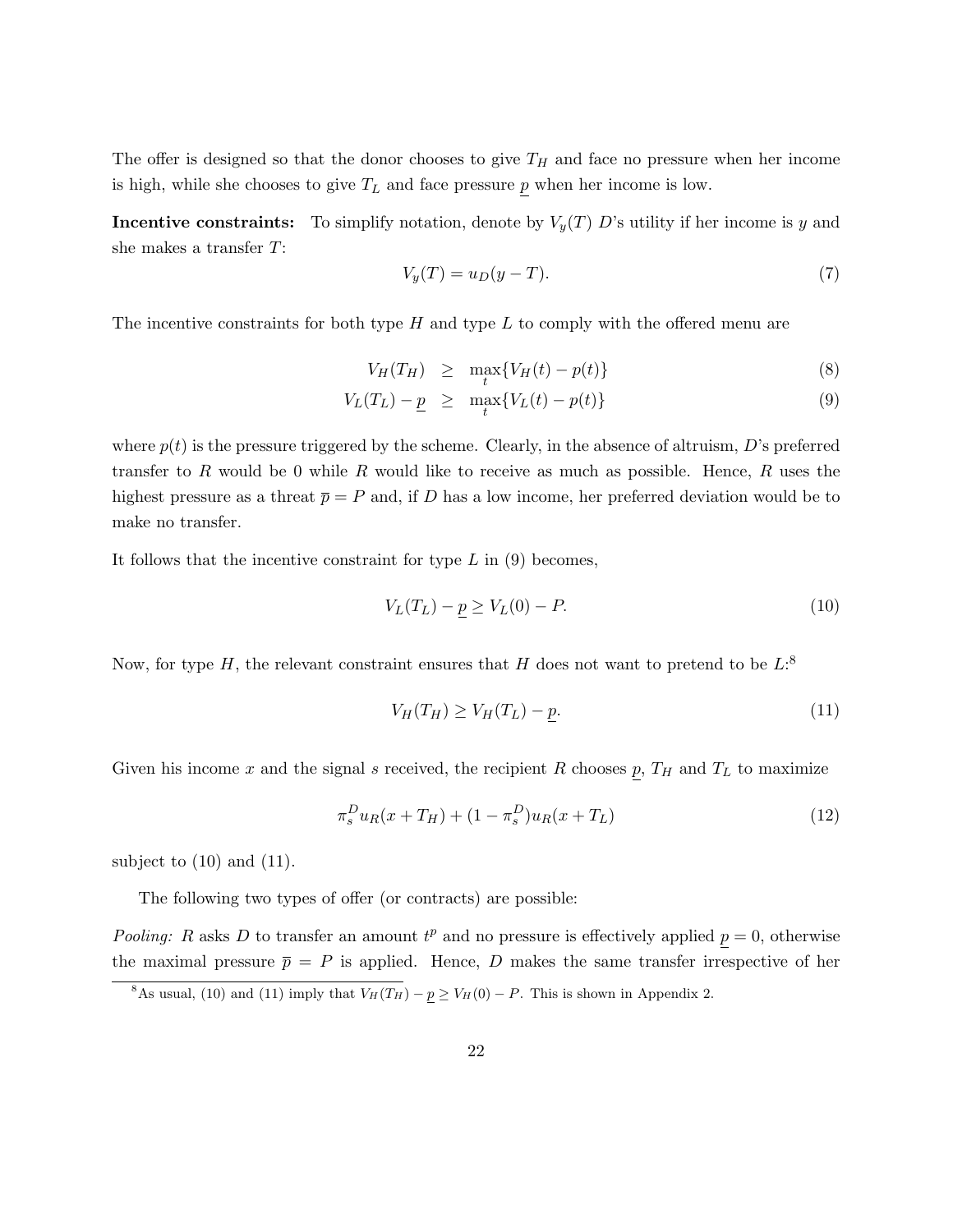The offer is designed so that the donor chooses to give $T_H$ and face no pressure when her income is high, while she chooses to give $T_L$ and face pressure $\underline{p}$ when her income is low.

**Incentive constraints:** To simplify notation, denote by $V_y(T)$ $D$'s utility if her income is $y$ and she makes a transfer $T$:

$$V_y(T) = u_D(y - T). \tag{7}$$

The incentive constraints for both type $H$ and type $L$ to comply with the offered menu are

$$V_H(T_H) \geq \max_t \{V_H(t) - p(t)\} \tag{8}$$

$$V_L(T_L) - \underline{p} \geq \max_t \{V_L(t) - p(t)\} \tag{9}$$

where $p(t)$ is the pressure triggered by the scheme. Clearly, in the absence of altruism, $D$'s preferred transfer to $R$ would be 0 while $R$ would like to receive as much as possible. Hence, $R$ uses the highest pressure as a threat $\overline{p} = P$ and, if $D$ has a low income, her preferred deviation would be to make no transfer.

It follows that the incentive constraint for type $L$ in (9) becomes,

$$V_L(T_L) - \underline{p} \geq V_L(0) - P. \tag{10}$$

Now, for type $H$, the relevant constraint ensures that $H$ does not want to pretend to be $L$:[8]

$$V_H(T_H) \geq V_H(T_L) - \underline{p}. \tag{11}$$

Given his income $x$ and the signal $s$ received, the recipient $R$ chooses $\underline{p}$, $T_H$ and $T_L$ to maximize

$$\pi_s^D u_R(x + T_H) + (1 - \pi_s^D) u_R(x + T_L) \tag{12}$$

subject to (10) and (11).

The following two types of offer (or contracts) are possible:

*Pooling:* $R$ asks $D$ to transfer an amount $t^p$ and no pressure is effectively applied $\underline{p} = 0$, otherwise the maximal pressure $\overline{p} = P$ is applied. Hence, $D$ makes the same transfer irrespective of her

[8] As usual, (10) and (11) imply that $V_H(T_H) - \underline{p} \geq V_H(0) - P$. This is shown in Appendix 2.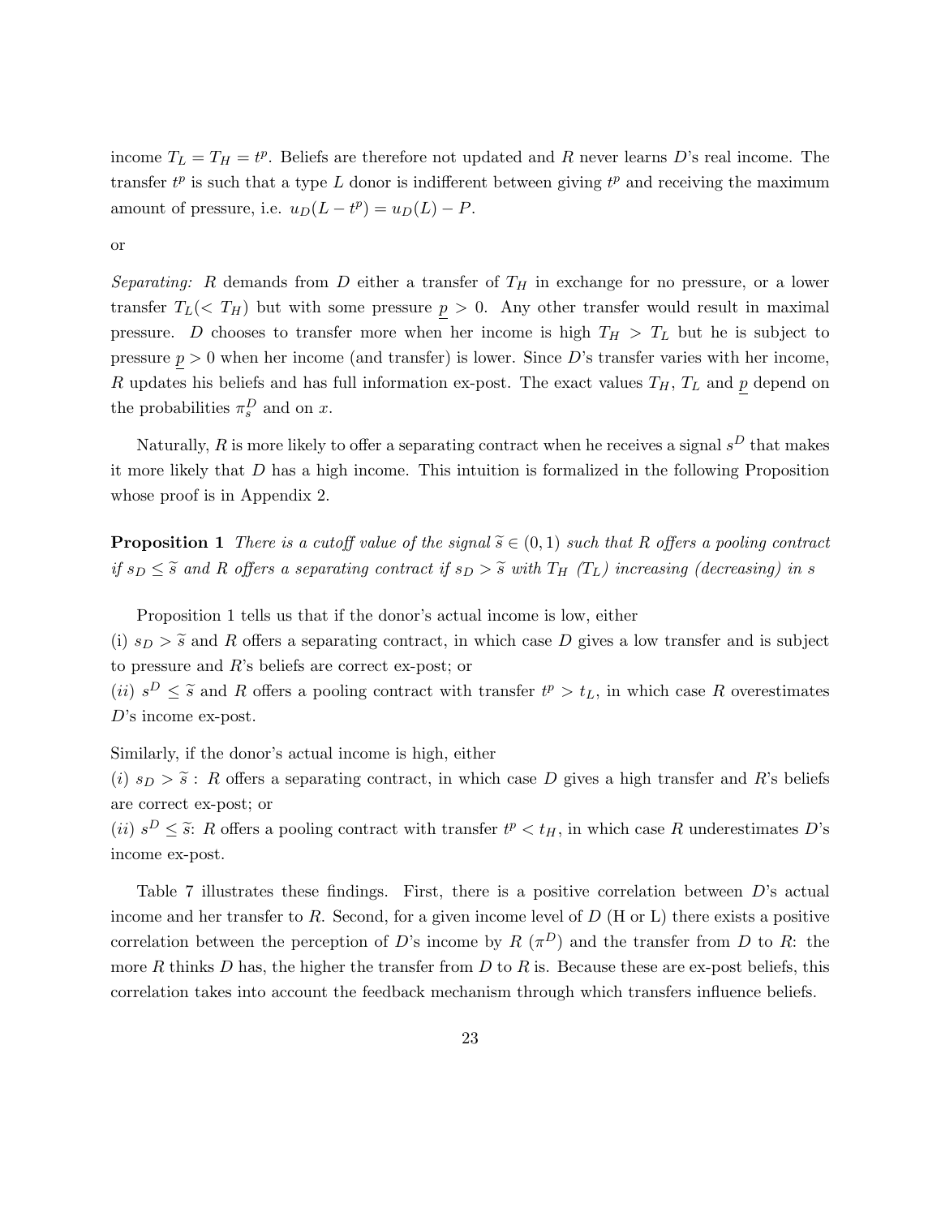income $T_L = T_H = t^p$. Beliefs are therefore not updated and $R$ never learns $D$'s real income. The transfer $t^p$ is such that a type $L$ donor is indifferent between giving $t^p$ and receiving the maximum amount of pressure, i.e. $u_D(L - t^p) = u_D(L) - P$.

or

*Separating:* $R$ demands from $D$ either a transfer of $T_H$ in exchange for no pressure, or a lower transfer $T_L (< T_H)$ but with some pressure $\underline{p} > 0$. Any other transfer would result in maximal pressure. $D$ chooses to transfer more when her income is high $T_H > T_L$ but he is subject to pressure $\underline{p} > 0$ when her income (and transfer) is lower. Since $D$'s transfer varies with her income, $R$ updates his beliefs and has full information ex-post. The exact values $T_H$, $T_L$ and $\underline{p}$ depend on the probabilities $\pi_s^D$ and on $x$.

Naturally, $R$ is more likely to offer a separating contract when he receives a signal $s^D$ that makes it more likely that $D$ has a high income. This intuition is formalized in the following Proposition whose proof is in Appendix 2.

**Proposition 1** *There is a cutoff value of the signal $\widetilde{s} \in (0, 1)$ such that R offers a pooling contract if $s_D \leq \widetilde{s}$ and R offers a separating contract if $s_D > \widetilde{s}$ with $T_H$ ($T_L$) increasing (decreasing) in s*

Proposition 1 tells us that if the donor's actual income is low, either
(i) $s_D > \widetilde{s}$ and $R$ offers a separating contract, in which case $D$ gives a low transfer and is subject to pressure and $R$'s beliefs are correct ex-post; or
(*ii*) $s^D \leq \widetilde{s}$ and $R$ offers a pooling contract with transfer $t^p > t_L$, in which case $R$ overestimates $D$'s income ex-post.

Similarly, if the donor's actual income is high, either
(*i*) $s_D > \widetilde{s}$ : $R$ offers a separating contract, in which case $D$ gives a high transfer and $R$'s beliefs are correct ex-post; or
(*ii*) $s^D \leq \widetilde{s}$: $R$ offers a pooling contract with transfer $t^p < t_H$, in which case $R$ underestimates $D$'s income ex-post.

Table 7 illustrates these findings. First, there is a positive correlation between $D$'s actual income and her transfer to $R$. Second, for a given income level of $D$ (H or L) there exists a positive correlation between the perception of $D$'s income by $R$ ($\pi^D$) and the transfer from $D$ to $R$: the more $R$ thinks $D$ has, the higher the transfer from $D$ to $R$ is. Because these are ex-post beliefs, this correlation takes into account the feedback mechanism through which transfers influence beliefs.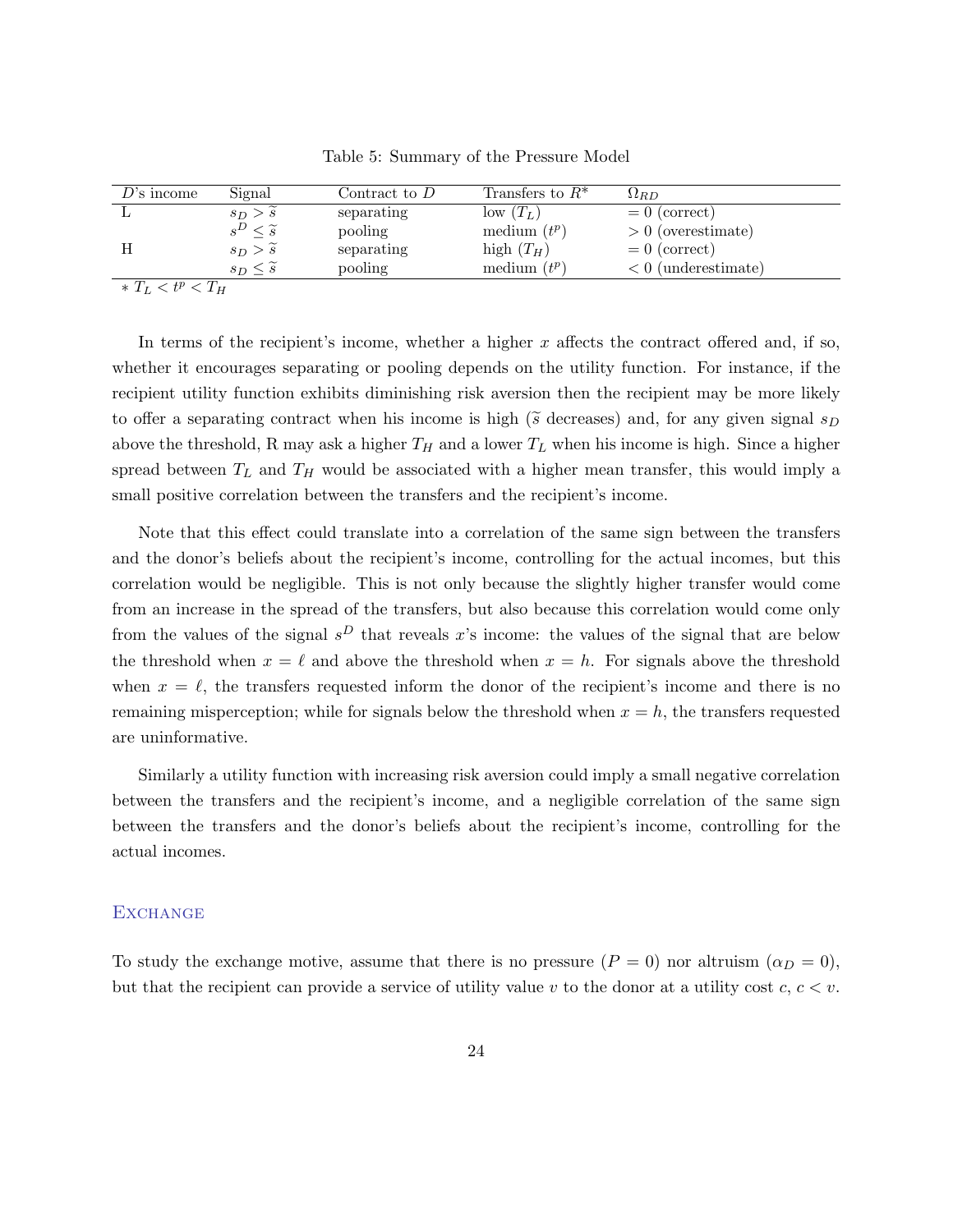Table 5: Summary of the Pressure Model

| $D$'s income | Signal | Contract to $D$ | Transfers to $R$* | $\Omega_{RD}$ |
|---|---|---|---|---|
| L | $s_D > \widetilde{s}$ | separating | low ($T_L$) | $= 0$ (correct) |
| | $s^D \leq \widetilde{s}$ | pooling | medium ($t^p$) | $> 0$ (overestimate) |
| H | $s_D > \widetilde{s}$ | separating | high ($T_H$) | $= 0$ (correct) |
| | $s_D \leq \widetilde{s}$ | pooling | medium ($t^p$) | $< 0$ (underestimate) |

$*$ $T_L < t^p < T_H$

In terms of the recipient's income, whether a higher $x$ affects the contract offered and, if so, whether it encourages separating or pooling depends on the utility function. For instance, if the recipient utility function exhibits diminishing risk aversion then the recipient may be more likely to offer a separating contract when his income is high ($\widetilde{s}$ decreases) and, for any given signal $s_D$ above the threshold, R may ask a higher $T_H$ and a lower $T_L$ when his income is high. Since a higher spread between $T_L$ and $T_H$ would be associated with a higher mean transfer, this would imply a small positive correlation between the transfers and the recipient's income.

Note that this effect could translate into a correlation of the same sign between the transfers and the donor's beliefs about the recipient's income, controlling for the actual incomes, but this correlation would be negligible. This is not only because the slightly higher transfer would come from an increase in the spread of the transfers, but also because this correlation would come only from the values of the signal $s^D$ that reveals $x$'s income: the values of the signal that are below the threshold when $x = \ell$ and above the threshold when $x = h$. For signals above the threshold when $x = \ell$, the transfers requested inform the donor of the recipient's income and there is no remaining misperception; while for signals below the threshold when $x = h$, the transfers requested are uninformative.

Similarly a utility function with increasing risk aversion could imply a small negative correlation between the transfers and the recipient's income, and a negligible correlation of the same sign between the transfers and the donor's beliefs about the recipient's income, controlling for the actual incomes.

### Exchange

To study the exchange motive, assume that there is no pressure ($P = 0$) nor altruism ($\alpha_D = 0$), but that the recipient can provide a service of utility value $v$ to the donor at a utility cost $c$, $c < v$.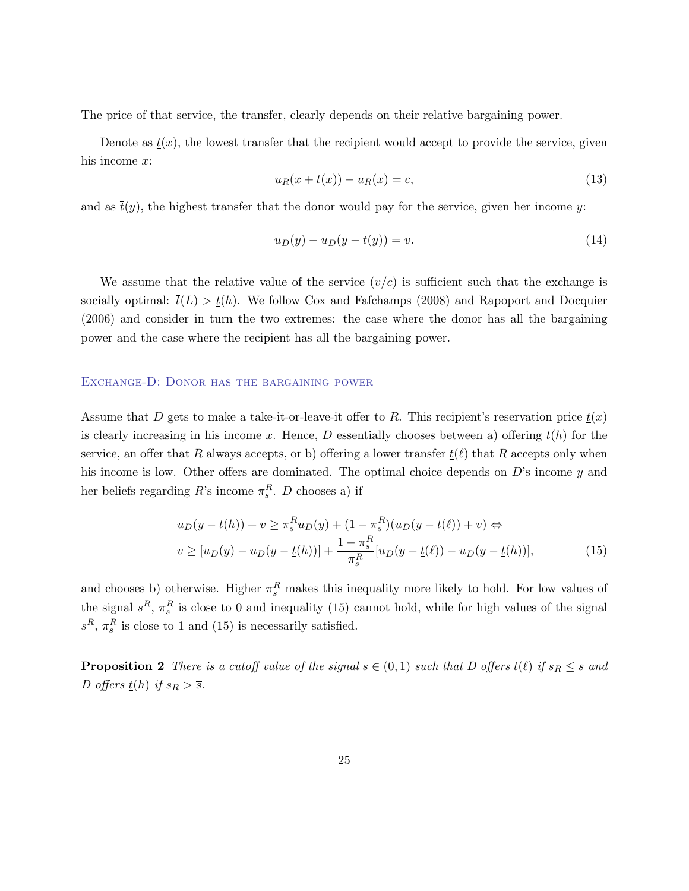The price of that service, the transfer, clearly depends on their relative bargaining power.

Denote as $\underline{t}(x)$, the lowest transfer that the recipient would accept to provide the service, given his income $x$:

$$u_R(x + \underline{t}(x)) - u_R(x) = c, \tag{13}$$

and as $\overline{t}(y)$, the highest transfer that the donor would pay for the service, given her income $y$:

$$u_D(y) - u_D(y - \overline{t}(y)) = v. \tag{14}$$

We assume that the relative value of the service $(v/c)$ is sufficient such that the exchange is socially optimal: $\overline{t}(L) > \underline{t}(h)$. We follow Cox and Fafchamps (2008) and Rapoport and Docquier (2006) and consider in turn the two extremes: the case where the donor has all the bargaining power and the case where the recipient has all the bargaining power.

### Exchange-D: Donor has the bargaining power

Assume that $D$ gets to make a take-it-or-leave-it offer to $R$. This recipient's reservation price $\underline{t}(x)$ is clearly increasing in his income $x$. Hence, $D$ essentially chooses between a) offering $\underline{t}(h)$ for the service, an offer that $R$ always accepts, or b) offering a lower transfer $\underline{t}(\ell)$ that $R$ accepts only when his income is low. Other offers are dominated. The optimal choice depends on $D$'s income $y$ and her beliefs regarding $R$'s income $\pi_s^R$. $D$ chooses a) if

$$\begin{aligned} &u_D(y - \underline{t}(h)) + v \geq \pi_s^R u_D(y) + (1 - \pi_s^R)(u_D(y - \underline{t}(\ell)) + v) \Leftrightarrow \\ &v \geq [u_D(y) - u_D(y - \underline{t}(h))] + \frac{1 - \pi_s^R}{\pi_s^R}[u_D(y - \underline{t}(\ell)) - u_D(y - \underline{t}(h))], \end{aligned} \tag{15}$$

and chooses b) otherwise. Higher $\pi_s^R$ makes this inequality more likely to hold. For low values of the signal $s^R$, $\pi_s^R$ is close to 0 and inequality (15) cannot hold, while for high values of the signal $s^R$, $\pi_s^R$ is close to 1 and (15) is necessarily satisfied.

**Proposition 2** *There is a cutoff value of the signal $\overline{s} \in (0, 1)$ such that D offers $\underline{t}(\ell)$ if $s_R \leq \overline{s}$ and D offers $\underline{t}(h)$ if $s_R > \overline{s}$.*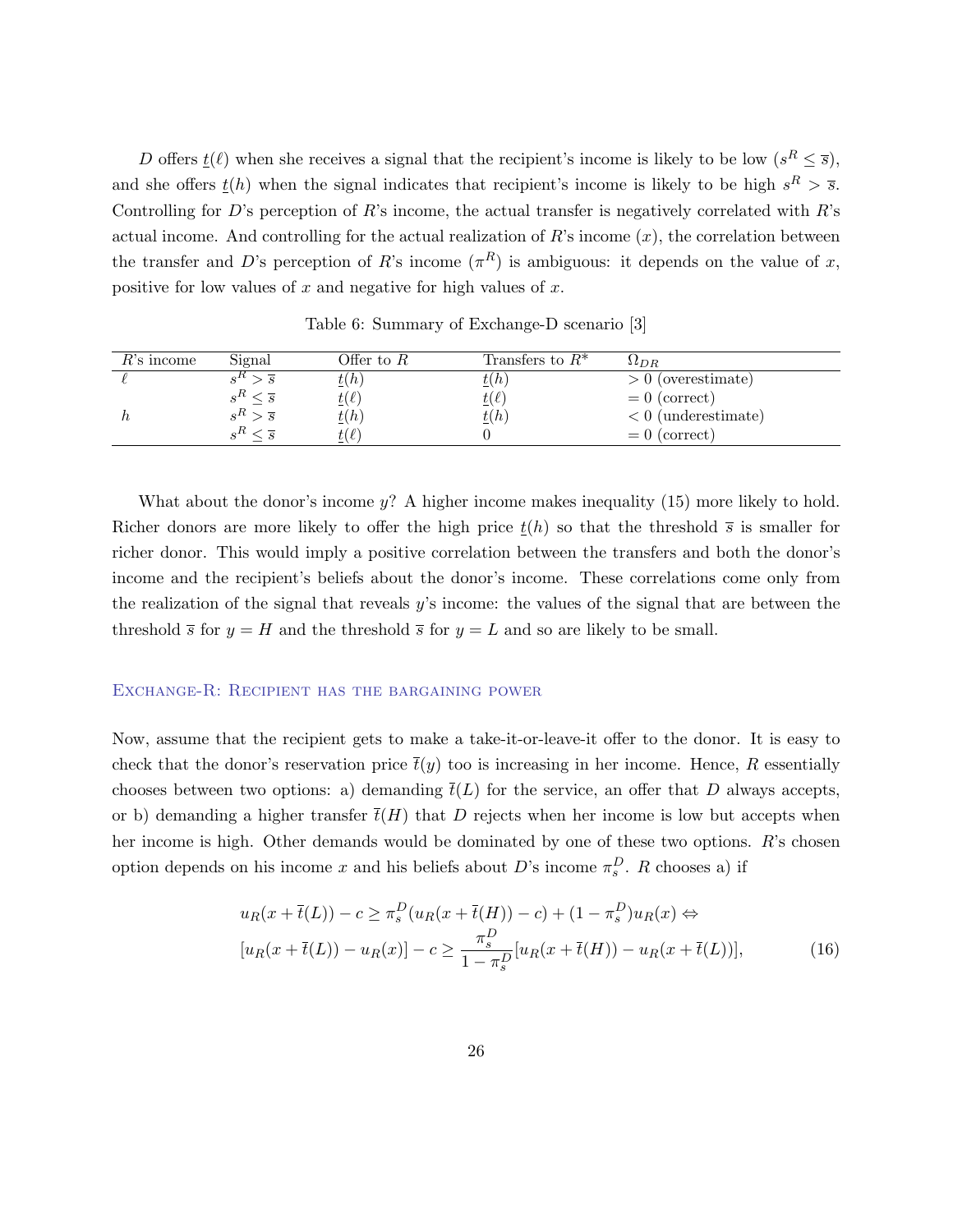$D$ offers $\underline{t}(\ell)$ when she receives a signal that the recipient's income is likely to be low ($s^R \leq \overline{s}$), and she offers $\underline{t}(h)$ when the signal indicates that recipient's income is likely to be high $s^R > \overline{s}$. Controlling for $D$'s perception of $R$'s income, the actual transfer is negatively correlated with $R$'s actual income. And controlling for the actual realization of $R$'s income ($x$), the correlation between the transfer and $D$'s perception of $R$'s income ($\pi^R$) is ambiguous: it depends on the value of $x$, positive for low values of $x$ and negative for high values of $x$.

Table 6: Summary of Exchange-D scenario [3]

| $R$'s income | Signal | Offer to $R$ | Transfers to $R^*$ | $\Omega_{DR}$ |
|---|---|---|---|---|
| $\ell$ | $s^R > \overline{s}$ | $\underline{t}(h)$ | $\underline{t}(h)$ | $> 0$ (overestimate) |
| | $s^R \leq \overline{s}$ | $\underline{t}(\ell)$ | $\underline{t}(\ell)$ | $= 0$ (correct) |
| $h$ | $s^R > \overline{s}$ | $\underline{t}(h)$ | $\underline{t}(h)$ | $< 0$ (underestimate) |
| | $s^R \leq \overline{s}$ | $\underline{t}(\ell)$ | 0 | $= 0$ (correct) |

What about the donor's income $y$? A higher income makes inequality (15) more likely to hold. Richer donors are more likely to offer the high price $\underline{t}(h)$ so that the threshold $\overline{s}$ is smaller for richer donor. This would imply a positive correlation between the transfers and both the donor's income and the recipient's beliefs about the donor's income. These correlations come only from the realization of the signal that reveals $y$'s income: the values of the signal that are between the threshold $\overline{s}$ for $y = H$ and the threshold $\overline{s}$ for $y = L$ and so are likely to be small.

### Exchange-R: Recipient has the bargaining power

Now, assume that the recipient gets to make a take-it-or-leave-it offer to the donor. It is easy to check that the donor's reservation price $\overline{t}(y)$ too is increasing in her income. Hence, $R$ essentially chooses between two options: a) demanding $\overline{t}(L)$ for the service, an offer that $D$ always accepts, or b) demanding a higher transfer $\overline{t}(H)$ that $D$ rejects when her income is low but accepts when her income is high. Other demands would be dominated by one of these two options. $R$'s chosen option depends on his income $x$ and his beliefs about $D$'s income $\pi_s^D$. $R$ chooses a) if

$$
\begin{aligned}
& u_R(x + \overline{t}(L)) - c \geq \pi_s^D (u_R(x + \overline{t}(H)) - c) + (1 - \pi_s^D) u_R(x) \Leftrightarrow \\
& [u_R(x + \overline{t}(L)) - u_R(x)] - c \geq \frac{\pi_s^D}{1 - \pi_s^D} [u_R(x + \overline{t}(H)) - u_R(x + \overline{t}(L))], \qquad (16)
\end{aligned}
$$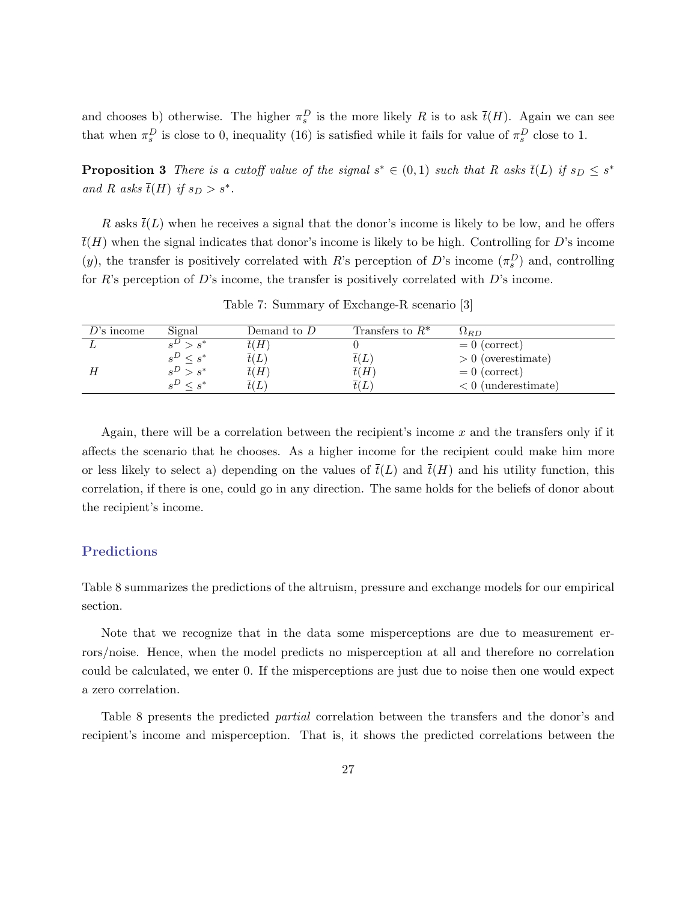and chooses b) otherwise. The higher $\pi_s^D$ is the more likely $R$ is to ask $\bar{t}(H)$. Again we can see that when $\pi_s^D$ is close to 0, inequality (16) is satisfied while it fails for value of $\pi_s^D$ close to 1.

**Proposition 3** *There is a cutoff value of the signal $s^* \in (0,1)$ such that $R$ asks $\bar{t}(L)$ if $s_D \leq s^*$ and $R$ asks $\bar{t}(H)$ if $s_D > s^*$.*

$R$ asks $\bar{t}(L)$ when he receives a signal that the donor's income is likely to be low, and he offers $\bar{t}(H)$ when the signal indicates that donor's income is likely to be high. Controlling for $D$'s income ($y$), the transfer is positively correlated with $R$'s perception of $D$'s income ($\pi_s^D$) and, controlling for $R$'s perception of $D$'s income, the transfer is positively correlated with $D$'s income.

Table 7: Summary of Exchange-R scenario [3]

| $D$'s income | Signal | Demand to $D$ | Transfers to $R^*$ | $\Omega_{RD}$ |
|---|---|---|---|---|
| $L$ | $s^D > s^*$ | $\bar{t}(H)$ | 0 | $= 0$ (correct) |
| | $s^D \leq s^*$ | $\bar{t}(L)$ | $\bar{t}(L)$ | $> 0$ (overestimate) |
| $H$ | $s^D > s^*$ | $\bar{t}(H)$ | $\bar{t}(H)$ | $= 0$ (correct) |
| | $s^D \leq s^*$ | $\bar{t}(L)$ | $\bar{t}(L)$ | $< 0$ (underestimate) |

Again, there will be a correlation between the recipient's income $x$ and the transfers only if it affects the scenario that he chooses. As a higher income for the recipient could make him more or less likely to select a) depending on the values of $\bar{t}(L)$ and $\bar{t}(H)$ and his utility function, this correlation, if there is one, could go in any direction. The same holds for the beliefs of donor about the recipient's income.

## Predictions

Table 8 summarizes the predictions of the altruism, pressure and exchange models for our empirical section.

Note that we recognize that in the data some misperceptions are due to measurement errors/noise. Hence, when the model predicts no misperception at all and therefore no correlation could be calculated, we enter 0. If the misperceptions are just due to noise then one would expect a zero correlation.

Table 8 presents the predicted *partial* correlation between the transfers and the donor's and recipient's income and misperception. That is, it shows the predicted correlations between the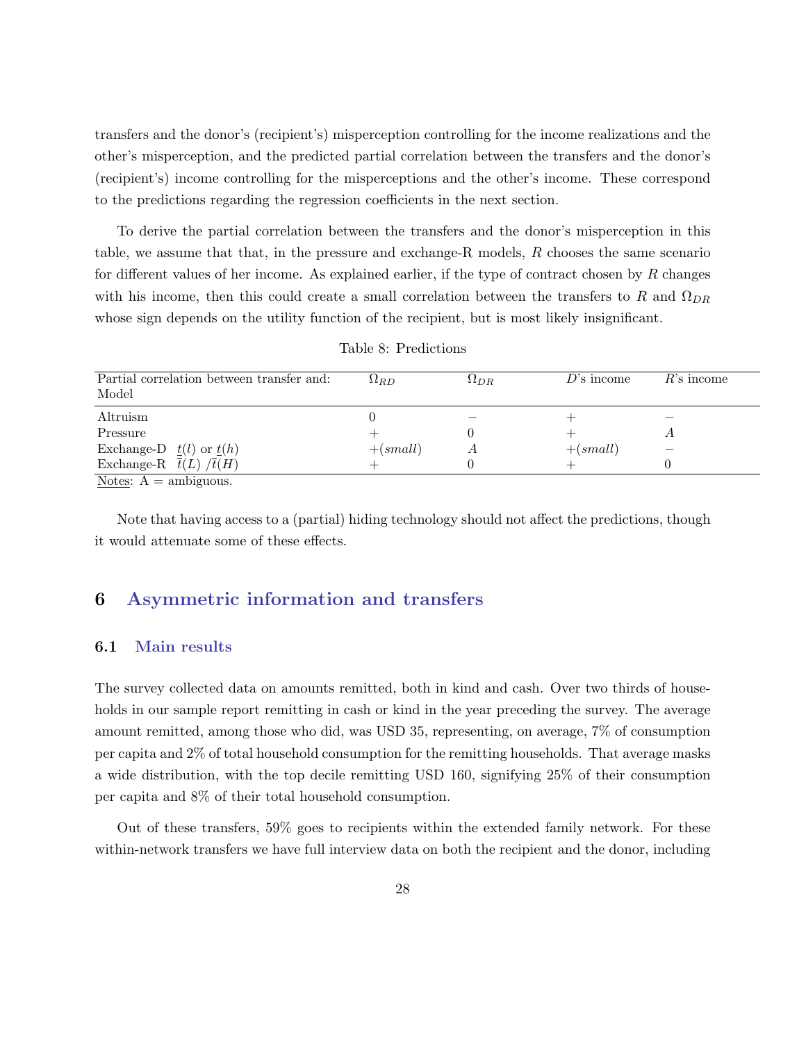transfers and the donor's (recipient's) misperception controlling for the income realizations and the other's misperception, and the predicted partial correlation between the transfers and the donor's (recipient's) income controlling for the misperceptions and the other's income. These correspond to the predictions regarding the regression coefficients in the next section.

To derive the partial correlation between the transfers and the donor's misperception in this table, we assume that that, in the pressure and exchange-R models, $R$ chooses the same scenario for different values of her income. As explained earlier, if the type of contract chosen by $R$ changes with his income, then this could create a small correlation between the transfers to $R$ and $\Omega_{DR}$ whose sign depends on the utility function of the recipient, but is most likely insignificant.

Table 8: Predictions

| Partial correlation between transfer and: Model | $\Omega_{RD}$ | $\Omega_{DR}$ | $D$'s income | $R$'s income |
|---|---|---|---|---|
| Altruism | 0 | $-$ | $+$ | $-$ |
| Pressure | $+$ | 0 | $+$ | $A$ |
| Exchange-D $\underline{t}(l)$ or $\underline{t}(h)$ | $+(small)$ | $A$ | $+(small)$ | $-$ |
| Exchange-R $\bar{t}(L)$ /$\bar{t}(H)$ | $+$ | 0 | $+$ | 0 |

Notes: A = ambiguous.

Note that having access to a (partial) hiding technology should not affect the predictions, though it would attenuate some of these effects.

## 6 Asymmetric information and transfers

### 6.1 Main results

The survey collected data on amounts remitted, both in kind and cash. Over two thirds of households in our sample report remitting in cash or kind in the year preceding the survey. The average amount remitted, among those who did, was USD 35, representing, on average, 7% of consumption per capita and 2% of total household consumption for the remitting households. That average masks a wide distribution, with the top decile remitting USD 160, signifying 25% of their consumption per capita and 8% of their total household consumption.

Out of these transfers, 59% goes to recipients within the extended family network. For these within-network transfers we have full interview data on both the recipient and the donor, including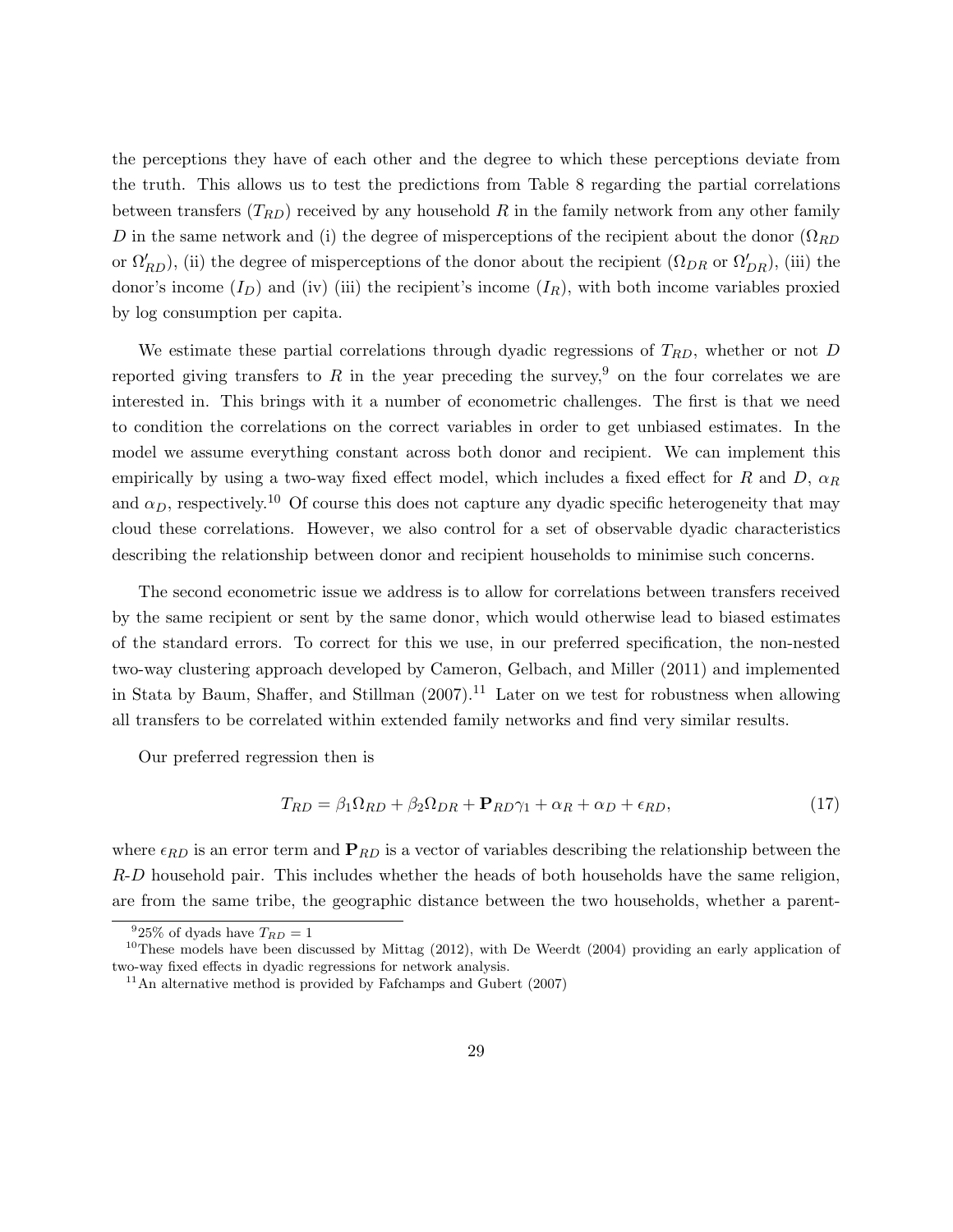the perceptions they have of each other and the degree to which these perceptions deviate from the truth. This allows us to test the predictions from Table 8 regarding the partial correlations between transfers ($T_{RD}$) received by any household $R$ in the family network from any other family $D$ in the same network and (i) the degree of misperceptions of the recipient about the donor ($\Omega_{RD}$ or $\Omega'_{RD}$), (ii) the degree of misperceptions of the donor about the recipient ($\Omega_{DR}$ or $\Omega'_{DR}$), (iii) the donor's income ($I_D$) and (iv) (iii) the recipient's income ($I_R$), with both income variables proxied by log consumption per capita.

We estimate these partial correlations through dyadic regressions of $T_{RD}$, whether or not $D$ reported giving transfers to $R$ in the year preceding the survey,[9] on the four correlates we are interested in. This brings with it a number of econometric challenges. The first is that we need to condition the correlations on the correct variables in order to get unbiased estimates. In the model we assume everything constant across both donor and recipient. We can implement this empirically by using a two-way fixed effect model, which includes a fixed effect for $R$ and $D$, $\alpha_R$ and $\alpha_D$, respectively.[10] Of course this does not capture any dyadic specific heterogeneity that may cloud these correlations. However, we also control for a set of observable dyadic characteristics describing the relationship between donor and recipient households to minimise such concerns.

The second econometric issue we address is to allow for correlations between transfers received by the same recipient or sent by the same donor, which would otherwise lead to biased estimates of the standard errors. To correct for this we use, in our preferred specification, the non-nested two-way clustering approach developed by Cameron, Gelbach, and Miller (2011) and implemented in Stata by Baum, Shaffer, and Stillman (2007).[11] Later on we test for robustness when allowing all transfers to be correlated within extended family networks and find very similar results.

Our preferred regression then is

$$T_{RD} = \beta_1 \Omega_{RD} + \beta_2 \Omega_{DR} + \mathbf{P}_{RD}\gamma_1 + \alpha_R + \alpha_D + \epsilon_{RD}, \tag{17}$$

where $\epsilon_{RD}$ is an error term and $\mathbf{P}_{RD}$ is a vector of variables describing the relationship between the $R$-$D$ household pair. This includes whether the heads of both households have the same religion, are from the same tribe, the geographic distance between the two households, whether a parent-

[9] 25% of dyads have $T_{RD} = 1$

[10] These models have been discussed by Mittag (2012), with De Weerdt (2004) providing an early application of two-way fixed effects in dyadic regressions for network analysis.

[11] An alternative method is provided by Fafchamps and Gubert (2007)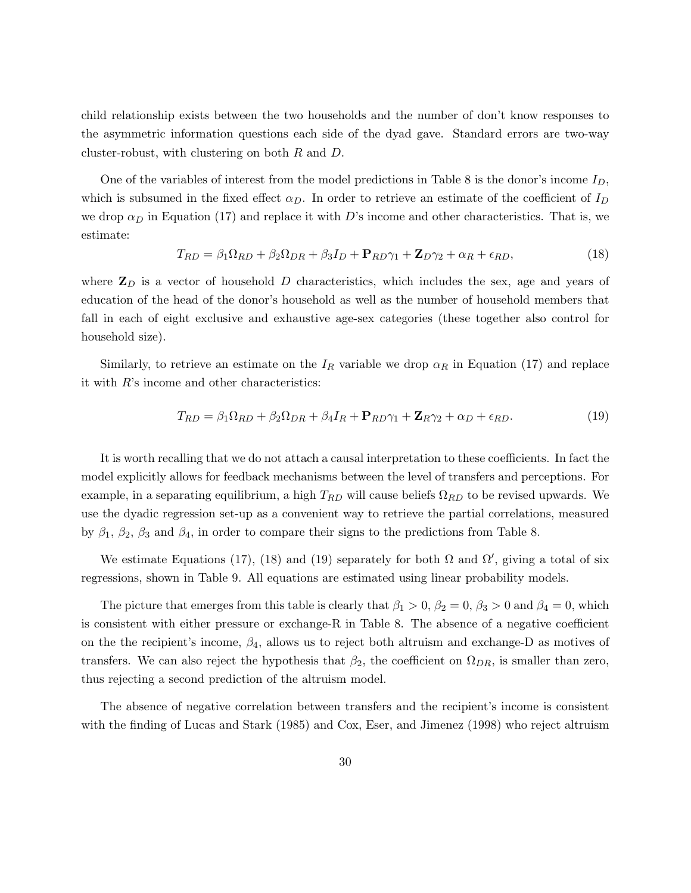child relationship exists between the two households and the number of don't know responses to the asymmetric information questions each side of the dyad gave. Standard errors are two-way cluster-robust, with clustering on both $R$ and $D$.

One of the variables of interest from the model predictions in Table 8 is the donor's income $I_D$, which is subsumed in the fixed effect $\alpha_D$. In order to retrieve an estimate of the coefficient of $I_D$ we drop $\alpha_D$ in Equation (17) and replace it with $D$'s income and other characteristics. That is, we estimate:

$$T_{RD} = \beta_1 \Omega_{RD} + \beta_2 \Omega_{DR} + \beta_3 I_D + \mathbf{P}_{RD}\gamma_1 + \mathbf{Z}_D \gamma_2 + \alpha_R + \epsilon_{RD}, \tag{18}$$

where $\mathbf{Z}_D$ is a vector of household $D$ characteristics, which includes the sex, age and years of education of the head of the donor's household as well as the number of household members that fall in each of eight exclusive and exhaustive age-sex categories (these together also control for household size).

Similarly, to retrieve an estimate on the $I_R$ variable we drop $\alpha_R$ in Equation (17) and replace it with $R$'s income and other characteristics:

$$T_{RD} = \beta_1 \Omega_{RD} + \beta_2 \Omega_{DR} + \beta_4 I_R + \mathbf{P}_{RD}\gamma_1 + \mathbf{Z}_R \gamma_2 + \alpha_D + \epsilon_{RD}. \tag{19}$$

It is worth recalling that we do not attach a causal interpretation to these coefficients. In fact the model explicitly allows for feedback mechanisms between the level of transfers and perceptions. For example, in a separating equilibrium, a high $T_{RD}$ will cause beliefs $\Omega_{RD}$ to be revised upwards. We use the dyadic regression set-up as a convenient way to retrieve the partial correlations, measured by $\beta_1$, $\beta_2$, $\beta_3$ and $\beta_4$, in order to compare their signs to the predictions from Table 8.

We estimate Equations (17), (18) and (19) separately for both $\Omega$ and $\Omega'$, giving a total of six regressions, shown in Table 9. All equations are estimated using linear probability models.

The picture that emerges from this table is clearly that $\beta_1 > 0$, $\beta_2 = 0$, $\beta_3 > 0$ and $\beta_4 = 0$, which is consistent with either pressure or exchange-R in Table 8. The absence of a negative coefficient on the the recipient's income, $\beta_4$, allows us to reject both altruism and exchange-D as motives of transfers. We can also reject the hypothesis that $\beta_2$, the coefficient on $\Omega_{DR}$, is smaller than zero, thus rejecting a second prediction of the altruism model.

The absence of negative correlation between transfers and the recipient's income is consistent with the finding of Lucas and Stark (1985) and Cox, Eser, and Jimenez (1998) who reject altruism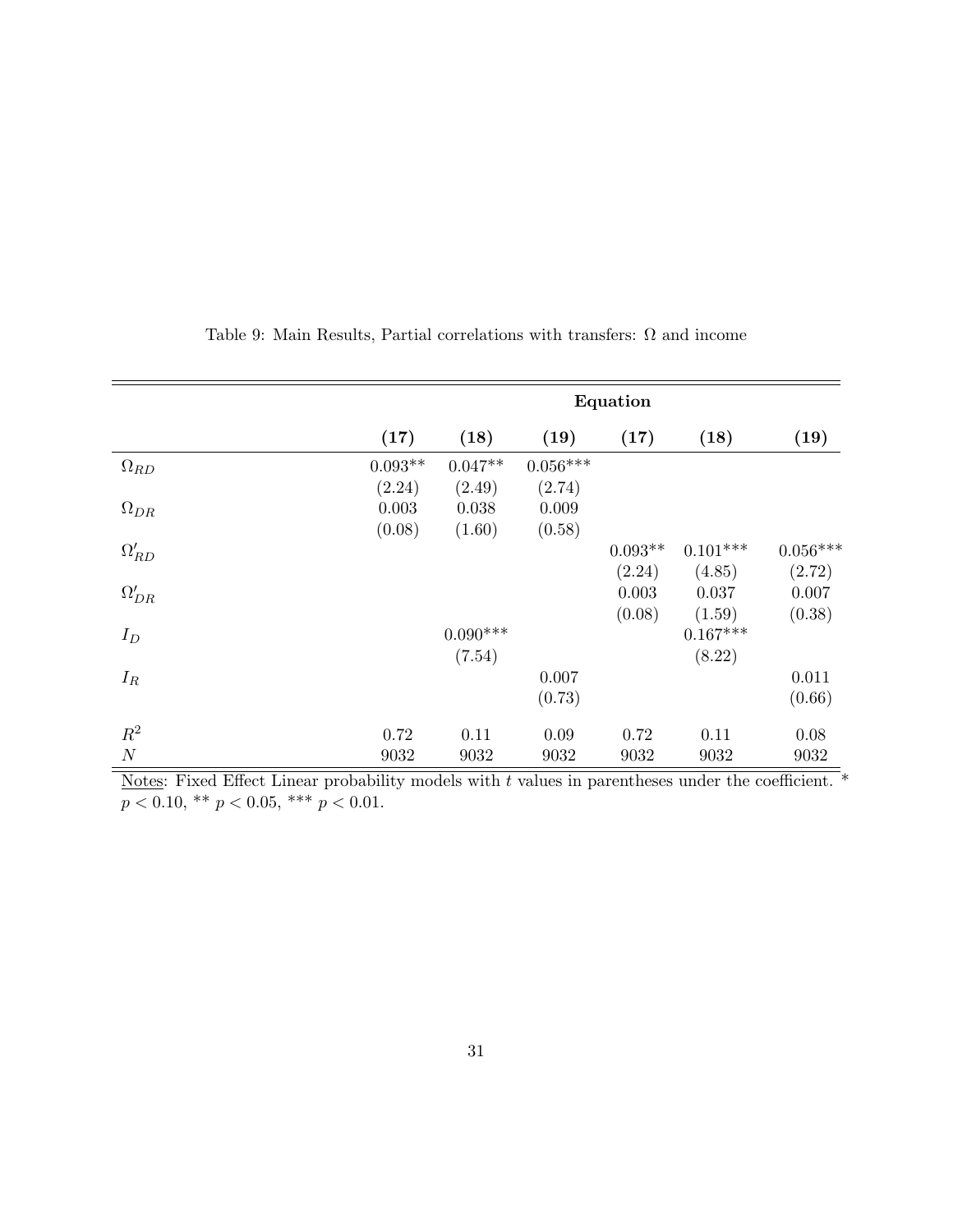Table 9: Main Results, Partial correlations with transfers: $\Omega$ and income

| | Equation | | | | | |
|---|---|---|---|---|---|---|
| | **(17)** | **(18)** | **(19)** | **(17)** | **(18)** | **(19)** |
| $\Omega_{RD}$ | 0.093** | 0.047** | 0.056*** | | | |
| | (2.24) | (2.49) | (2.74) | | | |
| $\Omega_{DR}$ | 0.003 | 0.038 | 0.009 | | | |
| | (0.08) | (1.60) | (0.58) | | | |
| $\Omega'_{RD}$ | | | | 0.093** | 0.101*** | 0.056*** |
| | | | | (2.24) | (4.85) | (2.72) |
| $\Omega'_{DR}$ | | | | 0.003 | 0.037 | 0.007 |
| | | | | (0.08) | (1.59) | (0.38) |
| $I_D$ | | 0.090*** | | | 0.167*** | |
| | | (7.54) | | | (8.22) | |
| $I_R$ | | | 0.007 | | | 0.011 |
| | | | (0.73) | | | (0.66) |
| $R^2$ | 0.72 | 0.11 | 0.09 | 0.72 | 0.11 | 0.08 |
| $N$ | 9032 | 9032 | 9032 | 9032 | 9032 | 9032 |

Notes: Fixed Effect Linear probability models with $t$ values in parentheses under the coefficient. * $p < 0.10$, ** $p < 0.05$, *** $p < 0.01$.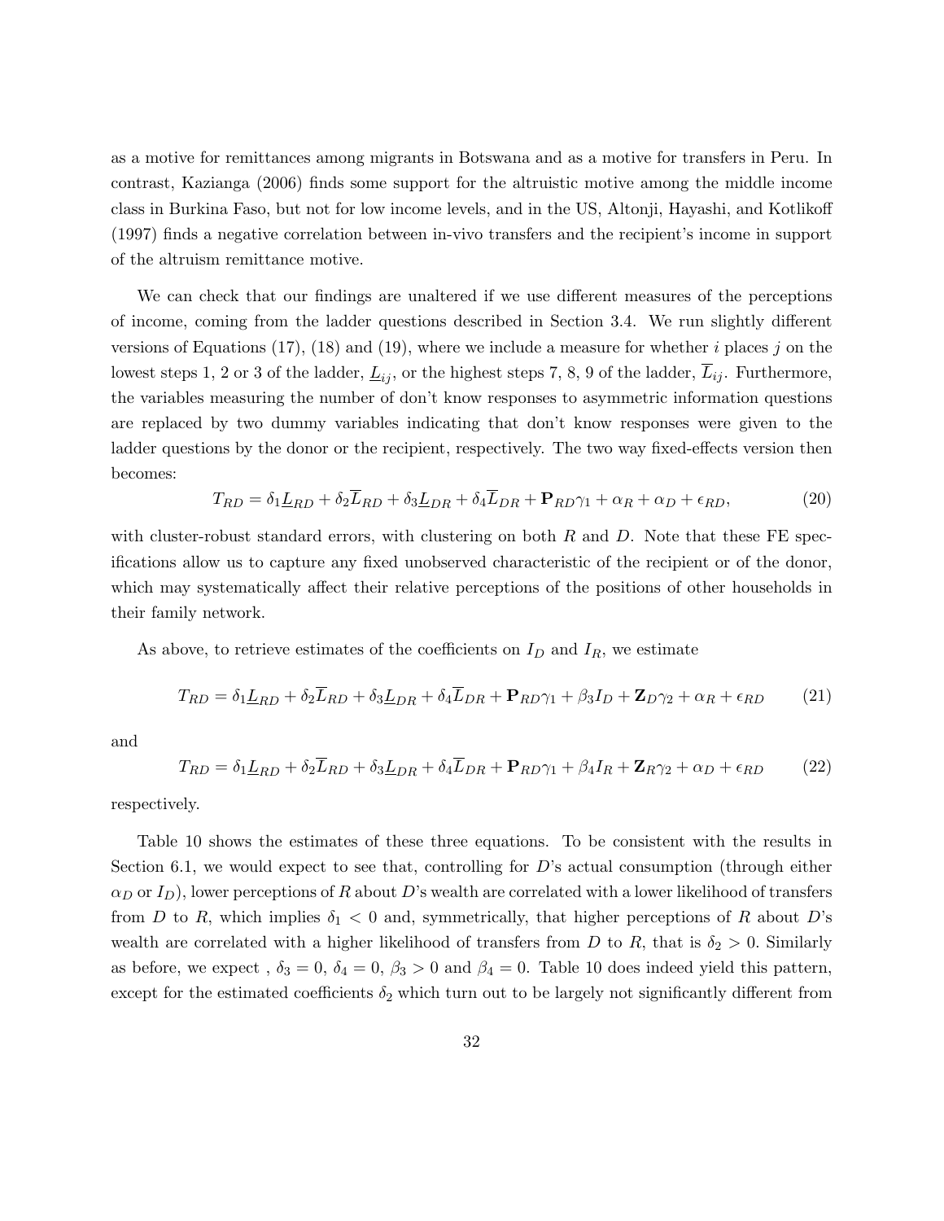as a motive for remittances among migrants in Botswana and as a motive for transfers in Peru. In contrast, Kazianga (2006) finds some support for the altruistic motive among the middle income class in Burkina Faso, but not for low income levels, and in the US, Altonji, Hayashi, and Kotlikoff (1997) finds a negative correlation between in-vivo transfers and the recipient's income in support of the altruism remittance motive.

We can check that our findings are unaltered if we use different measures of the perceptions of income, coming from the ladder questions described in Section 3.4. We run slightly different versions of Equations (17), (18) and (19), where we include a measure for whether $i$ places $j$ on the lowest steps 1, 2 or 3 of the ladder, $\underline{L}_{ij}$, or the highest steps 7, 8, 9 of the ladder, $\overline{L}_{ij}$. Furthermore, the variables measuring the number of don't know responses to asymmetric information questions are replaced by two dummy variables indicating that don't know responses were given to the ladder questions by the donor or the recipient, respectively. The two way fixed-effects version then becomes:

$$T_{RD} = \delta_1 \underline{L}_{RD} + \delta_2 \overline{L}_{RD} + \delta_3 \underline{L}_{DR} + \delta_4 \overline{L}_{DR} + \mathbf{P}_{RD}\gamma_1 + \alpha_R + \alpha_D + \epsilon_{RD}, \tag{20}$$

with cluster-robust standard errors, with clustering on both $R$ and $D$. Note that these FE specifications allow us to capture any fixed unobserved characteristic of the recipient or of the donor, which may systematically affect their relative perceptions of the positions of other households in their family network.

As above, to retrieve estimates of the coefficients on $I_D$ and $I_R$, we estimate

$$T_{RD} = \delta_1 \underline{L}_{RD} + \delta_2 \overline{L}_{RD} + \delta_3 \underline{L}_{DR} + \delta_4 \overline{L}_{DR} + \mathbf{P}_{RD}\gamma_1 + \beta_3 I_D + \mathbf{Z}_D\gamma_2 + \alpha_R + \epsilon_{RD} \tag{21}$$

and

$$T_{RD} = \delta_1 \underline{L}_{RD} + \delta_2 \overline{L}_{RD} + \delta_3 \underline{L}_{DR} + \delta_4 \overline{L}_{DR} + \mathbf{P}_{RD}\gamma_1 + \beta_4 I_R + \mathbf{Z}_R\gamma_2 + \alpha_D + \epsilon_{RD} \tag{22}$$

respectively.

Table 10 shows the estimates of these three equations. To be consistent with the results in Section 6.1, we would expect to see that, controlling for $D$'s actual consumption (through either $\alpha_D$ or $I_D$), lower perceptions of $R$ about $D$'s wealth are correlated with a lower likelihood of transfers from $D$ to $R$, which implies $\delta_1 < 0$ and, symmetrically, that higher perceptions of $R$ about $D$'s wealth are correlated with a higher likelihood of transfers from $D$ to $R$, that is $\delta_2 > 0$. Similarly as before, we expect , $\delta_3 = 0$, $\delta_4 = 0$, $\beta_3 > 0$ and $\beta_4 = 0$. Table 10 does indeed yield this pattern, except for the estimated coefficients $\delta_2$ which turn out to be largely not significantly different from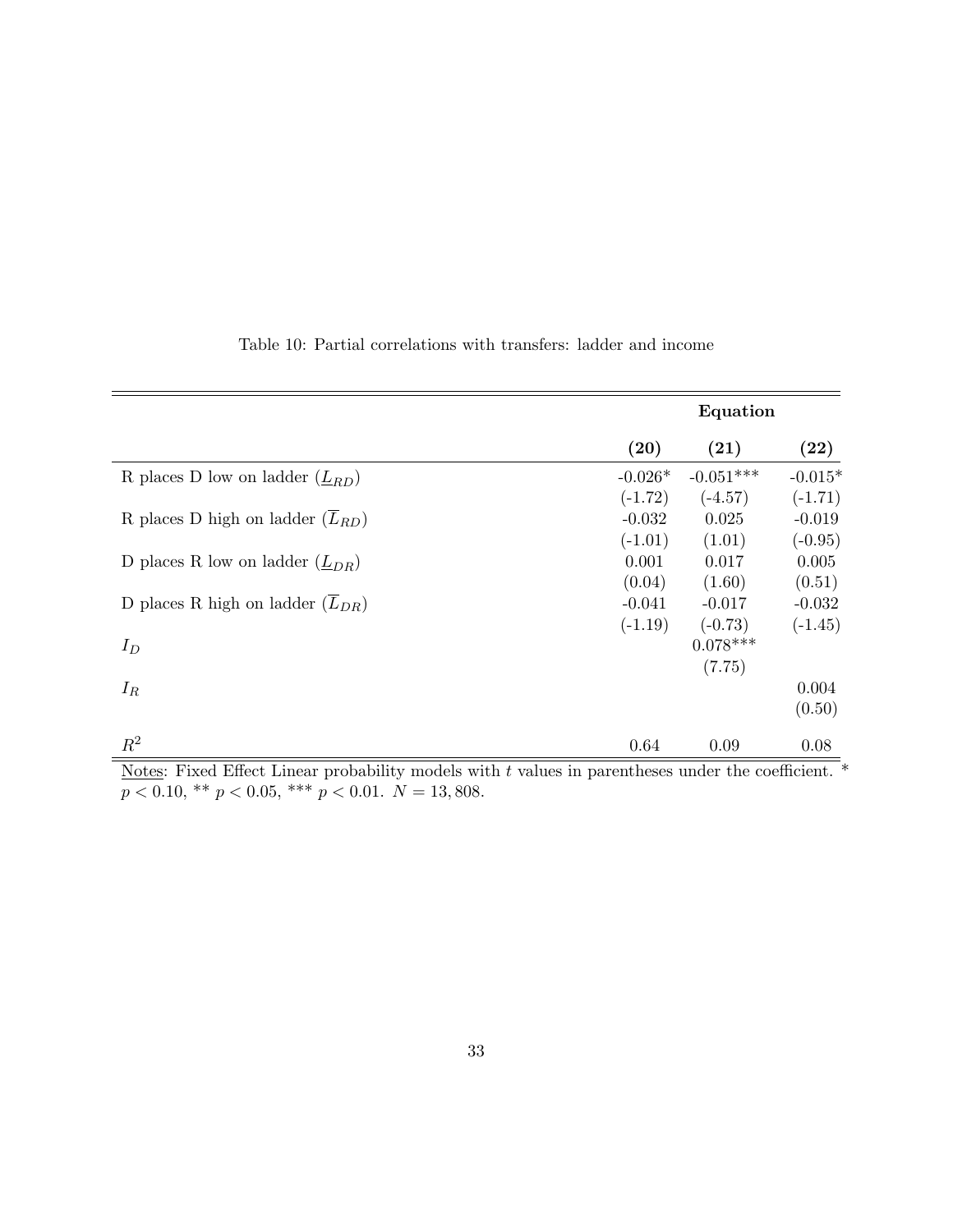Table 10: Partial correlations with transfers: ladder and income

| | Equation | | |
|---|---|---|---|
| | **(20)** | **(21)** | **(22)** |
| R places D low on ladder ($\underline{L}_{RD}$) | -0.026* | -0.051*** | -0.015* |
| | (-1.72) | (-4.57) | (-1.71) |
| R places D high on ladder ($\overline{L}_{RD}$) | -0.032 | 0.025 | -0.019 |
| | (-1.01) | (1.01) | (-0.95) |
| D places R low on ladder ($\underline{L}_{DR}$) | 0.001 | 0.017 | 0.005 |
| | (0.04) | (1.60) | (0.51) |
| D places R high on ladder ($\overline{L}_{DR}$) | -0.041 | -0.017 | -0.032 |
| | (-1.19) | (-0.73) | (-1.45) |
| $I_D$ | | 0.078*** | |
| | | (7.75) | |
| $I_R$ | | | 0.004 |
| | | | (0.50) |
| $R^2$ | 0.64 | 0.09 | 0.08 |

Notes: Fixed Effect Linear probability models with $t$ values in parentheses under the coefficient. * $p < 0.10$, ** $p < 0.05$, *** $p < 0.01$. $N = 13,808$.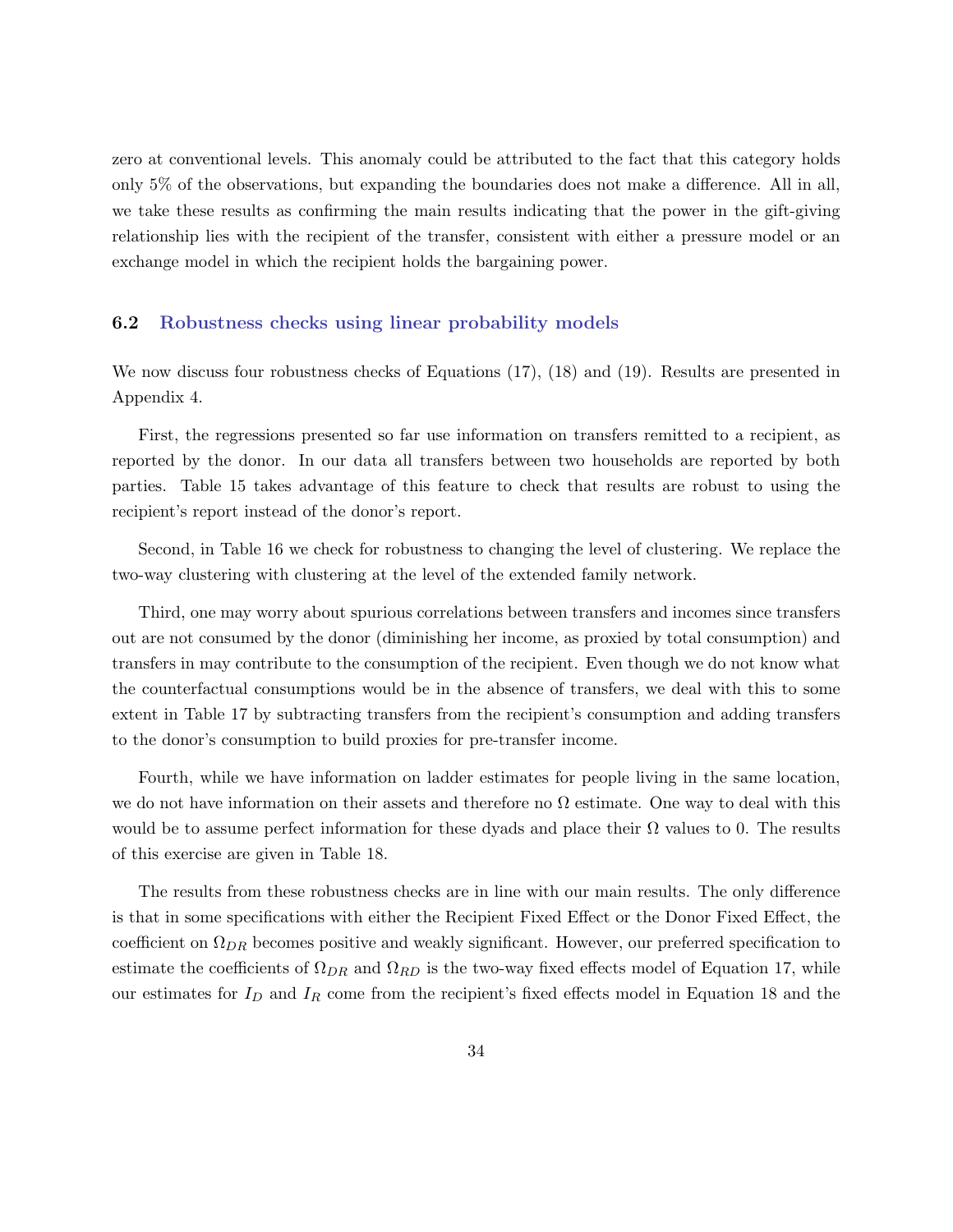zero at conventional levels. This anomaly could be attributed to the fact that this category holds only 5% of the observations, but expanding the boundaries does not make a difference. All in all, we take these results as confirming the main results indicating that the power in the gift-giving relationship lies with the recipient of the transfer, consistent with either a pressure model or an exchange model in which the recipient holds the bargaining power.

### 6.2 Robustness checks using linear probability models

We now discuss four robustness checks of Equations (17), (18) and (19). Results are presented in Appendix 4.

First, the regressions presented so far use information on transfers remitted to a recipient, as reported by the donor. In our data all transfers between two households are reported by both parties. Table 15 takes advantage of this feature to check that results are robust to using the recipient's report instead of the donor's report.

Second, in Table 16 we check for robustness to changing the level of clustering. We replace the two-way clustering with clustering at the level of the extended family network.

Third, one may worry about spurious correlations between transfers and incomes since transfers out are not consumed by the donor (diminishing her income, as proxied by total consumption) and transfers in may contribute to the consumption of the recipient. Even though we do not know what the counterfactual consumptions would be in the absence of transfers, we deal with this to some extent in Table 17 by subtracting transfers from the recipient's consumption and adding transfers to the donor's consumption to build proxies for pre-transfer income.

Fourth, while we have information on ladder estimates for people living in the same location, we do not have information on their assets and therefore no $\Omega$ estimate. One way to deal with this would be to assume perfect information for these dyads and place their $\Omega$ values to 0. The results of this exercise are given in Table 18.

The results from these robustness checks are in line with our main results. The only difference is that in some specifications with either the Recipient Fixed Effect or the Donor Fixed Effect, the coefficient on $\Omega_{DR}$ becomes positive and weakly significant. However, our preferred specification to estimate the coefficients of $\Omega_{DR}$ and $\Omega_{RD}$ is the two-way fixed effects model of Equation 17, while our estimates for $I_D$ and $I_R$ come from the recipient's fixed effects model in Equation 18 and the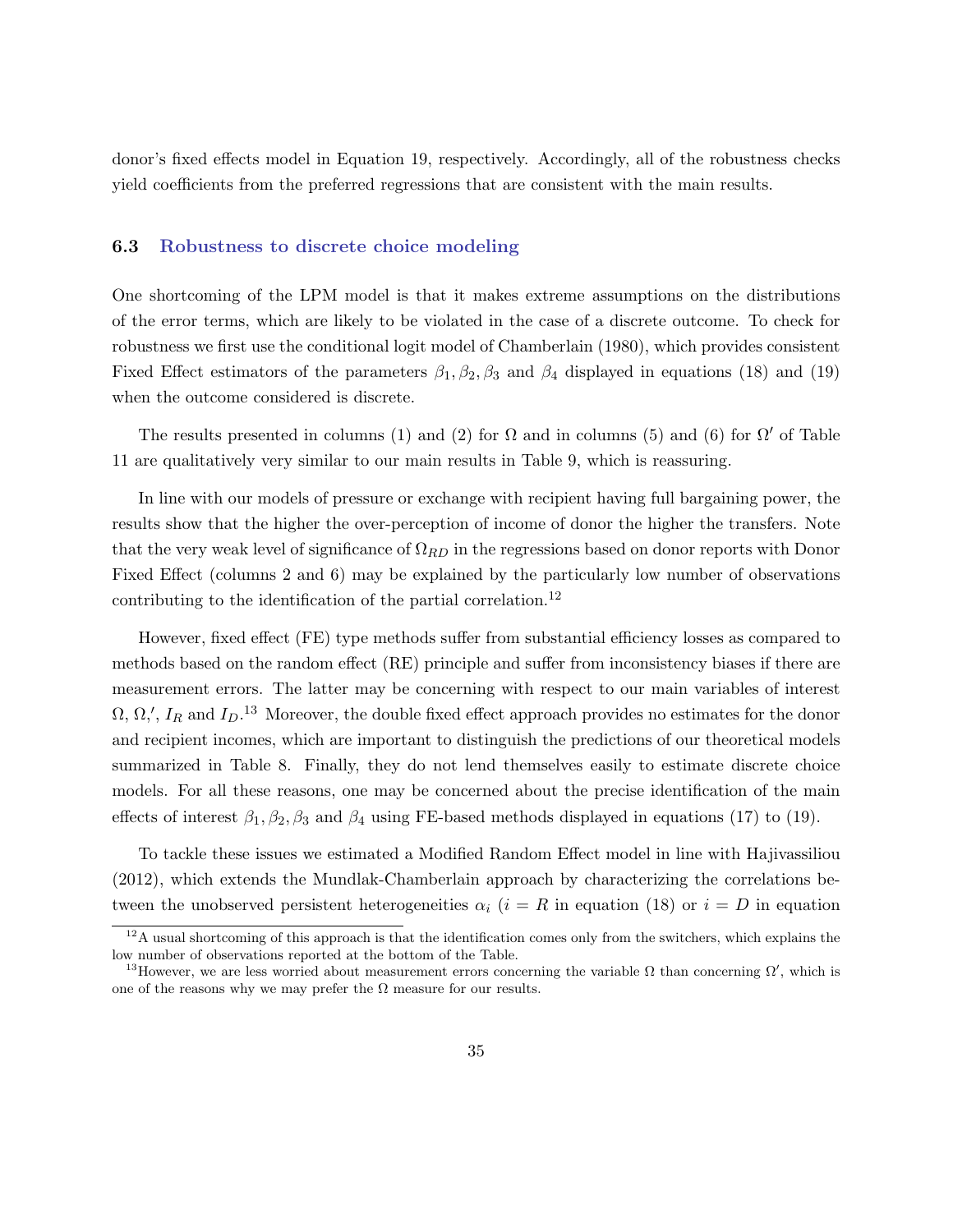donor's fixed effects model in Equation 19, respectively. Accordingly, all of the robustness checks yield coefficients from the preferred regressions that are consistent with the main results.

### 6.3 Robustness to discrete choice modeling

One shortcoming of the LPM model is that it makes extreme assumptions on the distributions of the error terms, which are likely to be violated in the case of a discrete outcome. To check for robustness we first use the conditional logit model of Chamberlain (1980), which provides consistent Fixed Effect estimators of the parameters $\beta_1, \beta_2, \beta_3$ and $\beta_4$ displayed in equations (18) and (19) when the outcome considered is discrete.

The results presented in columns (1) and (2) for $\Omega$ and in columns (5) and (6) for $\Omega'$ of Table 11 are qualitatively very similar to our main results in Table 9, which is reassuring.

In line with our models of pressure or exchange with recipient having full bargaining power, the results show that the higher the over-perception of income of donor the higher the transfers. Note that the very weak level of significance of $\Omega_{RD}$ in the regressions based on donor reports with Donor Fixed Effect (columns 2 and 6) may be explained by the particularly low number of observations contributing to the identification of the partial correlation.[12]

However, fixed effect (FE) type methods suffer from substantial efficiency losses as compared to methods based on the random effect (RE) principle and suffer from inconsistency biases if there are measurement errors. The latter may be concerning with respect to our main variables of interest $\Omega, \Omega,'$, $I_R$ and $I_D$.[13] Moreover, the double fixed effect approach provides no estimates for the donor and recipient incomes, which are important to distinguish the predictions of our theoretical models summarized in Table 8. Finally, they do not lend themselves easily to estimate discrete choice models. For all these reasons, one may be concerned about the precise identification of the main effects of interest $\beta_1, \beta_2, \beta_3$ and $\beta_4$ using FE-based methods displayed in equations (17) to (19).

To tackle these issues we estimated a Modified Random Effect model in line with Hajivassiliou (2012), which extends the Mundlak-Chamberlain approach by characterizing the correlations between the unobserved persistent heterogeneities $\alpha_i$ ($i = R$ in equation (18) or $i = D$ in equation

[12] A usual shortcoming of this approach is that the identification comes only from the switchers, which explains the low number of observations reported at the bottom of the Table.

[13] However, we are less worried about measurement errors concerning the variable $\Omega$ than concerning $\Omega'$, which is one of the reasons why we may prefer the $\Omega$ measure for our results.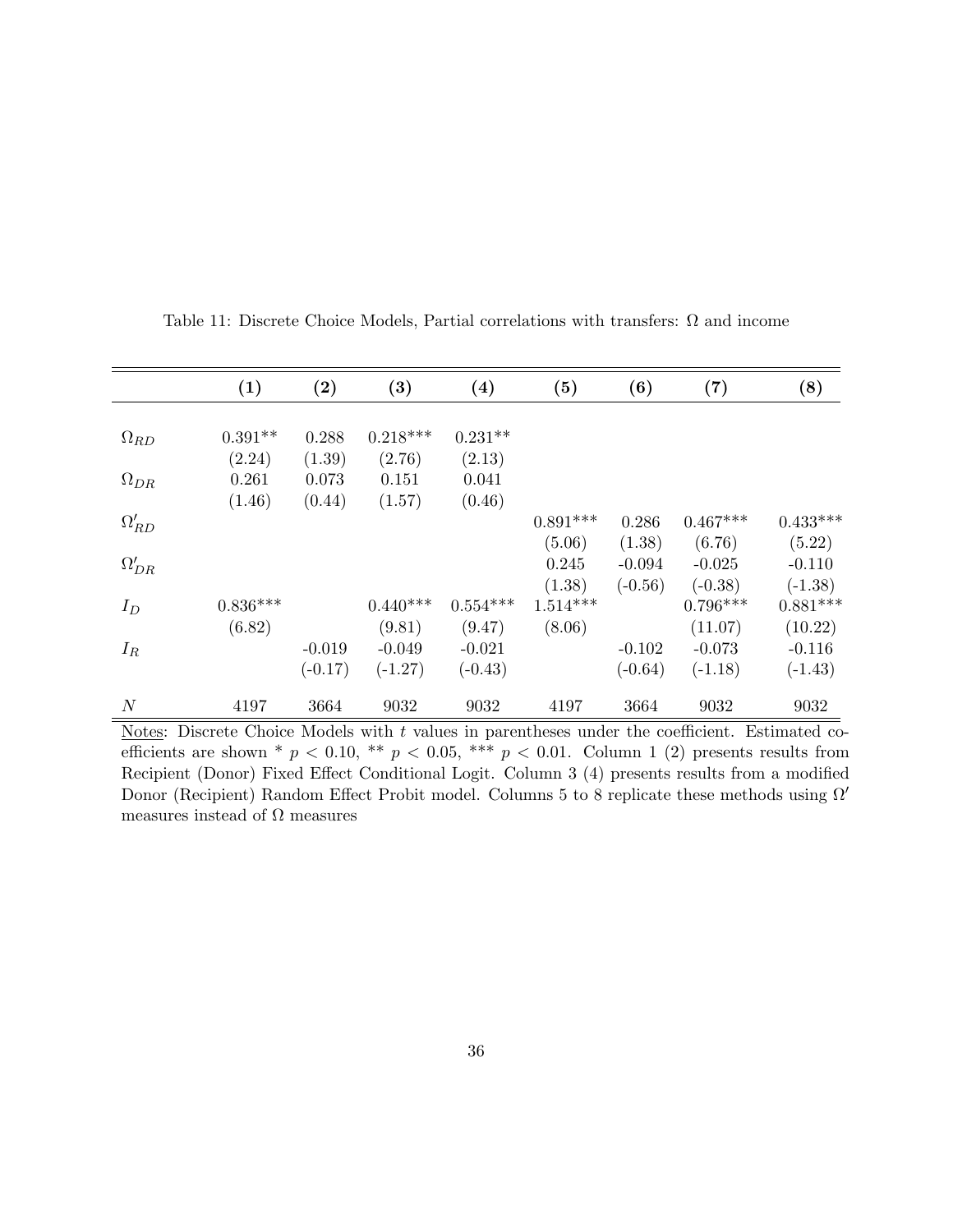Table 11: Discrete Choice Models, Partial correlations with transfers: $\Omega$ and income

| | (1) | (2) | (3) | (4) | (5) | (6) | (7) | (8) |
|---|---|---|---|---|---|---|---|---|
| $\Omega_{RD}$ | 0.391** | 0.288 | 0.218*** | 0.231** | | | | |
| | (2.24) | (1.39) | (2.76) | (2.13) | | | | |
| $\Omega_{DR}$ | 0.261 | 0.073 | 0.151 | 0.041 | | | | |
| | (1.46) | (0.44) | (1.57) | (0.46) | | | | |
| $\Omega'_{RD}$ | | | | | 0.891*** | 0.286 | 0.467*** | 0.433*** |
| | | | | | (5.06) | (1.38) | (6.76) | (5.22) |
| $\Omega'_{DR}$ | | | | | 0.245 | -0.094 | -0.025 | -0.110 |
| | | | | | (1.38) | (-0.56) | (-0.38) | (-1.38) |
| $I_D$ | 0.836*** | | 0.440*** | 0.554*** | 1.514*** | | 0.796*** | 0.881*** |
| | (6.82) | | (9.81) | (9.47) | (8.06) | | (11.07) | (10.22) |
| $I_R$ | | -0.019 | -0.049 | -0.021 | | -0.102 | -0.073 | -0.116 |
| | | (-0.17) | (-1.27) | (-0.43) | | (-0.64) | (-1.18) | (-1.43) |
| $N$ | 4197 | 3664 | 9032 | 9032 | 4197 | 3664 | 9032 | 9032 |

Notes: Discrete Choice Models with $t$ values in parentheses under the coefficient. Estimated coefficients are shown * $p < 0.10$, ** $p < 0.05$, *** $p < 0.01$. Column 1 (2) presents results from Recipient (Donor) Fixed Effect Conditional Logit. Column 3 (4) presents results from a modified Donor (Recipient) Random Effect Probit model. Columns 5 to 8 replicate these methods using $\Omega'$ measures instead of $\Omega$ measures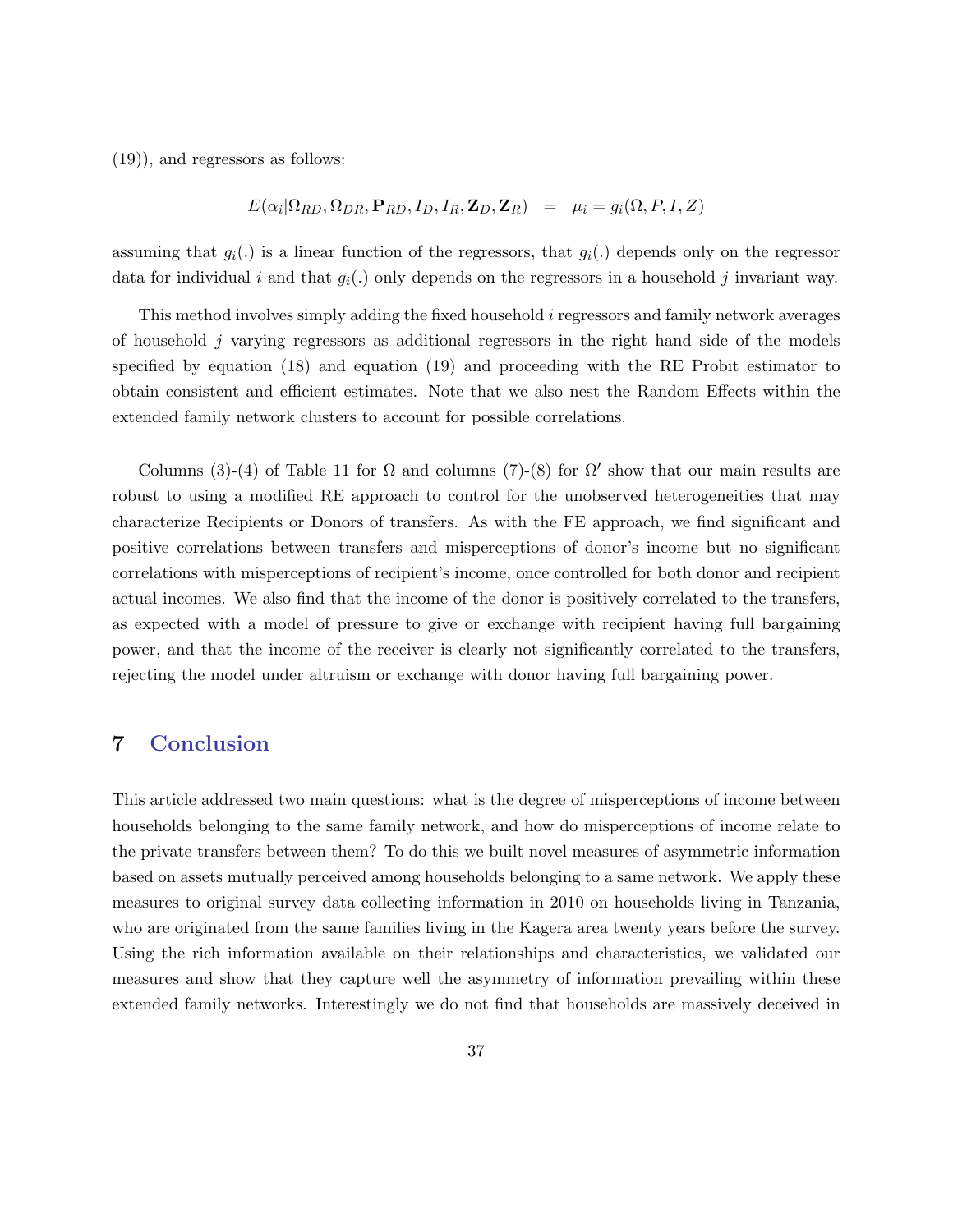(19)), and regressors as follows:

$$E(\alpha_i | \Omega_{RD}, \Omega_{DR}, \mathbf{P}_{RD}, I_D, I_R, \mathbf{Z}_D, \mathbf{Z}_R) \quad = \quad \mu_i = g_i(\Omega, P, I, Z)$$

assuming that $g_i(.)$ is a linear function of the regressors, that $g_i(.)$ depends only on the regressor data for individual $i$ and that $g_i(.)$ only depends on the regressors in a household $j$ invariant way.

This method involves simply adding the fixed household $i$ regressors and family network averages of household $j$ varying regressors as additional regressors in the right hand side of the models specified by equation (18) and equation (19) and proceeding with the RE Probit estimator to obtain consistent and efficient estimates. Note that we also nest the Random Effects within the extended family network clusters to account for possible correlations.

Columns (3)-(4) of Table 11 for $\Omega$ and columns (7)-(8) for $\Omega'$ show that our main results are robust to using a modified RE approach to control for the unobserved heterogeneities that may characterize Recipients or Donors of transfers. As with the FE approach, we find significant and positive correlations between transfers and misperceptions of donor's income but no significant correlations with misperceptions of recipient's income, once controlled for both donor and recipient actual incomes. We also find that the income of the donor is positively correlated to the transfers, as expected with a model of pressure to give or exchange with recipient having full bargaining power, and that the income of the receiver is clearly not significantly correlated to the transfers, rejecting the model under altruism or exchange with donor having full bargaining power.

# 7 Conclusion

This article addressed two main questions: what is the degree of misperceptions of income between households belonging to the same family network, and how do misperceptions of income relate to the private transfers between them? To do this we built novel measures of asymmetric information based on assets mutually perceived among households belonging to a same network. We apply these measures to original survey data collecting information in 2010 on households living in Tanzania, who are originated from the same families living in the Kagera area twenty years before the survey. Using the rich information available on their relationships and characteristics, we validated our measures and show that they capture well the asymmetry of information prevailing within these extended family networks. Interestingly we do not find that households are massively deceived in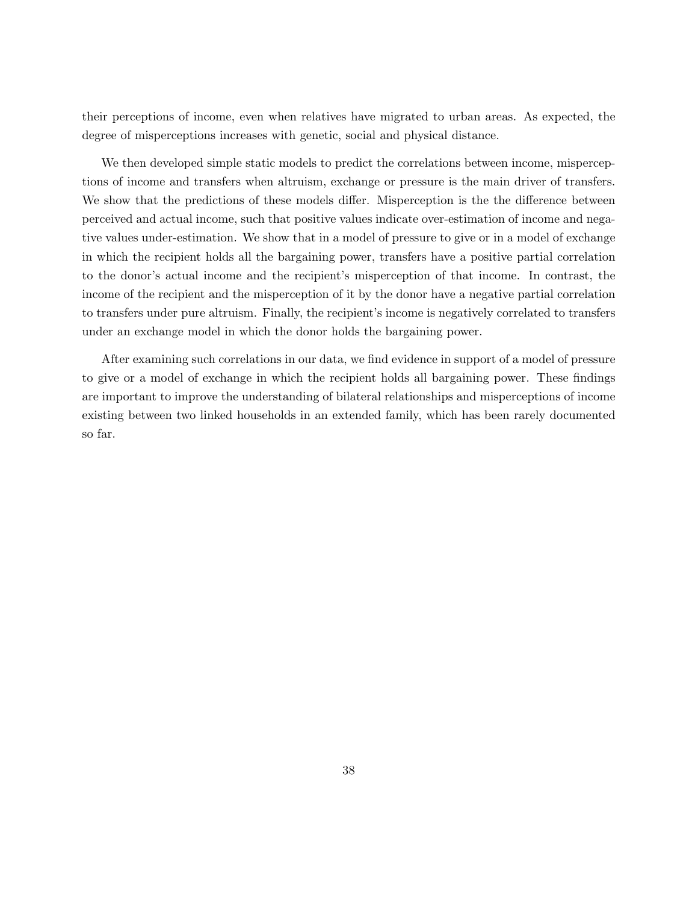their perceptions of income, even when relatives have migrated to urban areas. As expected, the degree of misperceptions increases with genetic, social and physical distance.

We then developed simple static models to predict the correlations between income, misperceptions of income and transfers when altruism, exchange or pressure is the main driver of transfers. We show that the predictions of these models differ. Misperception is the the difference between perceived and actual income, such that positive values indicate over-estimation of income and negative values under-estimation. We show that in a model of pressure to give or in a model of exchange in which the recipient holds all the bargaining power, transfers have a positive partial correlation to the donor's actual income and the recipient's misperception of that income. In contrast, the income of the recipient and the misperception of it by the donor have a negative partial correlation to transfers under pure altruism. Finally, the recipient's income is negatively correlated to transfers under an exchange model in which the donor holds the bargaining power.

After examining such correlations in our data, we find evidence in support of a model of pressure to give or a model of exchange in which the recipient holds all bargaining power. These findings are important to improve the understanding of bilateral relationships and misperceptions of income existing between two linked households in an extended family, which has been rarely documented so far.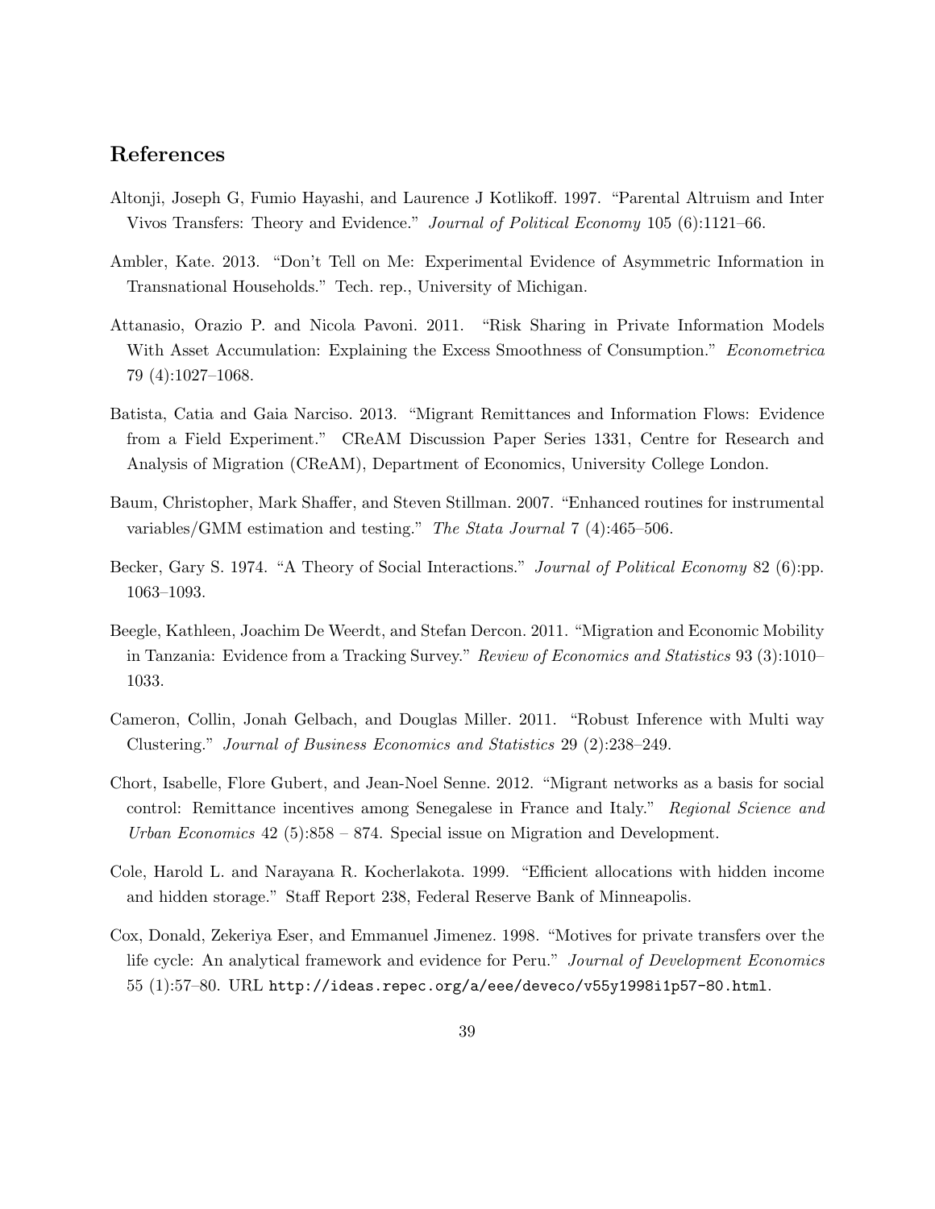## References

Altonji, Joseph G, Fumio Hayashi, and Laurence J Kotlikoff. 1997. "Parental Altruism and Inter Vivos Transfers: Theory and Evidence." *Journal of Political Economy* 105 (6):1121–66.

Ambler, Kate. 2013. "Don't Tell on Me: Experimental Evidence of Asymmetric Information in Transnational Households." Tech. rep., University of Michigan.

Attanasio, Orazio P. and Nicola Pavoni. 2011. "Risk Sharing in Private Information Models With Asset Accumulation: Explaining the Excess Smoothness of Consumption." *Econometrica* 79 (4):1027–1068.

Batista, Catia and Gaia Narciso. 2013. "Migrant Remittances and Information Flows: Evidence from a Field Experiment." CReAM Discussion Paper Series 1331, Centre for Research and Analysis of Migration (CReAM), Department of Economics, University College London.

Baum, Christopher, Mark Shaffer, and Steven Stillman. 2007. "Enhanced routines for instrumental variables/GMM estimation and testing." *The Stata Journal* 7 (4):465–506.

Becker, Gary S. 1974. "A Theory of Social Interactions." *Journal of Political Economy* 82 (6):pp. 1063–1093.

Beegle, Kathleen, Joachim De Weerdt, and Stefan Dercon. 2011. "Migration and Economic Mobility in Tanzania: Evidence from a Tracking Survey." *Review of Economics and Statistics* 93 (3):1010–1033.

Cameron, Collin, Jonah Gelbach, and Douglas Miller. 2011. "Robust Inference with Multi way Clustering." *Journal of Business Economics and Statistics* 29 (2):238–249.

Chort, Isabelle, Flore Gubert, and Jean-Noel Senne. 2012. "Migrant networks as a basis for social control: Remittance incentives among Senegalese in France and Italy." *Regional Science and Urban Economics* 42 (5):858 – 874. Special issue on Migration and Development.

Cole, Harold L. and Narayana R. Kocherlakota. 1999. "Efficient allocations with hidden income and hidden storage." Staff Report 238, Federal Reserve Bank of Minneapolis.

Cox, Donald, Zekeriya Eser, and Emmanuel Jimenez. 1998. "Motives for private transfers over the life cycle: An analytical framework and evidence for Peru." *Journal of Development Economics* 55 (1):57–80. URL http://ideas.repec.org/a/eee/deveco/v55y1998i1p57-80.html.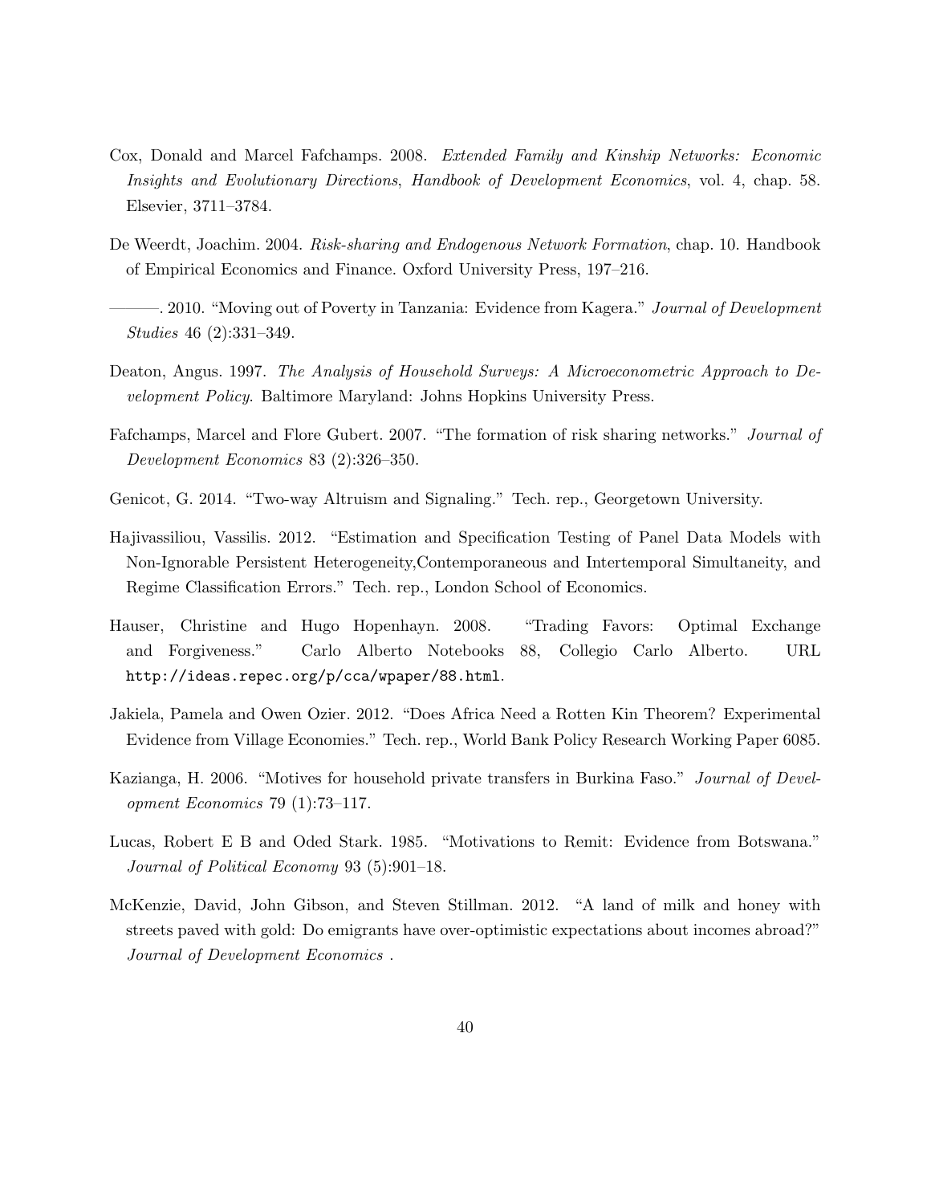Cox, Donald and Marcel Fafchamps. 2008. *Extended Family and Kinship Networks: Economic Insights and Evolutionary Directions*, *Handbook of Development Economics*, vol. 4, chap. 58. Elsevier, 3711–3784.

De Weerdt, Joachim. 2004. *Risk-sharing and Endogenous Network Formation*, chap. 10. Handbook of Empirical Economics and Finance. Oxford University Press, 197–216.

———. 2010. "Moving out of Poverty in Tanzania: Evidence from Kagera." *Journal of Development Studies* 46 (2):331–349.

Deaton, Angus. 1997. *The Analysis of Household Surveys: A Microeconometric Approach to Development Policy*. Baltimore Maryland: Johns Hopkins University Press.

Fafchamps, Marcel and Flore Gubert. 2007. "The formation of risk sharing networks." *Journal of Development Economics* 83 (2):326–350.

Genicot, G. 2014. "Two-way Altruism and Signaling." Tech. rep., Georgetown University.

Hajivassiliou, Vassilis. 2012. "Estimation and Specification Testing of Panel Data Models with Non-Ignorable Persistent Heterogeneity,Contemporaneous and Intertemporal Simultaneity, and Regime Classification Errors." Tech. rep., London School of Economics.

Hauser, Christine and Hugo Hopenhayn. 2008. "Trading Favors: Optimal Exchange and Forgiveness." Carlo Alberto Notebooks 88, Collegio Carlo Alberto. URL http://ideas.repec.org/p/cca/wpaper/88.html.

Jakiela, Pamela and Owen Ozier. 2012. "Does Africa Need a Rotten Kin Theorem? Experimental Evidence from Village Economies." Tech. rep., World Bank Policy Research Working Paper 6085.

Kazianga, H. 2006. "Motives for household private transfers in Burkina Faso." *Journal of Development Economics* 79 (1):73–117.

Lucas, Robert E B and Oded Stark. 1985. "Motivations to Remit: Evidence from Botswana." *Journal of Political Economy* 93 (5):901–18.

McKenzie, David, John Gibson, and Steven Stillman. 2012. "A land of milk and honey with streets paved with gold: Do emigrants have over-optimistic expectations about incomes abroad?" *Journal of Development Economics* .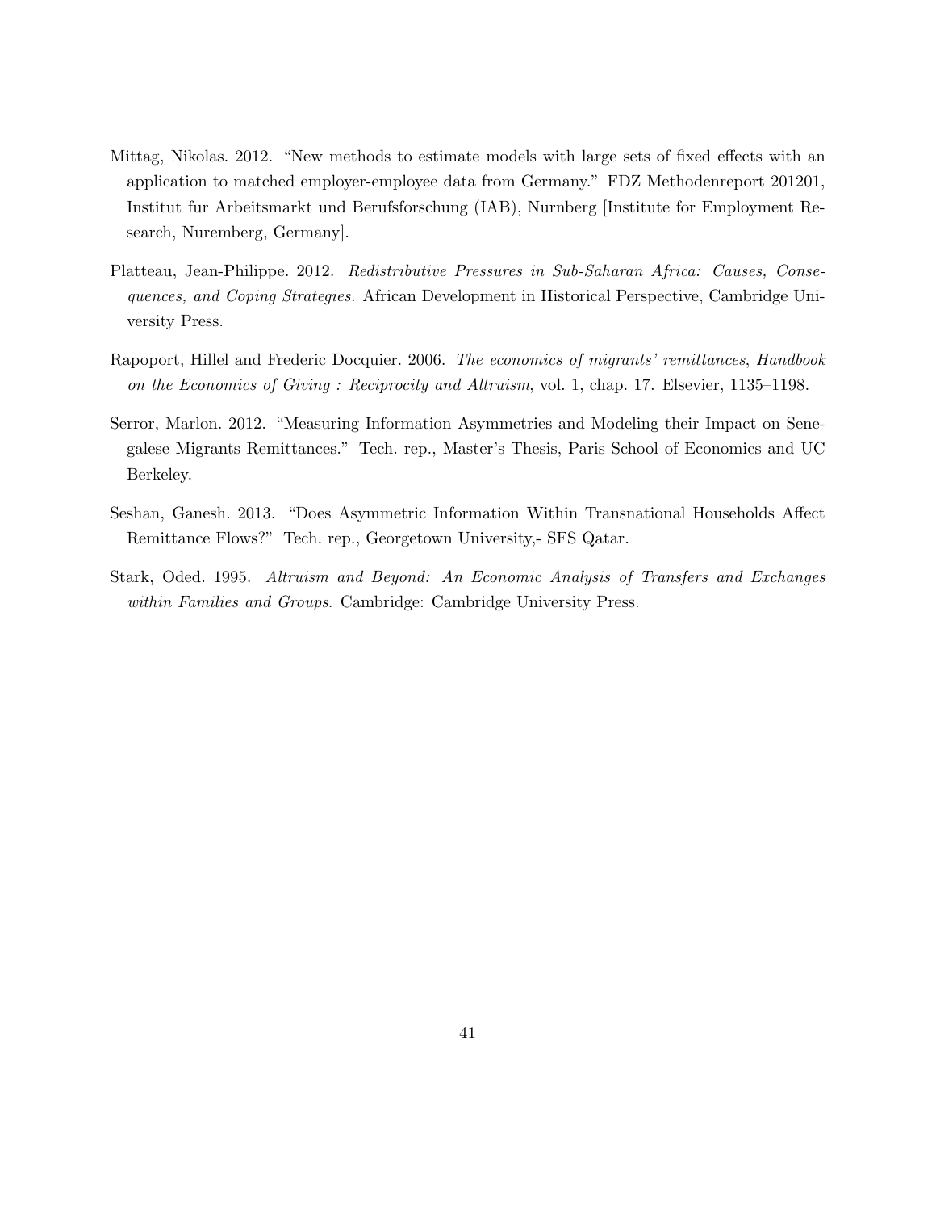Mittag, Nikolas. 2012. "New methods to estimate models with large sets of fixed effects with an application to matched employer-employee data from Germany." FDZ Methodenreport 201201, Institut fur Arbeitsmarkt und Berufsforschung (IAB), Nurnberg [Institute for Employment Research, Nuremberg, Germany].

Platteau, Jean-Philippe. 2012. *Redistributive Pressures in Sub-Saharan Africa: Causes, Consequences, and Coping Strategies.* African Development in Historical Perspective, Cambridge University Press.

Rapoport, Hillel and Frederic Docquier. 2006. *The economics of migrants' remittances*, *Handbook on the Economics of Giving : Reciprocity and Altruism*, vol. 1, chap. 17. Elsevier, 1135–1198.

Serror, Marlon. 2012. "Measuring Information Asymmetries and Modeling their Impact on Senegalese Migrants Remittances." Tech. rep., Master's Thesis, Paris School of Economics and UC Berkeley.

Seshan, Ganesh. 2013. "Does Asymmetric Information Within Transnational Households Affect Remittance Flows?" Tech. rep., Georgetown University,- SFS Qatar.

Stark, Oded. 1995. *Altruism and Beyond: An Economic Analysis of Transfers and Exchanges within Families and Groups*. Cambridge: Cambridge University Press.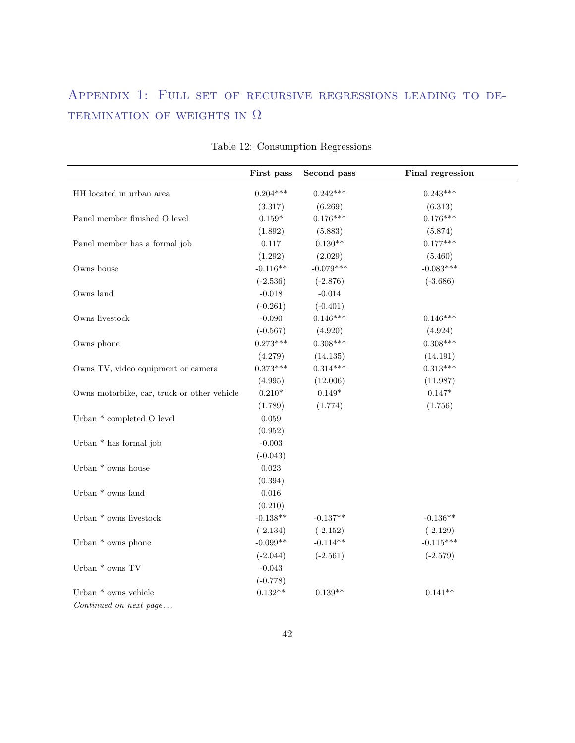## Appendix 1: Full set of recursive regressions leading to determination of weights in $\Omega$

Table 12: Consumption Regressions

| | First pass | Second pass | Final regression |
|---|---|---|---|
| HH located in urban area | 0.204*** | 0.242*** | 0.243*** |
| | (3.317) | (6.269) | (6.313) |
| Panel member finished O level | 0.159* | 0.176*** | 0.176*** |
| | (1.892) | (5.883) | (5.874) |
| Panel member has a formal job | 0.117 | 0.130** | 0.177*** |
| | (1.292) | (2.029) | (5.460) |
| Owns house | -0.116** | -0.079*** | -0.083*** |
| | (-2.536) | (-2.876) | (-3.686) |
| Owns land | -0.018 | -0.014 | |
| | (-0.261) | (-0.401) | |
| Owns livestock | -0.090 | 0.146*** | 0.146*** |
| | (-0.567) | (4.920) | (4.924) |
| Owns phone | 0.273*** | 0.308*** | 0.308*** |
| | (4.279) | (14.135) | (14.191) |
| Owns TV, video equipment or camera | 0.373*** | 0.314*** | 0.313*** |
| | (4.995) | (12.006) | (11.987) |
| Owns motorbike, car, truck or other vehicle | 0.210* | 0.149* | 0.147* |
| | (1.789) | (1.774) | (1.756) |
| Urban * completed O level | 0.059 | | |
| | (0.952) | | |
| Urban * has formal job | -0.003 | | |
| | (-0.043) | | |
| Urban * owns house | 0.023 | | |
| | (0.394) | | |
| Urban * owns land | 0.016 | | |
| | (0.210) | | |
| Urban * owns livestock | -0.138** | -0.137** | -0.136** |
| | (-2.134) | (-2.152) | (-2.129) |
| Urban * owns phone | -0.099** | -0.114** | -0.115*** |
| | (-2.044) | (-2.561) | (-2.579) |
| Urban * owns TV | -0.043 | | |
| | (-0.778) | | |
| Urban * owns vehicle | 0.132** | 0.139** | 0.141** |

*Continued on next page...*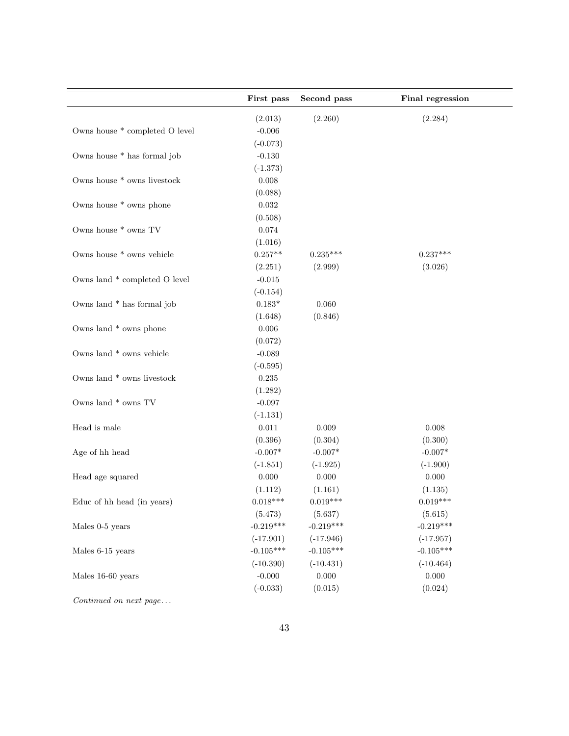| | First pass | Second pass | Final regression |
|---|---|---|---|
| | (2.013) | (2.260) | (2.284) |
| Owns house * completed O level | -0.006 | | |
| | (-0.073) | | |
| Owns house * has formal job | -0.130 | | |
| | (-1.373) | | |
| Owns house * owns livestock | 0.008 | | |
| | (0.088) | | |
| Owns house * owns phone | 0.032 | | |
| | (0.508) | | |
| Owns house * owns TV | 0.074 | | |
| | (1.016) | | |
| Owns house * owns vehicle | 0.257** | 0.235*** | 0.237*** |
| | (2.251) | (2.999) | (3.026) |
| Owns land * completed O level | -0.015 | | |
| | (-0.154) | | |
| Owns land * has formal job | 0.183* | 0.060 | |
| | (1.648) | (0.846) | |
| Owns land * owns phone | 0.006 | | |
| | (0.072) | | |
| Owns land * owns vehicle | -0.089 | | |
| | (-0.595) | | |
| Owns land * owns livestock | 0.235 | | |
| | (1.282) | | |
| Owns land * owns TV | -0.097 | | |
| | (-1.131) | | |
| Head is male | 0.011 | 0.009 | 0.008 |
| | (0.396) | (0.304) | (0.300) |
| Age of hh head | -0.007* | -0.007* | -0.007* |
| | (-1.851) | (-1.925) | (-1.900) |
| Head age squared | 0.000 | 0.000 | 0.000 |
| | (1.112) | (1.161) | (1.135) |
| Educ of hh head (in years) | 0.018*** | 0.019*** | 0.019*** |
| | (5.473) | (5.637) | (5.615) |
| Males 0-5 years | -0.219*** | -0.219*** | -0.219*** |
| | (-17.901) | (-17.946) | (-17.957) |
| Males 6-15 years | -0.105*** | -0.105*** | -0.105*** |
| | (-10.390) | (-10.431) | (-10.464) |
| Males 16-60 years | -0.000 | 0.000 | 0.000 |
| | (-0.033) | (0.015) | (0.024) |

*Continued on next page...*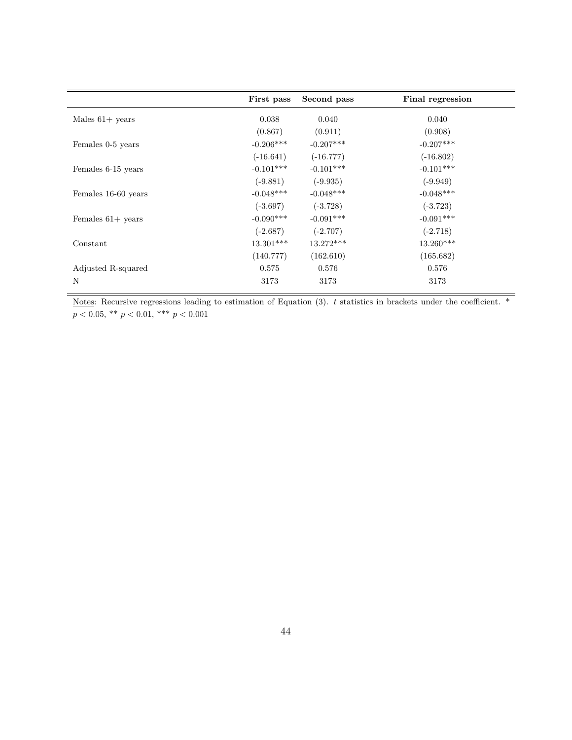| | First pass | Second pass | Final regression |
|---|---|---|---|
| Males 61+ years | 0.038 | 0.040 | 0.040 |
| | (0.867) | (0.911) | (0.908) |
| Females 0-5 years | -0.206*** | -0.207*** | -0.207*** |
| | (-16.641) | (-16.777) | (-16.802) |
| Females 6-15 years | -0.101*** | -0.101*** | -0.101*** |
| | (-9.881) | (-9.935) | (-9.949) |
| Females 16-60 years | -0.048*** | -0.048*** | -0.048*** |
| | (-3.697) | (-3.728) | (-3.723) |
| Females 61+ years | -0.090*** | -0.091*** | -0.091*** |
| | (-2.687) | (-2.707) | (-2.718) |
| Constant | 13.301*** | 13.272*** | 13.260*** |
| | (140.777) | (162.610) | (165.682) |
| Adjusted R-squared | 0.575 | 0.576 | 0.576 |
| N | 3173 | 3173 | 3173 |

Notes: Recursive regressions leading to estimation of Equation (3). $t$ statistics in brackets under the coefficient. * $p < 0.05$, ** $p < 0.01$, *** $p < 0.001$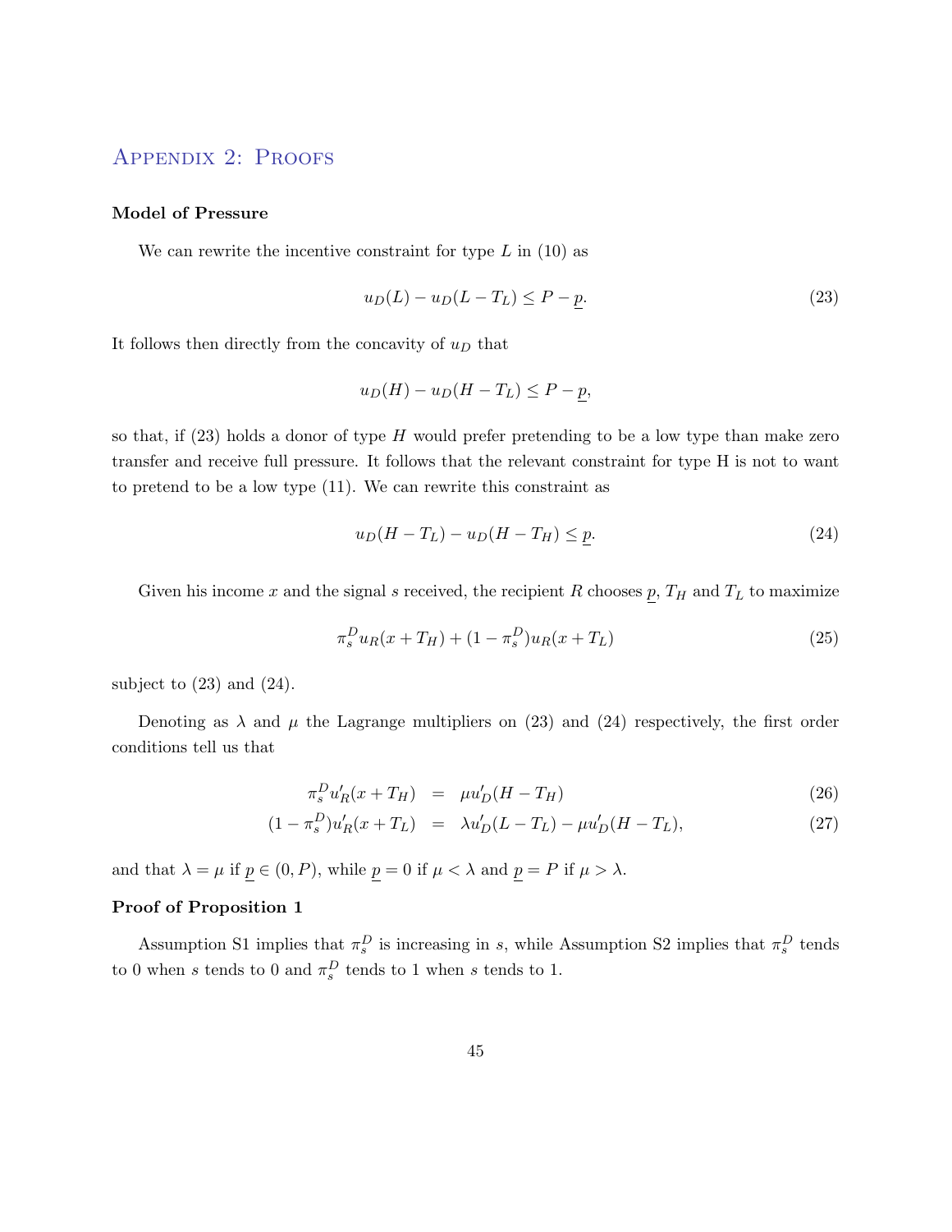## Appendix 2: Proofs

**Model of Pressure**

We can rewrite the incentive constraint for type $L$ in (10) as

$$u_D(L) - u_D(L - T_L) \leq P - \underline{p}. \tag{23}$$

It follows then directly from the concavity of $u_D$ that

$$u_D(H) - u_D(H - T_L) \leq P - \underline{p},$$

so that, if (23) holds a donor of type $H$ would prefer pretending to be a low type than make zero transfer and receive full pressure. It follows that the relevant constraint for type H is not to want to pretend to be a low type (11). We can rewrite this constraint as

$$u_D(H - T_L) - u_D(H - T_H) \leq \underline{p}. \tag{24}$$

Given his income $x$ and the signal $s$ received, the recipient $R$ chooses $\underline{p}$, $T_H$ and $T_L$ to maximize

$$\pi_s^D u_R(x + T_H) + (1 - \pi_s^D) u_R(x + T_L) \tag{25}$$

subject to (23) and (24).

Denoting as $\lambda$ and $\mu$ the Lagrange multipliers on (23) and (24) respectively, the first order conditions tell us that

$$\pi_s^D u_R'(x + T_H) = \mu u_D'(H - T_H) \tag{26}$$

$$(1 - \pi_s^D) u_R'(x + T_L) = \lambda u_D'(L - T_L) - \mu u_D'(H - T_L), \tag{27}$$

and that $\lambda = \mu$ if $\underline{p} \in (0, P)$, while $\underline{p} = 0$ if $\mu < \lambda$ and $\underline{p} = P$ if $\mu > \lambda$.

**Proof of Proposition 1**

Assumption S1 implies that $\pi_s^D$ is increasing in $s$, while Assumption S2 implies that $\pi_s^D$ tends to 0 when $s$ tends to 0 and $\pi_s^D$ tends to 1 when $s$ tends to 1.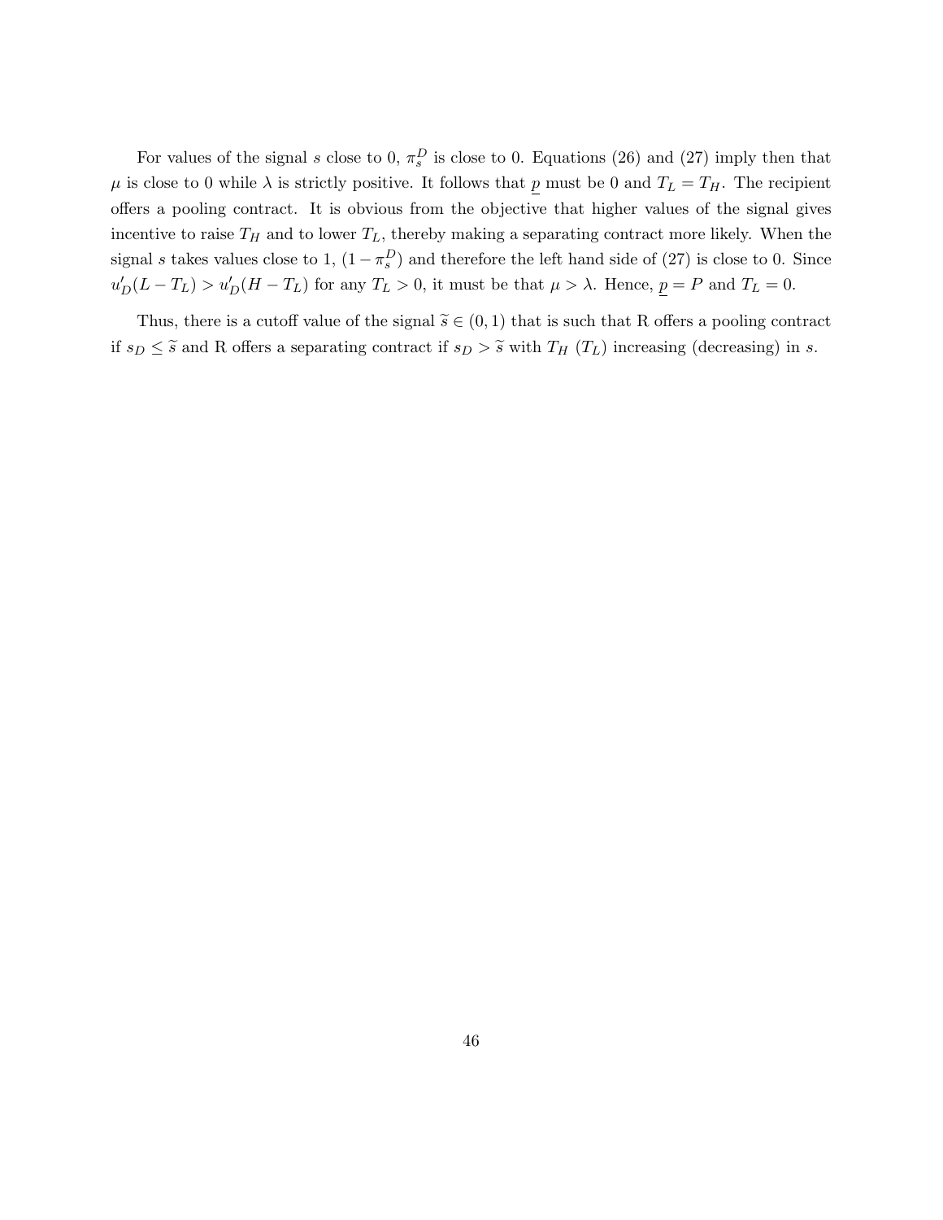For values of the signal $s$ close to 0, $\pi_s^D$ is close to 0. Equations (26) and (27) imply then that $\mu$ is close to 0 while $\lambda$ is strictly positive. It follows that $\underline{p}$ must be 0 and $T_L = T_H$. The recipient offers a pooling contract. It is obvious from the objective that higher values of the signal gives incentive to raise $T_H$ and to lower $T_L$, thereby making a separating contract more likely. When the signal $s$ takes values close to 1, $(1 - \pi_s^D)$ and therefore the left hand side of (27) is close to 0. Since $u_D'(L - T_L) > u_D'(H - T_L)$ for any $T_L > 0$, it must be that $\mu > \lambda$. Hence, $\underline{p} = P$ and $T_L = 0$.

Thus, there is a cutoff value of the signal $\widetilde{s} \in (0, 1)$ that is such that R offers a pooling contract if $s_D \leq \widetilde{s}$ and R offers a separating contract if $s_D > \widetilde{s}$ with $T_H$ ($T_L$) increasing (decreasing) in $s$.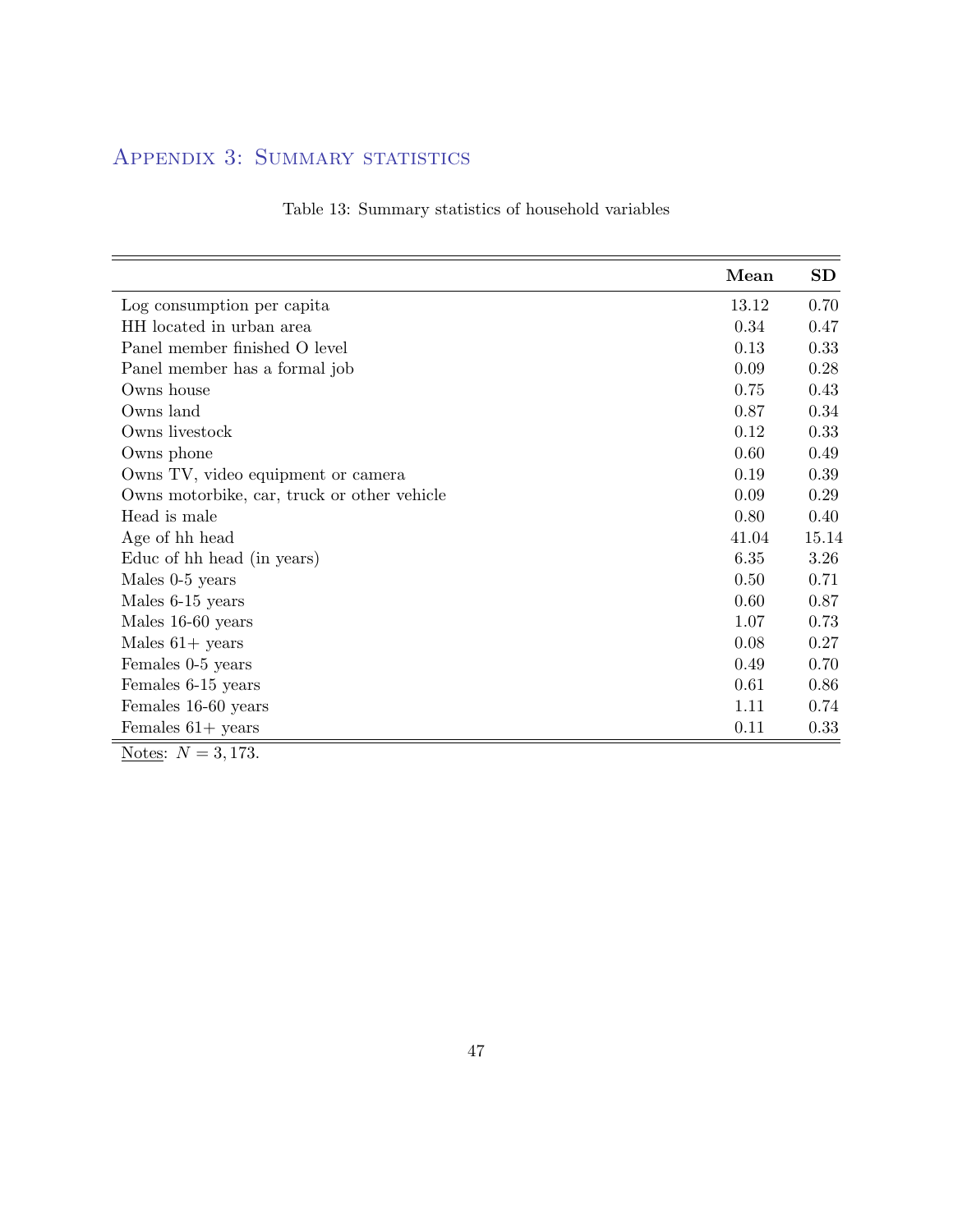## Appendix 3: Summary statistics

Table 13: Summary statistics of household variables

| | **Mean** | **SD** |
|---|---|---|
| Log consumption per capita | 13.12 | 0.70 |
| HH located in urban area | 0.34 | 0.47 |
| Panel member finished O level | 0.13 | 0.33 |
| Panel member has a formal job | 0.09 | 0.28 |
| Owns house | 0.75 | 0.43 |
| Owns land | 0.87 | 0.34 |
| Owns livestock | 0.12 | 0.33 |
| Owns phone | 0.60 | 0.49 |
| Owns TV, video equipment or camera | 0.19 | 0.39 |
| Owns motorbike, car, truck or other vehicle | 0.09 | 0.29 |
| Head is male | 0.80 | 0.40 |
| Age of hh head | 41.04 | 15.14 |
| Educ of hh head (in years) | 6.35 | 3.26 |
| Males 0-5 years | 0.50 | 0.71 |
| Males 6-15 years | 0.60 | 0.87 |
| Males 16-60 years | 1.07 | 0.73 |
| Males 61+ years | 0.08 | 0.27 |
| Females 0-5 years | 0.49 | 0.70 |
| Females 6-15 years | 0.61 | 0.86 |
| Females 16-60 years | 1.11 | 0.74 |
| Females 61+ years | 0.11 | 0.33 |

Notes: $N = 3,173$.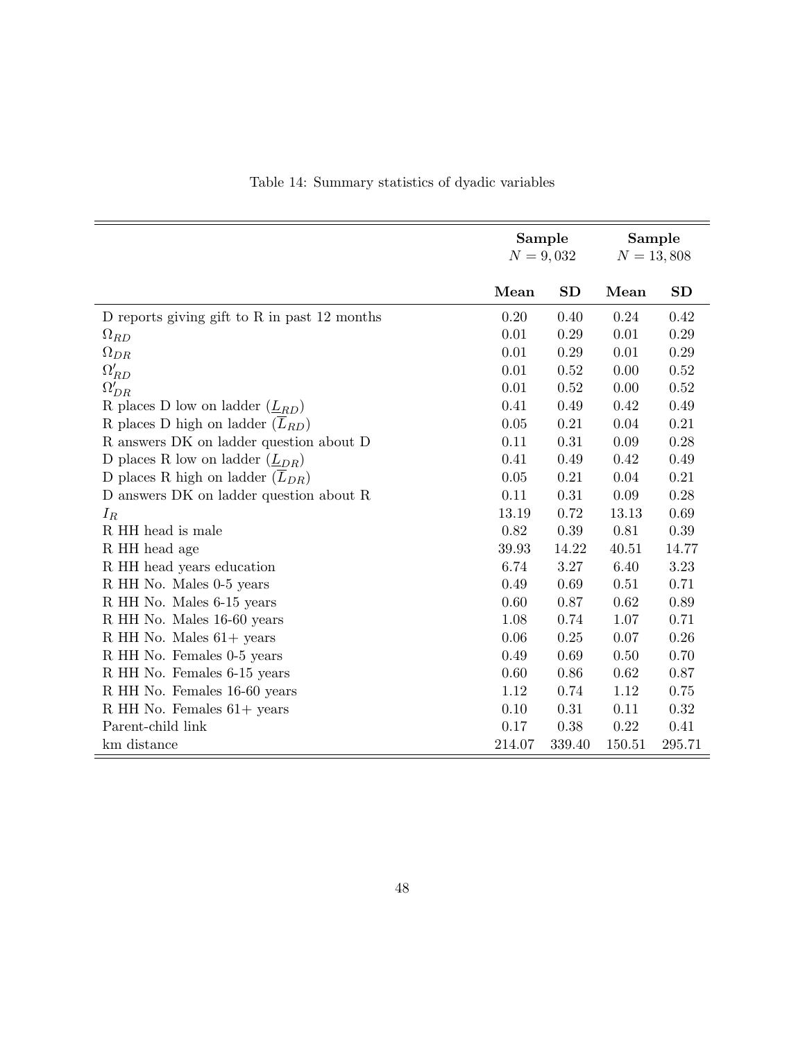Table 14: Summary statistics of dyadic variables

| | Sample $N = 9{,}032$ | | Sample $N = 13{,}808$ | |
|---|---|---|---|---|
| | **Mean** | **SD** | **Mean** | **SD** |
| D reports giving gift to R in past 12 months | 0.20 | 0.40 | 0.24 | 0.42 |
| $\Omega_{RD}$ | 0.01 | 0.29 | 0.01 | 0.29 |
| $\Omega_{DR}$ | 0.01 | 0.29 | 0.01 | 0.29 |
| $\Omega'_{RD}$ | 0.01 | 0.52 | 0.00 | 0.52 |
| $\Omega'_{DR}$ | 0.01 | 0.52 | 0.00 | 0.52 |
| R places D low on ladder ($\underline{L}_{RD}$) | 0.41 | 0.49 | 0.42 | 0.49 |
| R places D high on ladder ($\overline{L}_{RD}$) | 0.05 | 0.21 | 0.04 | 0.21 |
| R answers DK on ladder question about D | 0.11 | 0.31 | 0.09 | 0.28 |
| D places R low on ladder ($\underline{L}_{DR}$) | 0.41 | 0.49 | 0.42 | 0.49 |
| D places R high on ladder ($\overline{L}_{DR}$) | 0.05 | 0.21 | 0.04 | 0.21 |
| D answers DK on ladder question about R | 0.11 | 0.31 | 0.09 | 0.28 |
| $I_R$ | 13.19 | 0.72 | 13.13 | 0.69 |
| R HH head is male | 0.82 | 0.39 | 0.81 | 0.39 |
| R HH head age | 39.93 | 14.22 | 40.51 | 14.77 |
| R HH head years education | 6.74 | 3.27 | 6.40 | 3.23 |
| R HH No. Males 0-5 years | 0.49 | 0.69 | 0.51 | 0.71 |
| R HH No. Males 6-15 years | 0.60 | 0.87 | 0.62 | 0.89 |
| R HH No. Males 16-60 years | 1.08 | 0.74 | 1.07 | 0.71 |
| R HH No. Males 61+ years | 0.06 | 0.25 | 0.07 | 0.26 |
| R HH No. Females 0-5 years | 0.49 | 0.69 | 0.50 | 0.70 |
| R HH No. Females 6-15 years | 0.60 | 0.86 | 0.62 | 0.87 |
| R HH No. Females 16-60 years | 1.12 | 0.74 | 1.12 | 0.75 |
| R HH No. Females 61+ years | 0.10 | 0.31 | 0.11 | 0.32 |
| Parent-child link | 0.17 | 0.38 | 0.22 | 0.41 |
| km distance | 214.07 | 339.40 | 150.51 | 295.71 |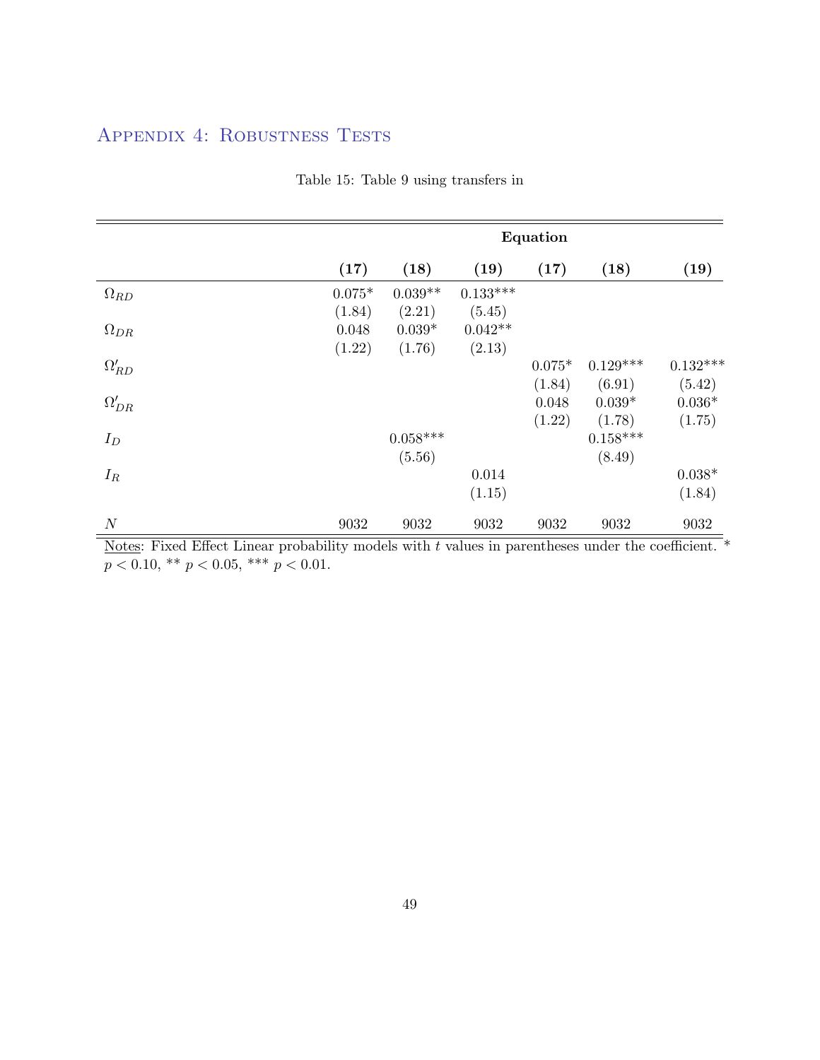## Appendix 4: Robustness Tests

Table 15: Table 9 using transfers in

| | Equation | | | | | |
|---|---|---|---|---|---|---|
| | **(17)** | **(18)** | **(19)** | **(17)** | **(18)** | **(19)** |
| $\Omega_{RD}$ | 0.075* | 0.039** | 0.133*** | | | |
| | (1.84) | (2.21) | (5.45) | | | |
| $\Omega_{DR}$ | 0.048 | 0.039* | 0.042** | | | |
| | (1.22) | (1.76) | (2.13) | | | |
| $\Omega'_{RD}$ | | | | 0.075* | 0.129*** | 0.132*** |
| | | | | (1.84) | (6.91) | (5.42) |
| $\Omega'_{DR}$ | | | | 0.048 | 0.039* | 0.036* |
| | | | | (1.22) | (1.78) | (1.75) |
| $I_D$ | | 0.058*** | | | 0.158*** | |
| | | (5.56) | | | (8.49) | |
| $I_R$ | | | 0.014 | | | 0.038* |
| | | | (1.15) | | | (1.84) |
| $N$ | 9032 | 9032 | 9032 | 9032 | 9032 | 9032 |

Notes: Fixed Effect Linear probability models with $t$ values in parentheses under the coefficient. * $p < 0.10$, ** $p < 0.05$, *** $p < 0.01$.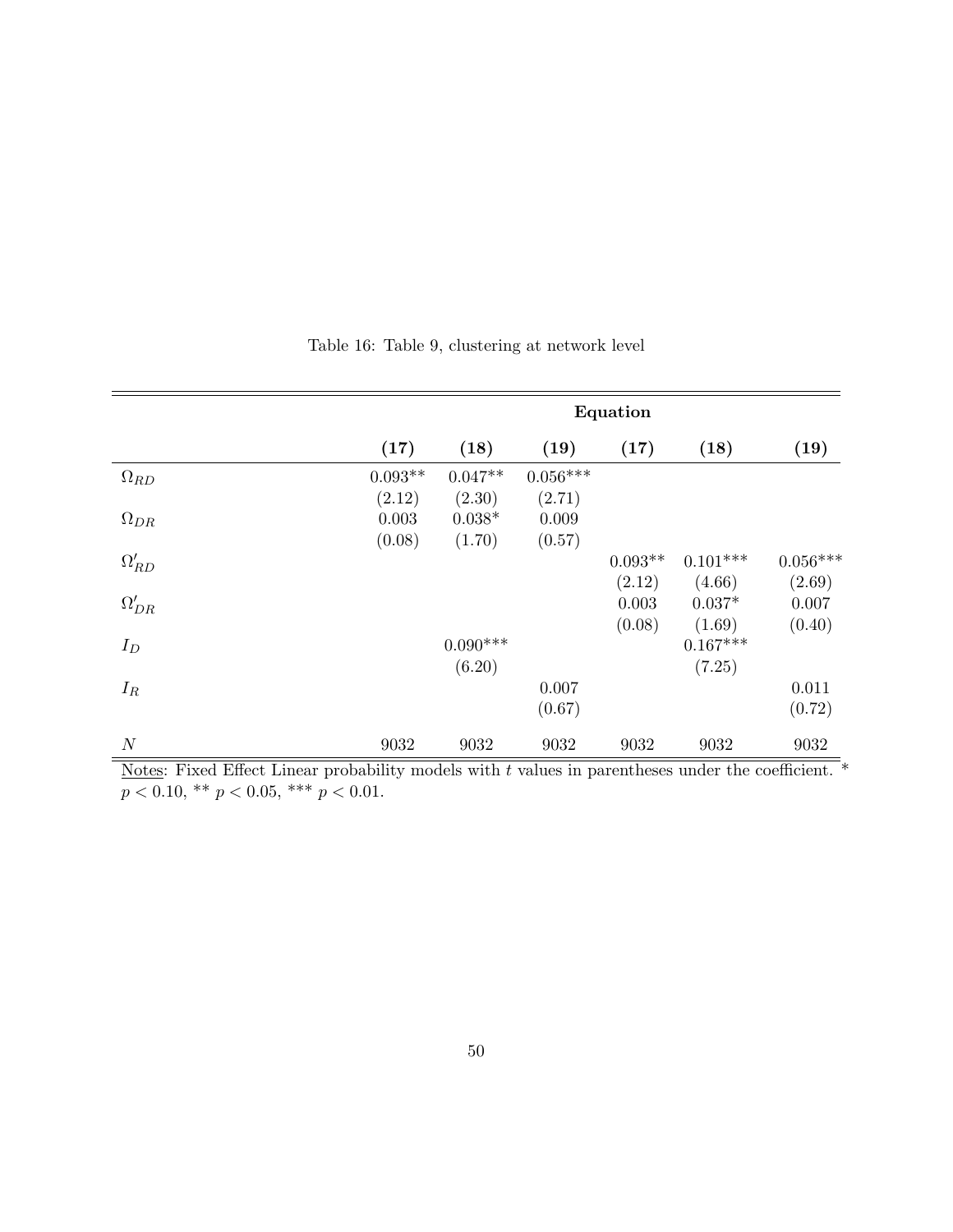Table 16: Table 9, clustering at network level

| | Equation | | | | | |
|---|---|---|---|---|---|---|
| | **(17)** | **(18)** | **(19)** | **(17)** | **(18)** | **(19)** |
| $\Omega_{RD}$ | 0.093** | 0.047** | 0.056*** | | | |
| | (2.12) | (2.30) | (2.71) | | | |
| $\Omega_{DR}$ | 0.003 | 0.038* | 0.009 | | | |
| | (0.08) | (1.70) | (0.57) | | | |
| $\Omega'_{RD}$ | | | | 0.093** | 0.101*** | 0.056*** |
| | | | | (2.12) | (4.66) | (2.69) |
| $\Omega'_{DR}$ | | | | 0.003 | 0.037* | 0.007 |
| | | | | (0.08) | (1.69) | (0.40) |
| $I_D$ | | 0.090*** | | | 0.167*** | |
| | | (6.20) | | | (7.25) | |
| $I_R$ | | | 0.007 | | | 0.011 |
| | | | (0.67) | | | (0.72) |
| $N$ | 9032 | 9032 | 9032 | 9032 | 9032 | 9032 |

Notes: Fixed Effect Linear probability models with $t$ values in parentheses under the coefficient. * $p < 0.10$, ** $p < 0.05$, *** $p < 0.01$.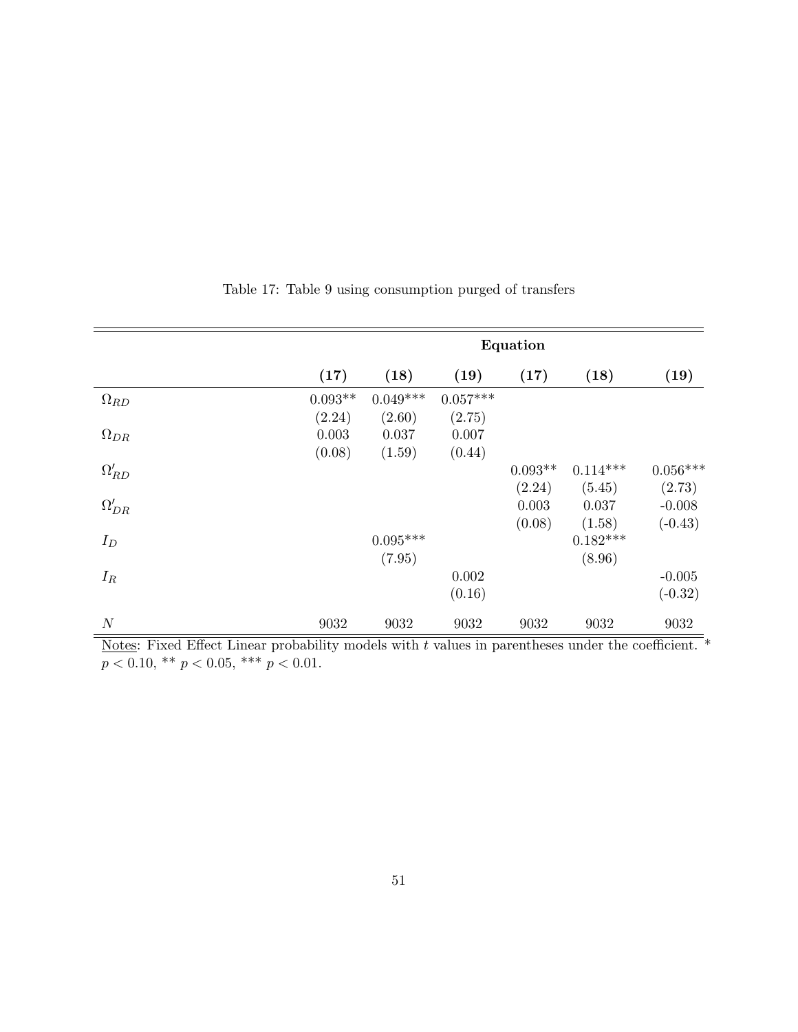Table 17: Table 9 using consumption purged of transfers

| | Equation | | | | | |
|---|---|---|---|---|---|---|
| | **(17)** | **(18)** | **(19)** | **(17)** | **(18)** | **(19)** |
| $\Omega_{RD}$ | 0.093** | 0.049*** | 0.057*** | | | |
| | (2.24) | (2.60) | (2.75) | | | |
| $\Omega_{DR}$ | 0.003 | 0.037 | 0.007 | | | |
| | (0.08) | (1.59) | (0.44) | | | |
| $\Omega'_{RD}$ | | | | 0.093** | 0.114*** | 0.056*** |
| | | | | (2.24) | (5.45) | (2.73) |
| $\Omega'_{DR}$ | | | | 0.003 | 0.037 | -0.008 |
| | | | | (0.08) | (1.58) | (-0.43) |
| $I_D$ | | 0.095*** | | | 0.182*** | |
| | | (7.95) | | | (8.96) | |
| $I_R$ | | | 0.002 | | | -0.005 |
| | | | (0.16) | | | (-0.32) |
| $N$ | 9032 | 9032 | 9032 | 9032 | 9032 | 9032 |

Notes: Fixed Effect Linear probability models with $t$ values in parentheses under the coefficient. * $p < 0.10$, ** $p < 0.05$, *** $p < 0.01$.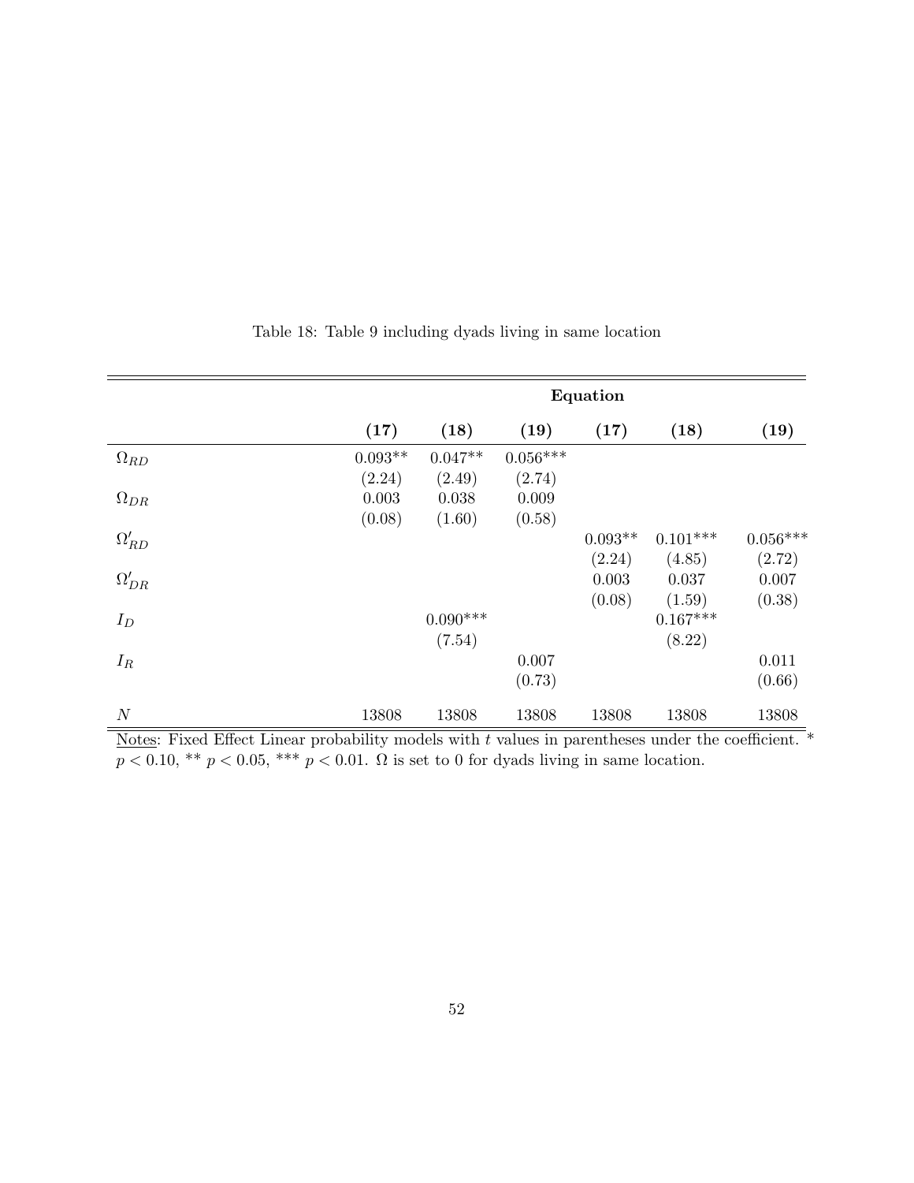Table 18: Table 9 including dyads living in same location

| | Equation | | | | | |
|---|---|---|---|---|---|---|
| | **(17)** | **(18)** | **(19)** | **(17)** | **(18)** | **(19)** |
| $\Omega_{RD}$ | 0.093** | 0.047** | 0.056*** | | | |
| | (2.24) | (2.49) | (2.74) | | | |
| $\Omega_{DR}$ | 0.003 | 0.038 | 0.009 | | | |
| | (0.08) | (1.60) | (0.58) | | | |
| $\Omega'_{RD}$ | | | | 0.093** | 0.101*** | 0.056*** |
| | | | | (2.24) | (4.85) | (2.72) |
| $\Omega'_{DR}$ | | | | 0.003 | 0.037 | 0.007 |
| | | | | (0.08) | (1.59) | (0.38) |
| $I_D$ | | 0.090*** | | | 0.167*** | |
| | | (7.54) | | | (8.22) | |
| $I_R$ | | | 0.007 | | | 0.011 |
| | | | (0.73) | | | (0.66) |
| $N$ | 13808 | 13808 | 13808 | 13808 | 13808 | 13808 |

Notes: Fixed Effect Linear probability models with $t$ values in parentheses under the coefficient. * $p < 0.10$, ** $p < 0.05$, *** $p < 0.01$. $\Omega$ is set to 0 for dyads living in same location.